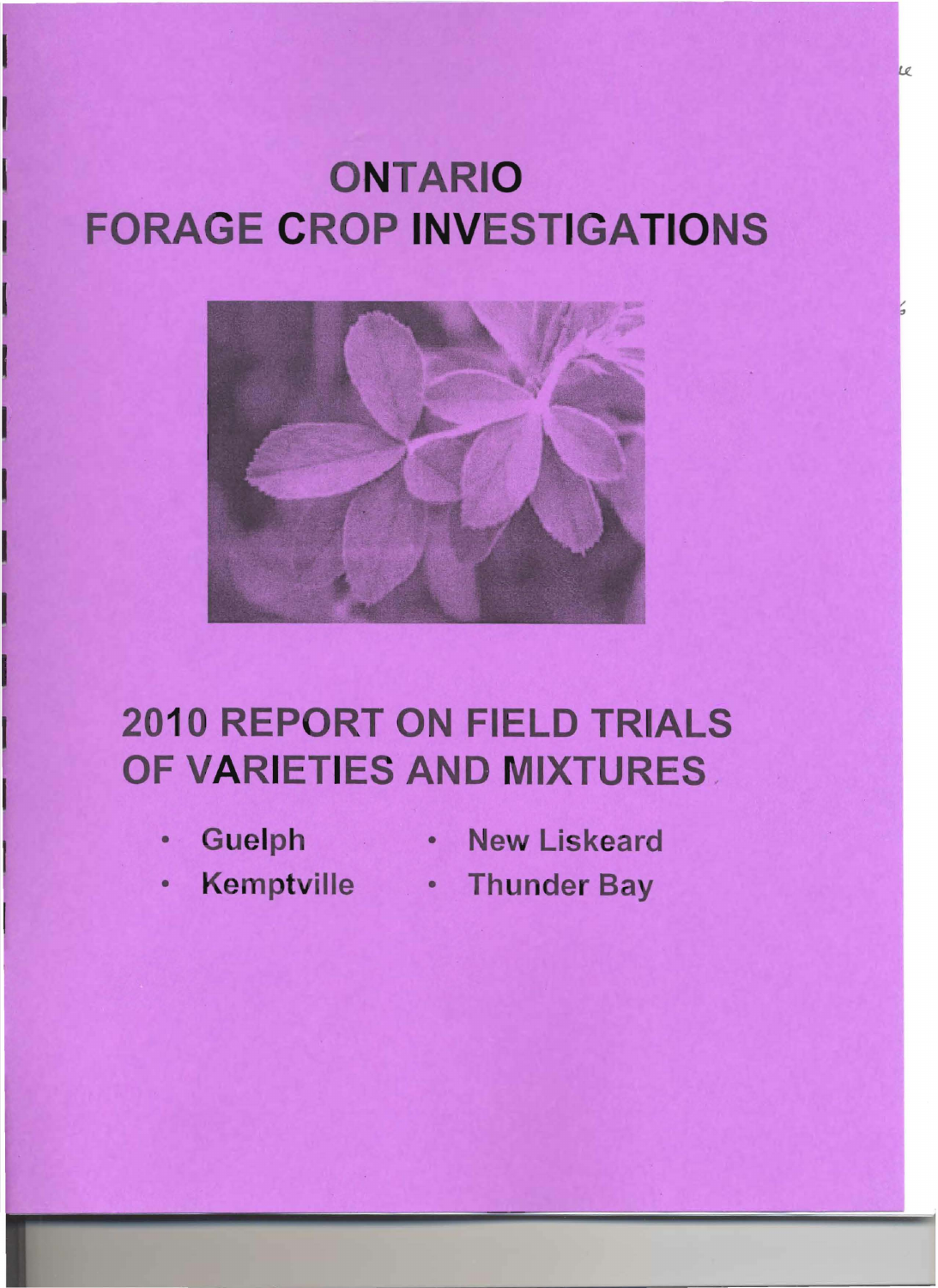# ONTARIO FORAGE CROP INVESTIGATIONS

## 2010 REPORT ON FIELD TRIALS OF VARIETIES AND MIXTURES

- Guelph
- Kemptville
- New Liskeard
- Thunder Bay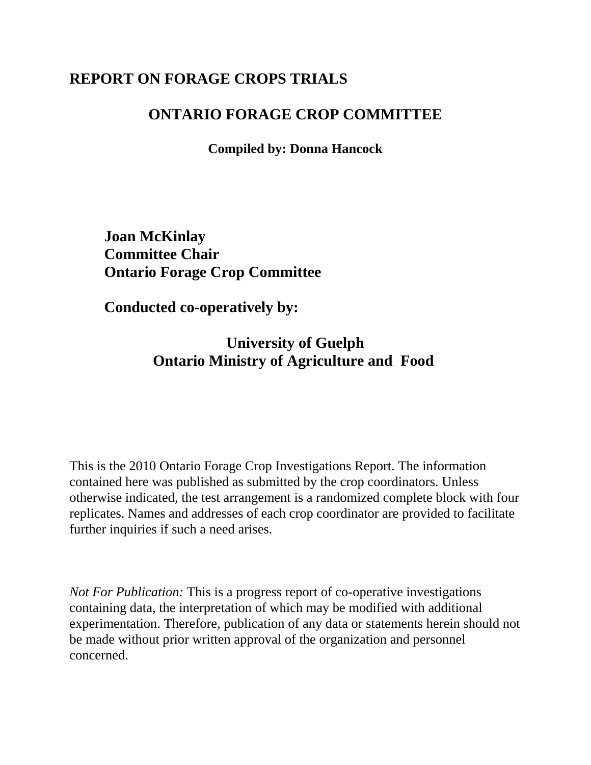# REPORT ON FORAGE CROPS TRIALS

## ONTARIO FORAGE CROP COMMITTEE

**Compiled by: Donna Hancock**

**Joan McKinlay**
**Committee Chair**
**Ontario Forage Crop Committee**

**Conducted co-operatively by:**

**University of Guelph**
**Ontario Ministry of Agriculture and Food**

This is the 2010 Ontario Forage Crop Investigations Report. The information contained here was published as submitted by the crop coordinators. Unless otherwise indicated, the test arrangement is a randomized complete block with four replicates. Names and addresses of each crop coordinator are provided to facilitate further inquiries if such a need arises.

*Not For Publication:* This is a progress report of co-operative investigations containing data, the interpretation of which may be modified with additional experimentation. Therefore, publication of any data or statements herein should not be made without prior written approval of the organization and personnel concerned.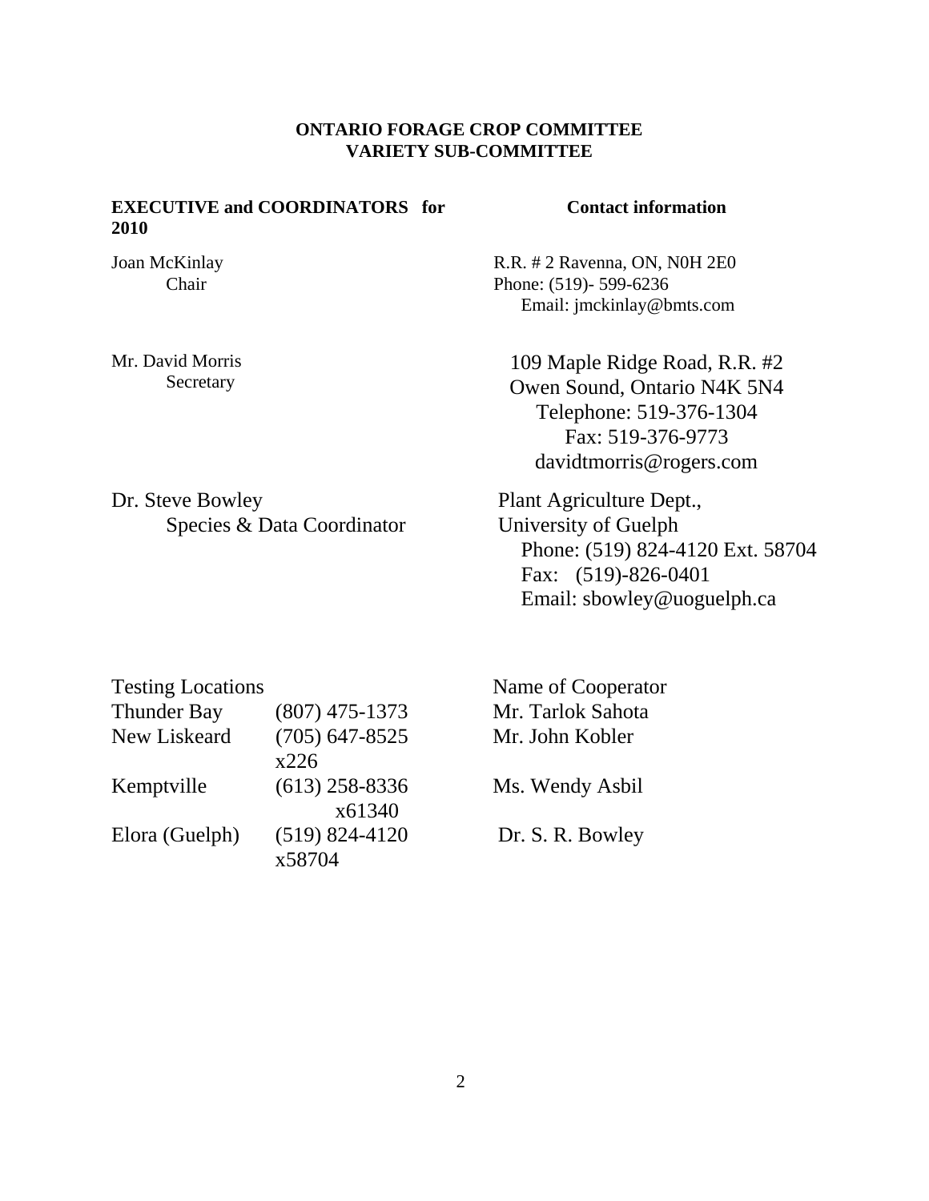**ONTARIO FORAGE CROP COMMITTEE**
**VARIETY SUB-COMMITTEE**

| **EXECUTIVE and COORDINATORS for 2010** | **Contact information** |
|---|---|
| Joan McKinlay<br>Chair | R.R. # 2 Ravenna, ON, N0H 2E0<br>Phone: (519)- 599-6236<br>Email: jmckinlay@bmts.com |
| Mr. David Morris<br>Secretary | 109 Maple Ridge Road, R.R. #2<br>Owen Sound, Ontario N4K 5N4<br>Telephone: 519-376-1304<br>Fax: 519-376-9773<br>davidtmorris@rogers.com |
| Dr. Steve Bowley<br>Species & Data Coordinator | Plant Agriculture Dept.,<br>University of Guelph<br>Phone: (519) 824-4120 Ext. 58704<br>Fax: (519)-826-0401<br>Email: sbowley@uoguelph.ca |

| Testing Locations | | Name of Cooperator |
|---|---|---|
| Thunder Bay | (807) 475-1373 | Mr. Tarlok Sahota |
| New Liskeard | (705) 647-8525 x226 | Mr. John Kobler |
| Kemptville | (613) 258-8336 x61340 | Ms. Wendy Asbil |
| Elora (Guelph) | (519) 824-4120 x58704 | Dr. S. R. Bowley |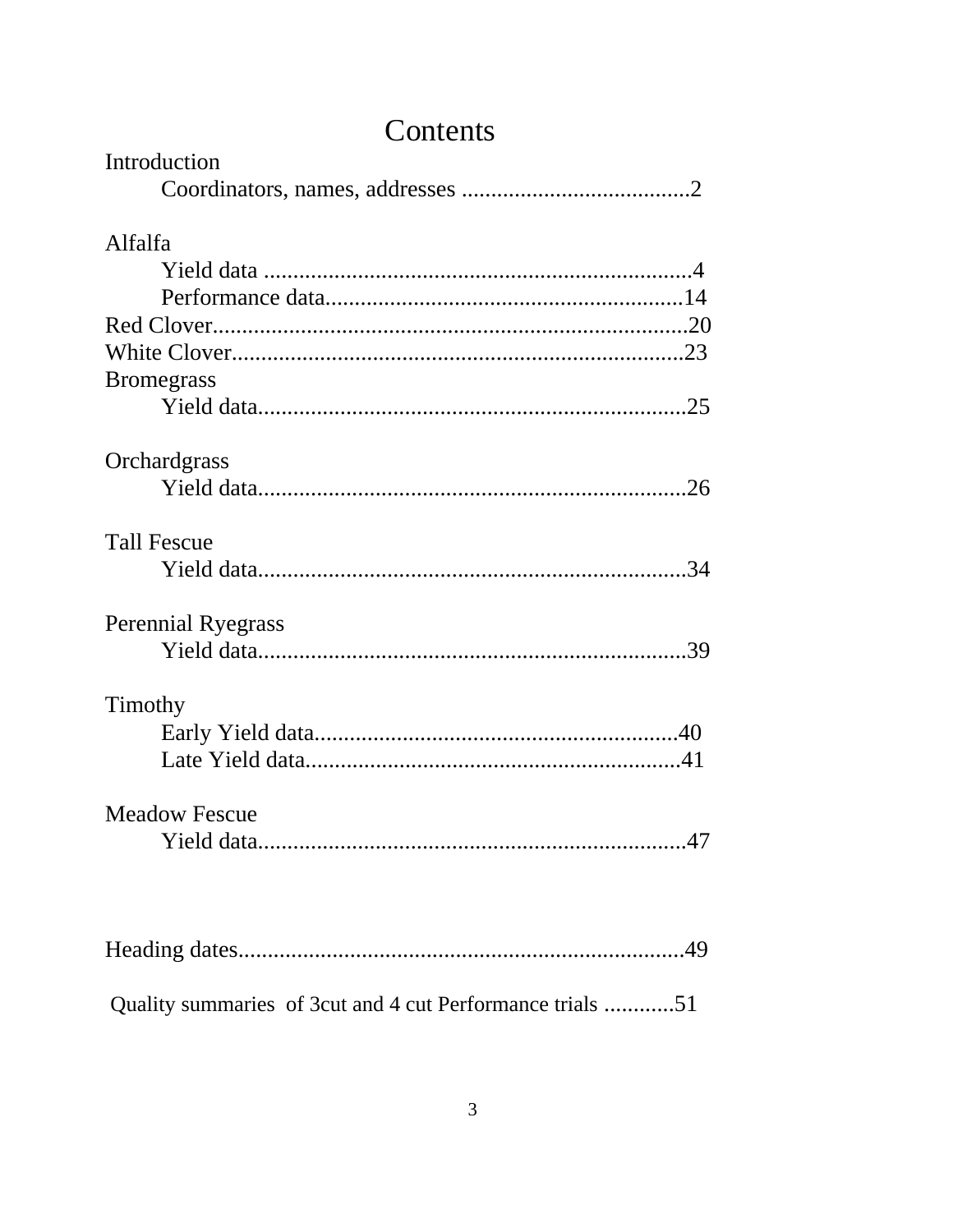# Contents

Introduction

- Coordinators, names, addresses .......................................2

Alfalfa

- Yield data ........................................................................4
- Performance data............................................................14

Red Clover................................................................................20

White Clover............................................................................23

Bromegrass

- Yield data........................................................................25

Orchardgrass

- Yield data........................................................................26

Tall Fescue

- Yield data........................................................................34

Perennial Ryegrass

- Yield data........................................................................39

Timothy

- Early Yield data..............................................................40
- Late Yield data...............................................................41

Meadow Fescue

- Yield data........................................................................47

Heading dates...........................................................................49

Quality summaries of 3cut and 4 cut Performance trials ............51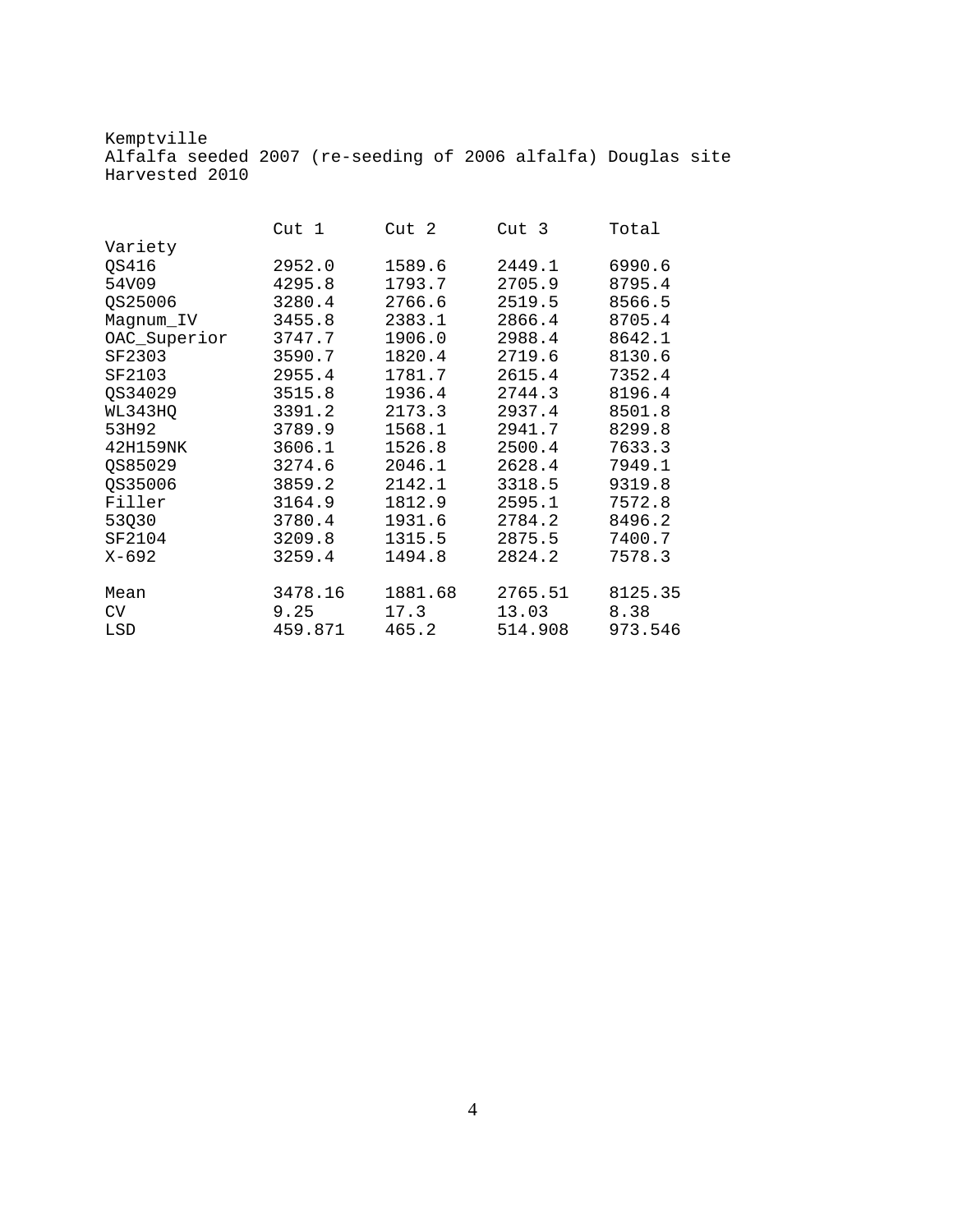Kemptville
Alfalfa seeded 2007 (re-seeding of 2006 alfalfa) Douglas site
Harvested 2010

| Variety | Cut 1 | Cut 2 | Cut 3 | Total |
|---|---|---|---|---|
| QS416 | 2952.0 | 1589.6 | 2449.1 | 6990.6 |
| 54V09 | 4295.8 | 1793.7 | 2705.9 | 8795.4 |
| QS25006 | 3280.4 | 2766.6 | 2519.5 | 8566.5 |
| Magnum_IV | 3455.8 | 2383.1 | 2866.4 | 8705.4 |
| OAC_Superior | 3747.7 | 1906.0 | 2988.4 | 8642.1 |
| SF2303 | 3590.7 | 1820.4 | 2719.6 | 8130.6 |
| SF2103 | 2955.4 | 1781.7 | 2615.4 | 7352.4 |
| QS34029 | 3515.8 | 1936.4 | 2744.3 | 8196.4 |
| WL343HQ | 3391.2 | 2173.3 | 2937.4 | 8501.8 |
| 53H92 | 3789.9 | 1568.1 | 2941.7 | 8299.8 |
| 42H159NK | 3606.1 | 1526.8 | 2500.4 | 7633.3 |
| QS85029 | 3274.6 | 2046.1 | 2628.4 | 7949.1 |
| QS35006 | 3859.2 | 2142.1 | 3318.5 | 9319.8 |
| Filler | 3164.9 | 1812.9 | 2595.1 | 7572.8 |
| 53Q30 | 3780.4 | 1931.6 | 2784.2 | 8496.2 |
| SF2104 | 3209.8 | 1315.5 | 2875.5 | 7400.7 |
| X-692 | 3259.4 | 1494.8 | 2824.2 | 7578.3 |
| Mean | 3478.16 | 1881.68 | 2765.51 | 8125.35 |
| CV | 9.25 | 17.3 | 13.03 | 8.38 |
| LSD | 459.871 | 465.2 | 514.908 | 973.546 |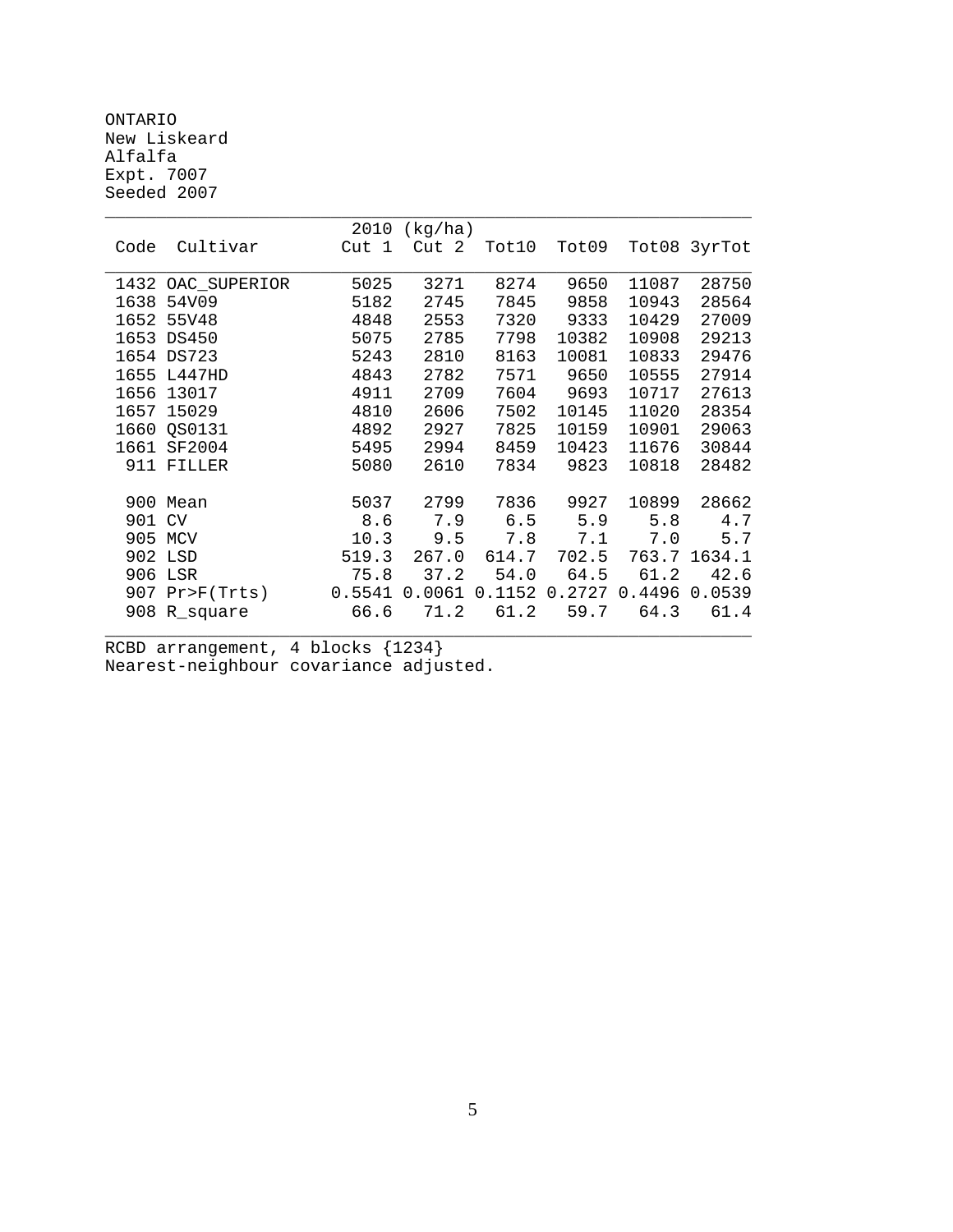ONTARIO
New Liskeard
Alfalfa
Expt. 7007
Seeded 2007

| Code | Cultivar | 2010 (kg/ha) Cut 1 | Cut 2 | Tot10 | Tot09 | Tot08 | 3yrTot |
|---|---|---|---|---|---|---|---|
| 1432 | OAC_SUPERIOR | 5025 | 3271 | 8274 | 9650 | 11087 | 28750 |
| 1638 | 54V09 | 5182 | 2745 | 7845 | 9858 | 10943 | 28564 |
| 1652 | 55V48 | 4848 | 2553 | 7320 | 9333 | 10429 | 27009 |
| 1653 | DS450 | 5075 | 2785 | 7798 | 10382 | 10908 | 29213 |
| 1654 | DS723 | 5243 | 2810 | 8163 | 10081 | 10833 | 29476 |
| 1655 | L447HD | 4843 | 2782 | 7571 | 9650 | 10555 | 27914 |
| 1656 | 13017 | 4911 | 2709 | 7604 | 9693 | 10717 | 27613 |
| 1657 | 15029 | 4810 | 2606 | 7502 | 10145 | 11020 | 28354 |
| 1660 | QS0131 | 4892 | 2927 | 7825 | 10159 | 10901 | 29063 |
| 1661 | SF2004 | 5495 | 2994 | 8459 | 10423 | 11676 | 30844 |
| 911 | FILLER | 5080 | 2610 | 7834 | 9823 | 10818 | 28482 |
| 900 | Mean | 5037 | 2799 | 7836 | 9927 | 10899 | 28662 |
| 901 | CV | 8.6 | 7.9 | 6.5 | 5.9 | 5.8 | 4.7 |
| 905 | MCV | 10.3 | 9.5 | 7.8 | 7.1 | 7.0 | 5.7 |
| 902 | LSD | 519.3 | 267.0 | 614.7 | 702.5 | 763.7 | 1634.1 |
| 906 | LSR | 75.8 | 37.2 | 54.0 | 64.5 | 61.2 | 42.6 |
| 907 | Pr>F(Trts) | 0.5541 | 0.0061 | 0.1152 | 0.2727 | 0.4496 | 0.0539 |
| 908 | R_square | 66.6 | 71.2 | 61.2 | 59.7 | 64.3 | 61.4 |

RCBD arrangement, 4 blocks {1234}
Nearest-neighbour covariance adjusted.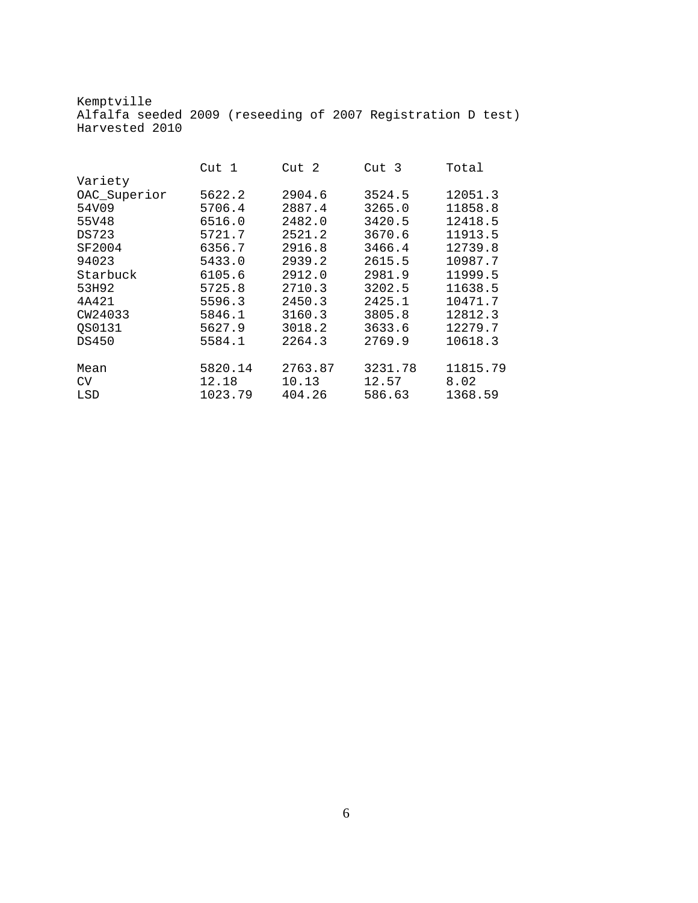Kemptville
Alfalfa seeded 2009 (reseeding of 2007 Registration D test)
Harvested 2010

| Variety | Cut 1 | Cut 2 | Cut 3 | Total |
|---|---|---|---|---|
| OAC_Superior | 5622.2 | 2904.6 | 3524.5 | 12051.3 |
| 54V09 | 5706.4 | 2887.4 | 3265.0 | 11858.8 |
| 55V48 | 6516.0 | 2482.0 | 3420.5 | 12418.5 |
| DS723 | 5721.7 | 2521.2 | 3670.6 | 11913.5 |
| SF2004 | 6356.7 | 2916.8 | 3466.4 | 12739.8 |
| 94023 | 5433.0 | 2939.2 | 2615.5 | 10987.7 |
| Starbuck | 6105.6 | 2912.0 | 2981.9 | 11999.5 |
| 53H92 | 5725.8 | 2710.3 | 3202.5 | 11638.5 |
| 4A421 | 5596.3 | 2450.3 | 2425.1 | 10471.7 |
| CW24033 | 5846.1 | 3160.3 | 3805.8 | 12812.3 |
| QS0131 | 5627.9 | 3018.2 | 3633.6 | 12279.7 |
| DS450 | 5584.1 | 2264.3 | 2769.9 | 10618.3 |
| | | | | |
| Mean | 5820.14 | 2763.87 | 3231.78 | 11815.79 |
| CV | 12.18 | 10.13 | 12.57 | 8.02 |
| LSD | 1023.79 | 404.26 | 586.63 | 1368.59 |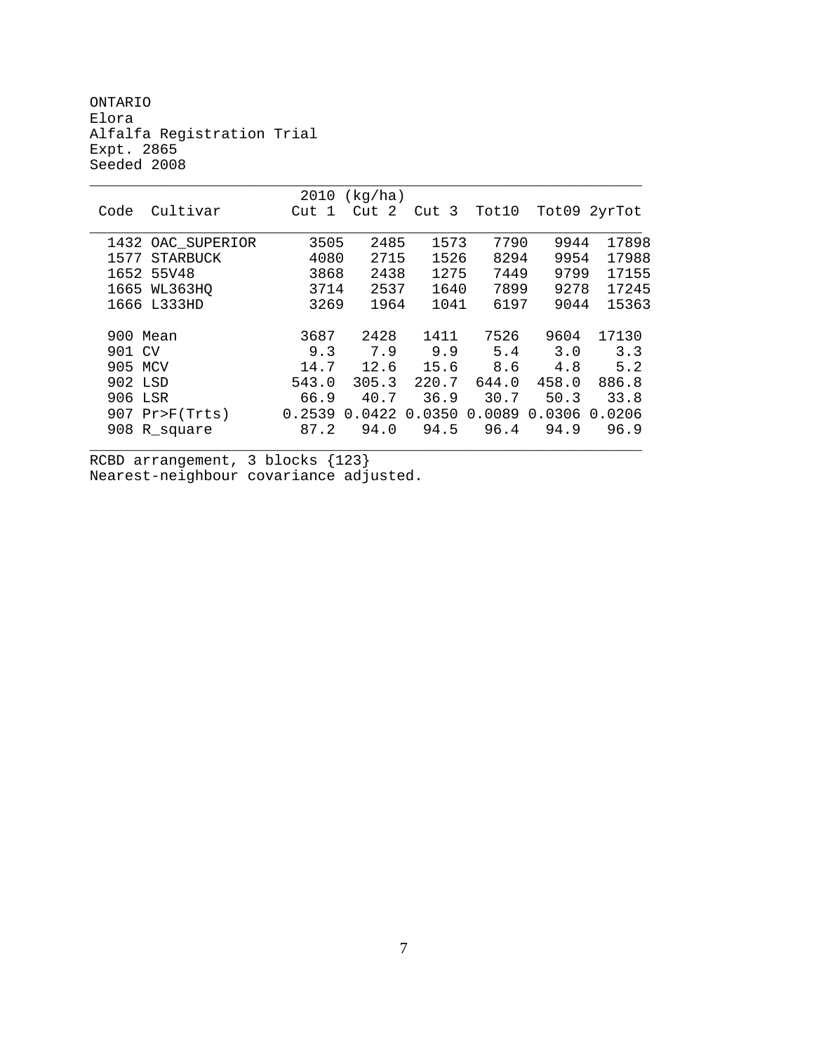ONTARIO
Elora
Alfalfa Registration Trial
Expt. 2865
Seeded 2008

| Code | Cultivar | 2010 (kg/ha) Cut 1 | Cut 2 | Cut 3 | Tot10 | Tot09 | 2yrTot |
|---|---|---|---|---|---|---|---|
| 1432 | OAC_SUPERIOR | 3505 | 2485 | 1573 | 7790 | 9944 | 17898 |
| 1577 | STARBUCK | 4080 | 2715 | 1526 | 8294 | 9954 | 17988 |
| 1652 | 55V48 | 3868 | 2438 | 1275 | 7449 | 9799 | 17155 |
| 1665 | WL363HQ | 3714 | 2537 | 1640 | 7899 | 9278 | 17245 |
| 1666 | L333HD | 3269 | 1964 | 1041 | 6197 | 9044 | 15363 |
| 900 | Mean | 3687 | 2428 | 1411 | 7526 | 9604 | 17130 |
| 901 | CV | 9.3 | 7.9 | 9.9 | 5.4 | 3.0 | 3.3 |
| 905 | MCV | 14.7 | 12.6 | 15.6 | 8.6 | 4.8 | 5.2 |
| 902 | LSD | 543.0 | 305.3 | 220.7 | 644.0 | 458.0 | 886.8 |
| 906 | LSR | 66.9 | 40.7 | 36.9 | 30.7 | 50.3 | 33.8 |
| 907 | Pr>F(Trts) | 0.2539 | 0.0422 | 0.0350 | 0.0089 | 0.0306 | 0.0206 |
| 908 | R_square | 87.2 | 94.0 | 94.5 | 96.4 | 94.9 | 96.9 |

RCBD arrangement, 3 blocks {123}
Nearest-neighbour covariance adjusted.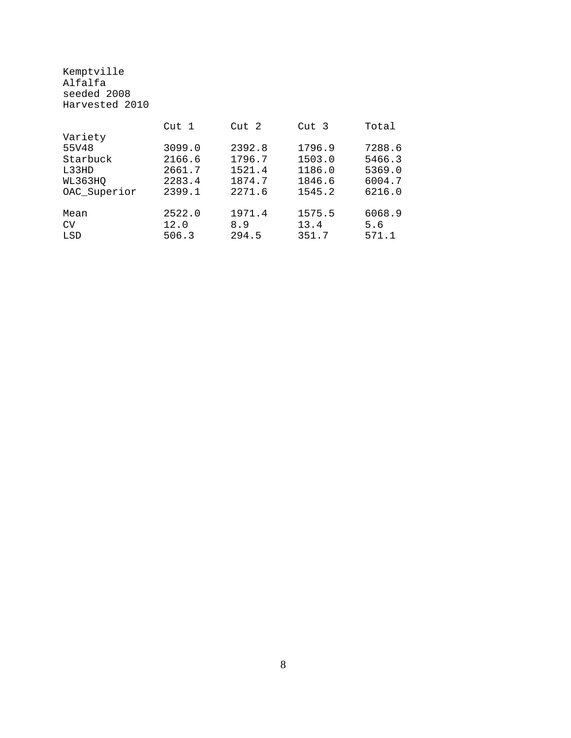Kemptville
Alfalfa
seeded 2008
Harvested 2010

| Variety | Cut 1 | Cut 2 | Cut 3 | Total |
|---|---|---|---|---|
| 55V48 | 3099.0 | 2392.8 | 1796.9 | 7288.6 |
| Starbuck | 2166.6 | 1796.7 | 1503.0 | 5466.3 |
| L33HD | 2661.7 | 1521.4 | 1186.0 | 5369.0 |
| WL363HQ | 2283.4 | 1874.7 | 1846.6 | 6004.7 |
| OAC_Superior | 2399.1 | 2271.6 | 1545.2 | 6216.0 |
| Mean | 2522.0 | 1971.4 | 1575.5 | 6068.9 |
| CV | 12.0 | 8.9 | 13.4 | 5.6 |
| LSD | 506.3 | 294.5 | 351.7 | 571.1 |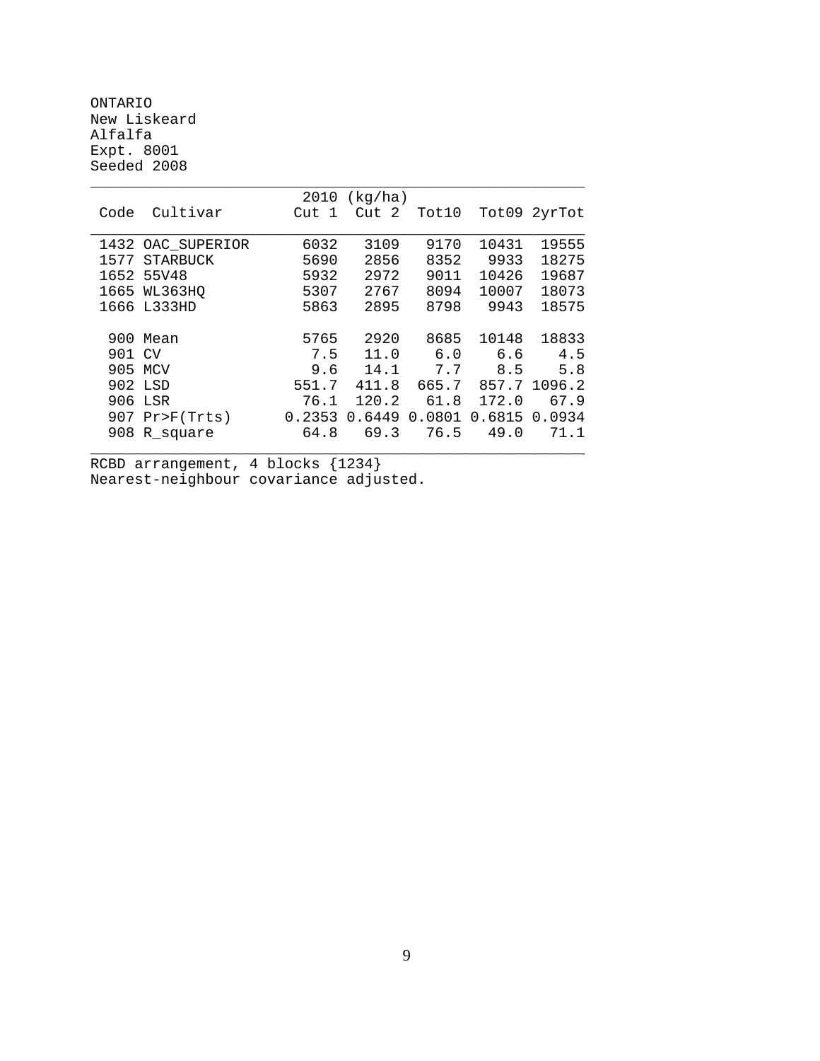ONTARIO
New Liskeard
Alfalfa
Expt. 8001
Seeded 2008

| Code | Cultivar | 2010 (kg/ha) Cut 1 | Cut 2 | Tot10 | Tot09 | 2yrTot |
|---|---|---|---|---|---|---|
| 1432 | OAC_SUPERIOR | 6032 | 3109 | 9170 | 10431 | 19555 |
| 1577 | STARBUCK | 5690 | 2856 | 8352 | 9933 | 18275 |
| 1652 | 55V48 | 5932 | 2972 | 9011 | 10426 | 19687 |
| 1665 | WL363HQ | 5307 | 2767 | 8094 | 10007 | 18073 |
| 1666 | L333HD | 5863 | 2895 | 8798 | 9943 | 18575 |
| 900 | Mean | 5765 | 2920 | 8685 | 10148 | 18833 |
| 901 | CV | 7.5 | 11.0 | 6.0 | 6.6 | 4.5 |
| 905 | MCV | 9.6 | 14.1 | 7.7 | 8.5 | 5.8 |
| 902 | LSD | 551.7 | 411.8 | 665.7 | 857.7 | 1096.2 |
| 906 | LSR | 76.1 | 120.2 | 61.8 | 172.0 | 67.9 |
| 907 | Pr>F(Trts) | 0.2353 | 0.6449 | 0.0801 | 0.6815 | 0.0934 |
| 908 | R_square | 64.8 | 69.3 | 76.5 | 49.0 | 71.1 |

RCBD arrangement, 4 blocks {1234}
Nearest-neighbour covariance adjusted.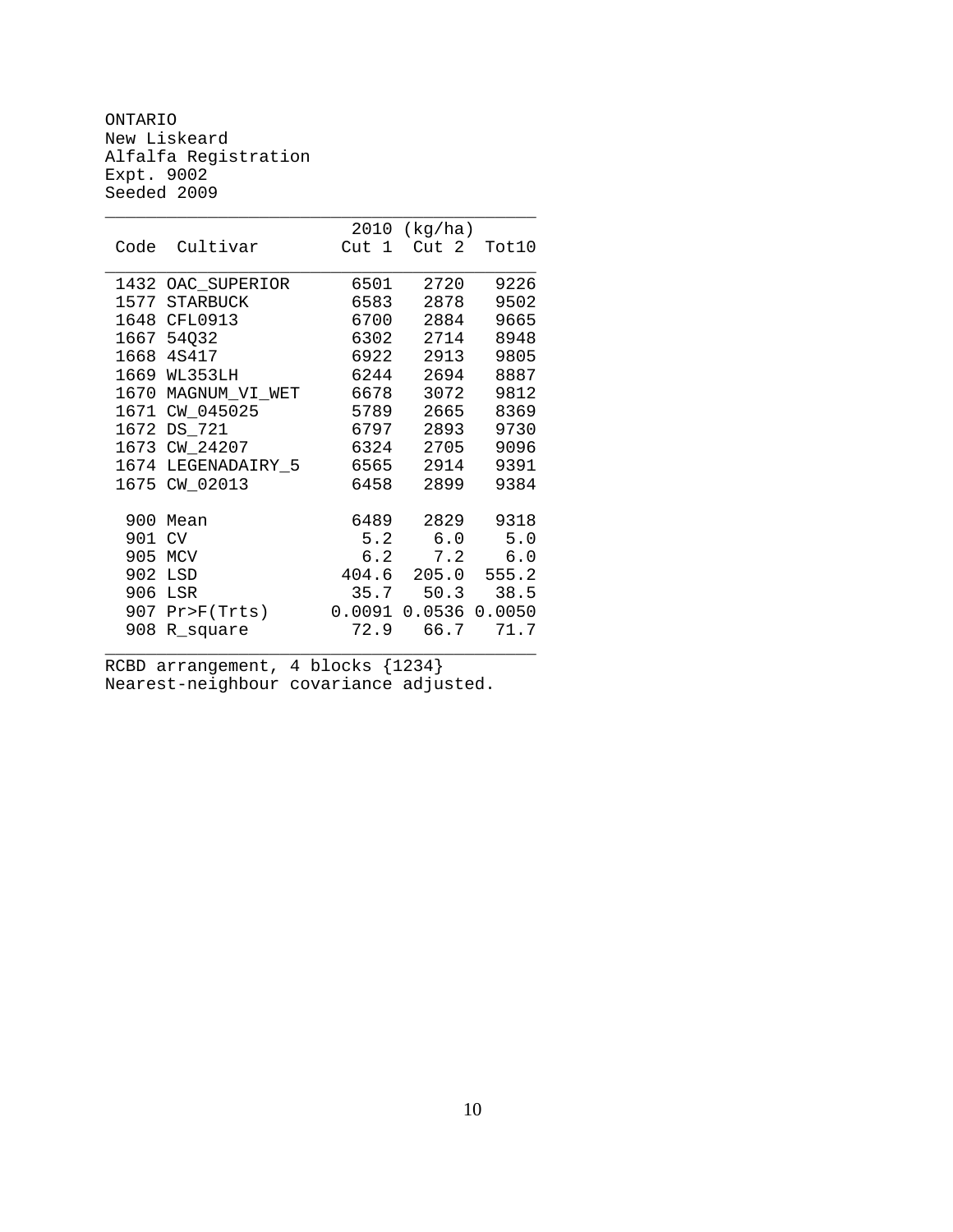ONTARIO
New Liskeard
Alfalfa Registration
Expt. 9002
Seeded 2009

| Code | Cultivar | 2010 (kg/ha) Cut 1 | Cut 2 | Tot10 |
|---|---|---|---|---|
| 1432 | OAC_SUPERIOR | 6501 | 2720 | 9226 |
| 1577 | STARBUCK | 6583 | 2878 | 9502 |
| 1648 | CFL0913 | 6700 | 2884 | 9665 |
| 1667 | 54Q32 | 6302 | 2714 | 8948 |
| 1668 | 4S417 | 6922 | 2913 | 9805 |
| 1669 | WL353LH | 6244 | 2694 | 8887 |
| 1670 | MAGNUM_VI_WET | 6678 | 3072 | 9812 |
| 1671 | CW_045025 | 5789 | 2665 | 8369 |
| 1672 | DS_721 | 6797 | 2893 | 9730 |
| 1673 | CW_24207 | 6324 | 2705 | 9096 |
| 1674 | LEGENADAIRY_5 | 6565 | 2914 | 9391 |
| 1675 | CW_02013 | 6458 | 2899 | 9384 |
| 900 | Mean | 6489 | 2829 | 9318 |
| 901 | CV | 5.2 | 6.0 | 5.0 |
| 905 | MCV | 6.2 | 7.2 | 6.0 |
| 902 | LSD | 404.6 | 205.0 | 555.2 |
| 906 | LSR | 35.7 | 50.3 | 38.5 |
| 907 | Pr>F(Trts) | 0.0091 | 0.0536 | 0.0050 |
| 908 | R_square | 72.9 | 66.7 | 71.7 |

RCBD arrangement, 4 blocks {1234}
Nearest-neighbour covariance adjusted.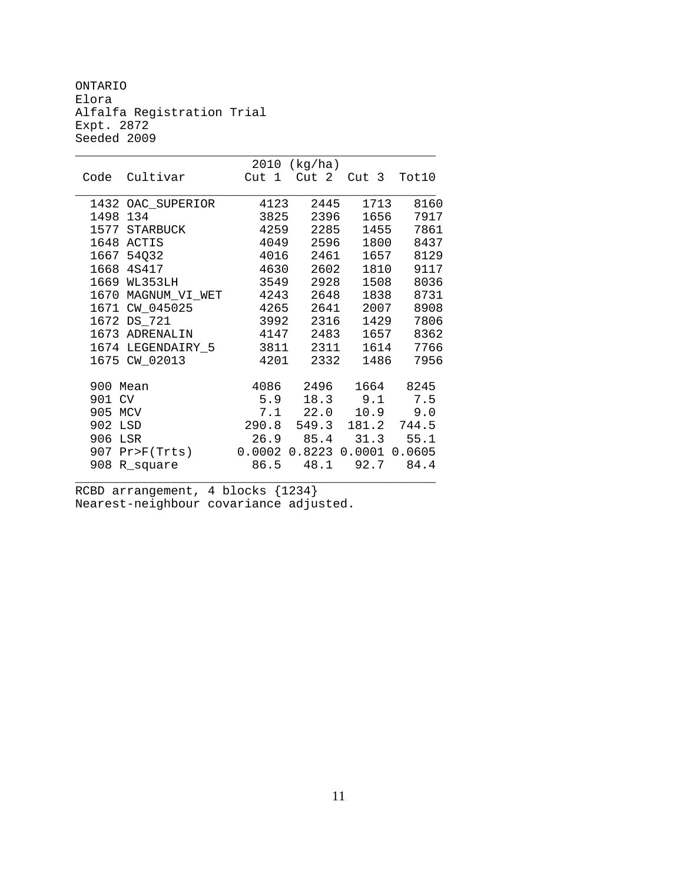ONTARIO
Elora
Alfalfa Registration Trial
Expt. 2872
Seeded 2009

| Code | Cultivar | 2010 (kg/ha) Cut 1 | Cut 2 | Cut 3 | Tot10 |
|---|---|---|---|---|---|
| 1432 | OAC_SUPERIOR | 4123 | 2445 | 1713 | 8160 |
| 1498 | 134 | 3825 | 2396 | 1656 | 7917 |
| 1577 | STARBUCK | 4259 | 2285 | 1455 | 7861 |
| 1648 | ACTIS | 4049 | 2596 | 1800 | 8437 |
| 1667 | 54Q32 | 4016 | 2461 | 1657 | 8129 |
| 1668 | 4S417 | 4630 | 2602 | 1810 | 9117 |
| 1669 | WL353LH | 3549 | 2928 | 1508 | 8036 |
| 1670 | MAGNUM_VI_WET | 4243 | 2648 | 1838 | 8731 |
| 1671 | CW_045025 | 4265 | 2641 | 2007 | 8908 |
| 1672 | DS_721 | 3992 | 2316 | 1429 | 7806 |
| 1673 | ADRENALIN | 4147 | 2483 | 1657 | 8362 |
| 1674 | LEGENDAIRY_5 | 3811 | 2311 | 1614 | 7766 |
| 1675 | CW_02013 | 4201 | 2332 | 1486 | 7956 |
| 900 | Mean | 4086 | 2496 | 1664 | 8245 |
| 901 | CV | 5.9 | 18.3 | 9.1 | 7.5 |
| 905 | MCV | 7.1 | 22.0 | 10.9 | 9.0 |
| 902 | LSD | 290.8 | 549.3 | 181.2 | 744.5 |
| 906 | LSR | 26.9 | 85.4 | 31.3 | 55.1 |
| 907 | Pr>F(Trts) | 0.0002 | 0.8223 | 0.0001 | 0.0605 |
| 908 | R_square | 86.5 | 48.1 | 92.7 | 84.4 |

RCBD arrangement, 4 blocks {1234}
Nearest-neighbour covariance adjusted.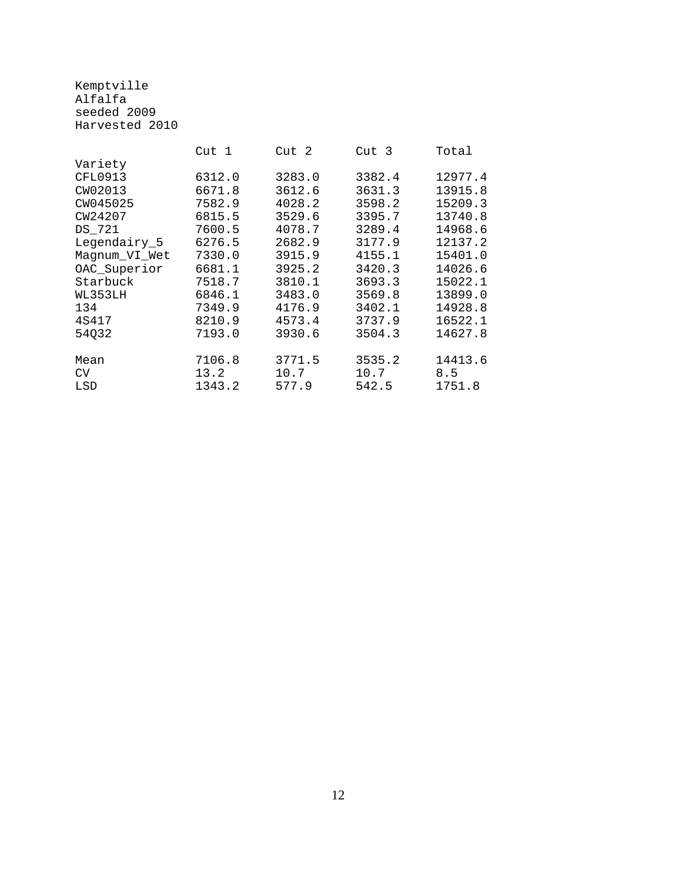Kemptville
Alfalfa
seeded 2009
Harvested 2010

| Variety | Cut 1 | Cut 2 | Cut 3 | Total |
|---|---|---|---|---|
| CFL0913 | 6312.0 | 3283.0 | 3382.4 | 12977.4 |
| CW02013 | 6671.8 | 3612.6 | 3631.3 | 13915.8 |
| CW045025 | 7582.9 | 4028.2 | 3598.2 | 15209.3 |
| CW24207 | 6815.5 | 3529.6 | 3395.7 | 13740.8 |
| DS_721 | 7600.5 | 4078.7 | 3289.4 | 14968.6 |
| Legendairy_5 | 6276.5 | 2682.9 | 3177.9 | 12137.2 |
| Magnum_VI_Wet | 7330.0 | 3915.9 | 4155.1 | 15401.0 |
| OAC_Superior | 6681.1 | 3925.2 | 3420.3 | 14026.6 |
| Starbuck | 7518.7 | 3810.1 | 3693.3 | 15022.1 |
| WL353LH | 6846.1 | 3483.0 | 3569.8 | 13899.0 |
| 134 | 7349.9 | 4176.9 | 3402.1 | 14928.8 |
| 4S417 | 8210.9 | 4573.4 | 3737.9 | 16522.1 |
| 54Q32 | 7193.0 | 3930.6 | 3504.3 | 14627.8 |
| Mean | 7106.8 | 3771.5 | 3535.2 | 14413.6 |
| CV | 13.2 | 10.7 | 10.7 | 8.5 |
| LSD | 1343.2 | 577.9 | 542.5 | 1751.8 |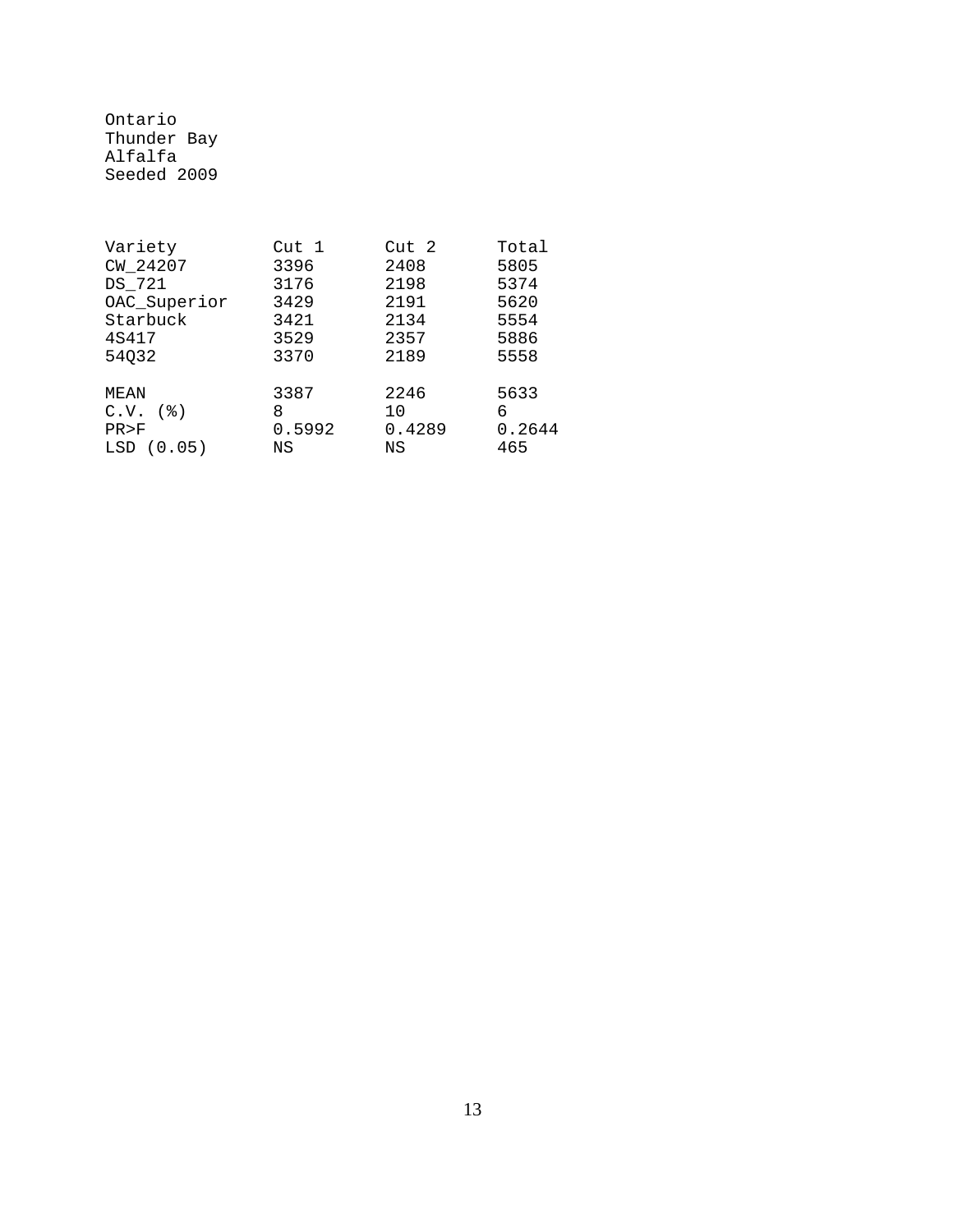Ontario
Thunder Bay
Alfalfa
Seeded 2009

| Variety | Cut 1 | Cut 2 | Total |
|---|---|---|---|
| CW_24207 | 3396 | 2408 | 5805 |
| DS_721 | 3176 | 2198 | 5374 |
| OAC_Superior | 3429 | 2191 | 5620 |
| Starbuck | 3421 | 2134 | 5554 |
| 4S417 | 3529 | 2357 | 5886 |
| 54Q32 | 3370 | 2189 | 5558 |
| | | | |
| MEAN | 3387 | 2246 | 5633 |
| C.V. (%) | 8 | 10 | 6 |
| PR>F | 0.5992 | 0.4289 | 0.2644 |
| LSD (0.05) | NS | NS | 465 |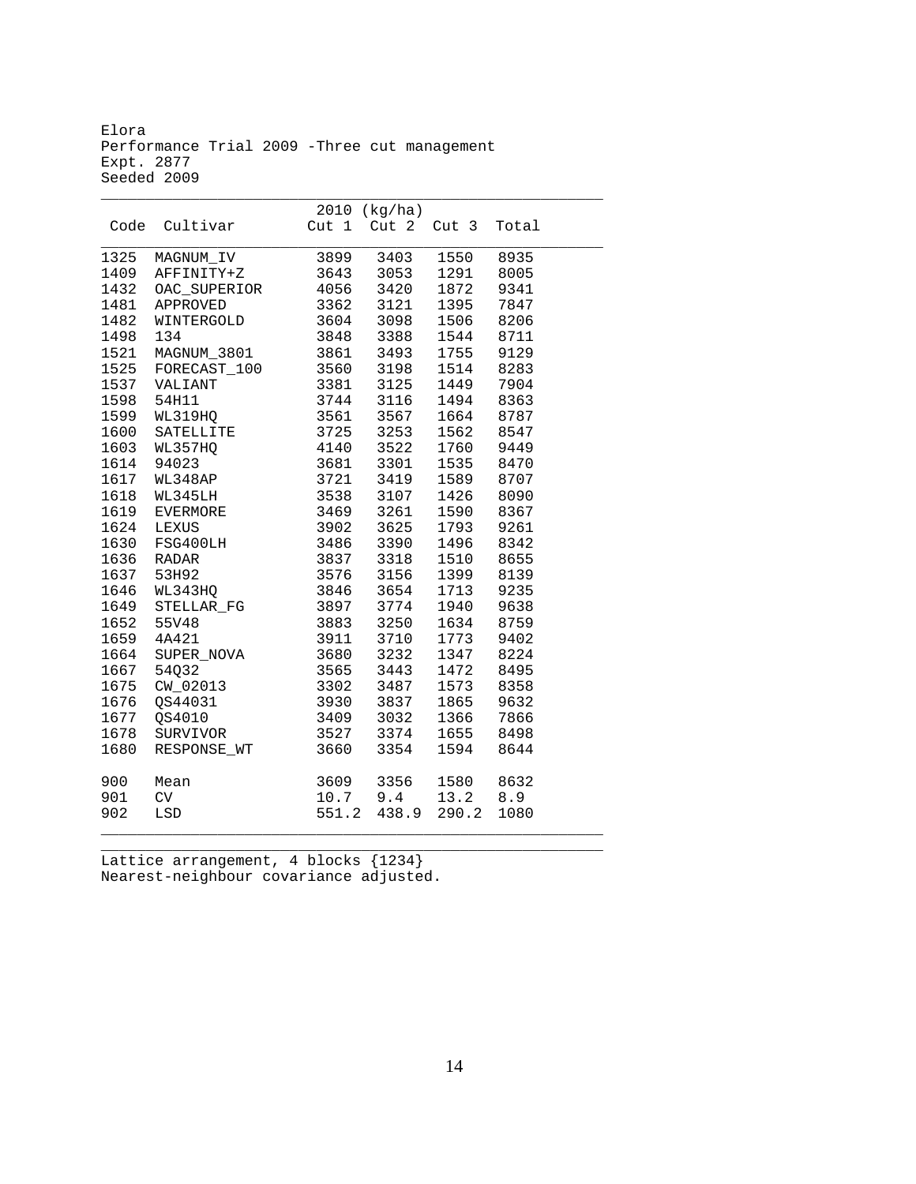Elora
Performance Trial 2009 -Three cut management
Expt. 2877
Seeded 2009

| | | 2010 (kg/ha) | | | |
|---|---|---|---|---|---|
| Code | Cultivar | Cut 1 | Cut 2 | Cut 3 | Total |
| 1325 | MAGNUM_IV | 3899 | 3403 | 1550 | 8935 |
| 1409 | AFFINITY+Z | 3643 | 3053 | 1291 | 8005 |
| 1432 | OAC_SUPERIOR | 4056 | 3420 | 1872 | 9341 |
| 1481 | APPROVED | 3362 | 3121 | 1395 | 7847 |
| 1482 | WINTERGOLD | 3604 | 3098 | 1506 | 8206 |
| 1498 | 134 | 3848 | 3388 | 1544 | 8711 |
| 1521 | MAGNUM_3801 | 3861 | 3493 | 1755 | 9129 |
| 1525 | FORECAST_100 | 3560 | 3198 | 1514 | 8283 |
| 1537 | VALIANT | 3381 | 3125 | 1449 | 7904 |
| 1598 | 54H11 | 3744 | 3116 | 1494 | 8363 |
| 1599 | WL319HQ | 3561 | 3567 | 1664 | 8787 |
| 1600 | SATELLITE | 3725 | 3253 | 1562 | 8547 |
| 1603 | WL357HQ | 4140 | 3522 | 1760 | 9449 |
| 1614 | 94023 | 3681 | 3301 | 1535 | 8470 |
| 1617 | WL348AP | 3721 | 3419 | 1589 | 8707 |
| 1618 | WL345LH | 3538 | 3107 | 1426 | 8090 |
| 1619 | EVERMORE | 3469 | 3261 | 1590 | 8367 |
| 1624 | LEXUS | 3902 | 3625 | 1793 | 9261 |
| 1630 | FSG400LH | 3486 | 3390 | 1496 | 8342 |
| 1636 | RADAR | 3837 | 3318 | 1510 | 8655 |
| 1637 | 53H92 | 3576 | 3156 | 1399 | 8139 |
| 1646 | WL343HQ | 3846 | 3654 | 1713 | 9235 |
| 1649 | STELLAR_FG | 3897 | 3774 | 1940 | 9638 |
| 1652 | 55V48 | 3883 | 3250 | 1634 | 8759 |
| 1659 | 4A421 | 3911 | 3710 | 1773 | 9402 |
| 1664 | SUPER_NOVA | 3680 | 3232 | 1347 | 8224 |
| 1667 | 54Q32 | 3565 | 3443 | 1472 | 8495 |
| 1675 | CW_02013 | 3302 | 3487 | 1573 | 8358 |
| 1676 | QS44031 | 3930 | 3837 | 1865 | 9632 |
| 1677 | QS4010 | 3409 | 3032 | 1366 | 7866 |
| 1678 | SURVIVOR | 3527 | 3374 | 1655 | 8498 |
| 1680 | RESPONSE_WT | 3660 | 3354 | 1594 | 8644 |
| 900 | Mean | 3609 | 3356 | 1580 | 8632 |
| 901 | CV | 10.7 | 9.4 | 13.2 | 8.9 |
| 902 | LSD | 551.2 | 438.9 | 290.2 | 1080 |

Lattice arrangement, 4 blocks {1234}
Nearest-neighbour covariance adjusted.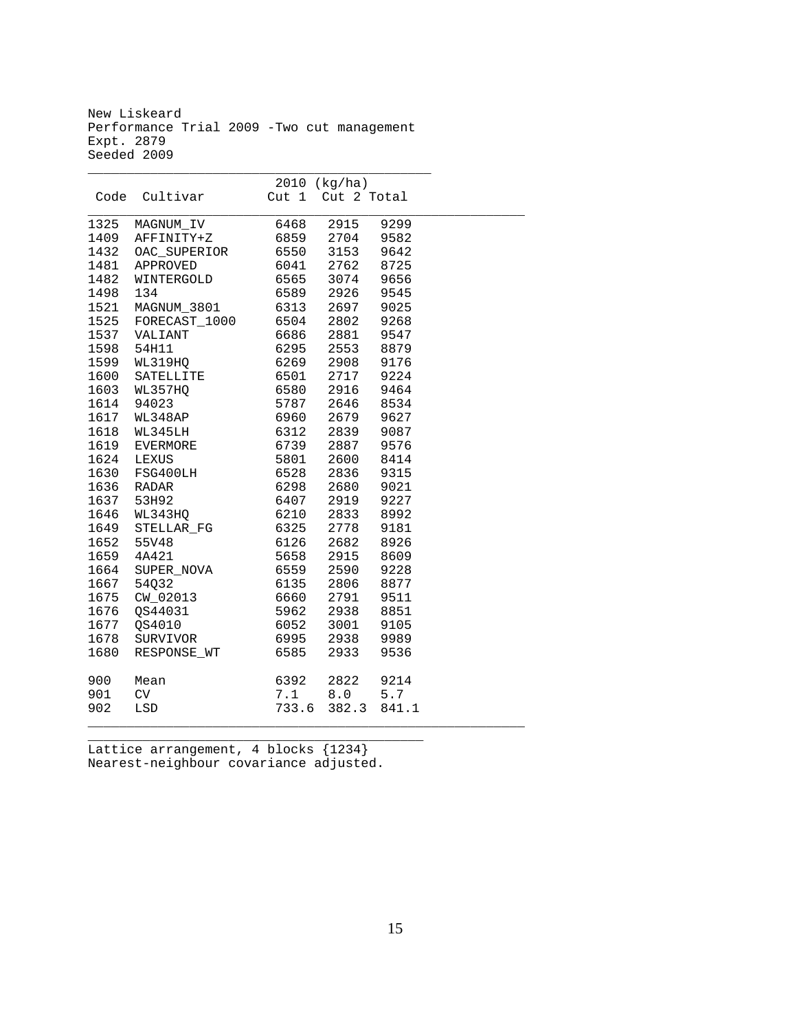New Liskeard
Performance Trial 2009 -Two cut management
Expt. 2879
Seeded 2009

| Code | Cultivar | 2010 (kg/ha) Cut 1 | Cut 2 | Total |
|---|---|---|---|---|
| 1325 | MAGNUM_IV | 6468 | 2915 | 9299 |
| 1409 | AFFINITY+Z | 6859 | 2704 | 9582 |
| 1432 | OAC_SUPERIOR | 6550 | 3153 | 9642 |
| 1481 | APPROVED | 6041 | 2762 | 8725 |
| 1482 | WINTERGOLD | 6565 | 3074 | 9656 |
| 1498 | 134 | 6589 | 2926 | 9545 |
| 1521 | MAGNUM_3801 | 6313 | 2697 | 9025 |
| 1525 | FORECAST_1000 | 6504 | 2802 | 9268 |
| 1537 | VALIANT | 6686 | 2881 | 9547 |
| 1598 | 54H11 | 6295 | 2553 | 8879 |
| 1599 | WL319HQ | 6269 | 2908 | 9176 |
| 1600 | SATELLITE | 6501 | 2717 | 9224 |
| 1603 | WL357HQ | 6580 | 2916 | 9464 |
| 1614 | 94023 | 5787 | 2646 | 8534 |
| 1617 | WL348AP | 6960 | 2679 | 9627 |
| 1618 | WL345LH | 6312 | 2839 | 9087 |
| 1619 | EVERMORE | 6739 | 2887 | 9576 |
| 1624 | LEXUS | 5801 | 2600 | 8414 |
| 1630 | FSG400LH | 6528 | 2836 | 9315 |
| 1636 | RADAR | 6298 | 2680 | 9021 |
| 1637 | 53H92 | 6407 | 2919 | 9227 |
| 1646 | WL343HQ | 6210 | 2833 | 8992 |
| 1649 | STELLAR_FG | 6325 | 2778 | 9181 |
| 1652 | 55V48 | 6126 | 2682 | 8926 |
| 1659 | 4A421 | 5658 | 2915 | 8609 |
| 1664 | SUPER_NOVA | 6559 | 2590 | 9228 |
| 1667 | 54Q32 | 6135 | 2806 | 8877 |
| 1675 | CW_02013 | 6660 | 2791 | 9511 |
| 1676 | QS44031 | 5962 | 2938 | 8851 |
| 1677 | QS4010 | 6052 | 3001 | 9105 |
| 1678 | SURVIVOR | 6995 | 2938 | 9989 |
| 1680 | RESPONSE_WT | 6585 | 2933 | 9536 |
| 900 | Mean | 6392 | 2822 | 9214 |
| 901 | CV | 7.1 | 8.0 | 5.7 |
| 902 | LSD | 733.6 | 382.3 | 841.1 |

Lattice arrangement, 4 blocks {1234}
Nearest-neighbour covariance adjusted.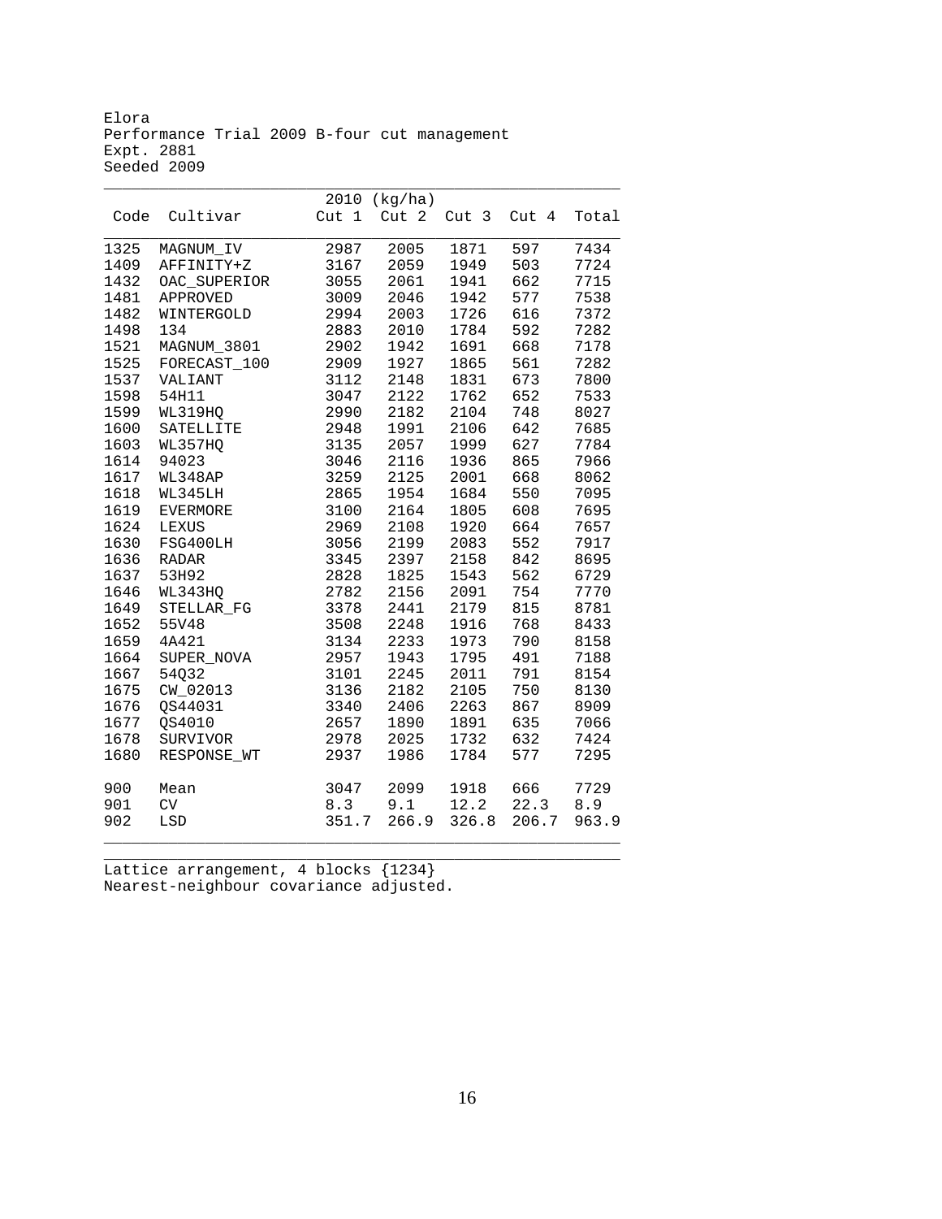Elora
Performance Trial 2009 B-four cut management
Expt. 2881
Seeded 2009

| | | 2010 (kg/ha) | | | | |
|---|---|---|---|---|---|---|
| Code | Cultivar | Cut 1 | Cut 2 | Cut 3 | Cut 4 | Total |
| 1325 | MAGNUM_IV | 2987 | 2005 | 1871 | 597 | 7434 |
| 1409 | AFFINITY+Z | 3167 | 2059 | 1949 | 503 | 7724 |
| 1432 | OAC_SUPERIOR | 3055 | 2061 | 1941 | 662 | 7715 |
| 1481 | APPROVED | 3009 | 2046 | 1942 | 577 | 7538 |
| 1482 | WINTERGOLD | 2994 | 2003 | 1726 | 616 | 7372 |
| 1498 | 134 | 2883 | 2010 | 1784 | 592 | 7282 |
| 1521 | MAGNUM_3801 | 2902 | 1942 | 1691 | 668 | 7178 |
| 1525 | FORECAST_100 | 2909 | 1927 | 1865 | 561 | 7282 |
| 1537 | VALIANT | 3112 | 2148 | 1831 | 673 | 7800 |
| 1598 | 54H11 | 3047 | 2122 | 1762 | 652 | 7533 |
| 1599 | WL319HQ | 2990 | 2182 | 2104 | 748 | 8027 |
| 1600 | SATELLITE | 2948 | 1991 | 2106 | 642 | 7685 |
| 1603 | WL357HQ | 3135 | 2057 | 1999 | 627 | 7784 |
| 1614 | 94023 | 3046 | 2116 | 1936 | 865 | 7966 |
| 1617 | WL348AP | 3259 | 2125 | 2001 | 668 | 8062 |
| 1618 | WL345LH | 2865 | 1954 | 1684 | 550 | 7095 |
| 1619 | EVERMORE | 3100 | 2164 | 1805 | 608 | 7695 |
| 1624 | LEXUS | 2969 | 2108 | 1920 | 664 | 7657 |
| 1630 | FSG400LH | 3056 | 2199 | 2083 | 552 | 7917 |
| 1636 | RADAR | 3345 | 2397 | 2158 | 842 | 8695 |
| 1637 | 53H92 | 2828 | 1825 | 1543 | 562 | 6729 |
| 1646 | WL343HQ | 2782 | 2156 | 2091 | 754 | 7770 |
| 1649 | STELLAR_FG | 3378 | 2441 | 2179 | 815 | 8781 |
| 1652 | 55V48 | 3508 | 2248 | 1916 | 768 | 8433 |
| 1659 | 4A421 | 3134 | 2233 | 1973 | 790 | 8158 |
| 1664 | SUPER_NOVA | 2957 | 1943 | 1795 | 491 | 7188 |
| 1667 | 54Q32 | 3101 | 2245 | 2011 | 791 | 8154 |
| 1675 | CW_02013 | 3136 | 2182 | 2105 | 750 | 8130 |
| 1676 | QS44031 | 3340 | 2406 | 2263 | 867 | 8909 |
| 1677 | QS4010 | 2657 | 1890 | 1891 | 635 | 7066 |
| 1678 | SURVIVOR | 2978 | 2025 | 1732 | 632 | 7424 |
| 1680 | RESPONSE_WT | 2937 | 1986 | 1784 | 577 | 7295 |
| | | | | | | |
| 900 | Mean | 3047 | 2099 | 1918 | 666 | 7729 |
| 901 | CV | 8.3 | 9.1 | 12.2 | 22.3 | 8.9 |
| 902 | LSD | 351.7 | 266.9 | 326.8 | 206.7 | 963.9 |

Lattice arrangement, 4 blocks {1234}
Nearest-neighbour covariance adjusted.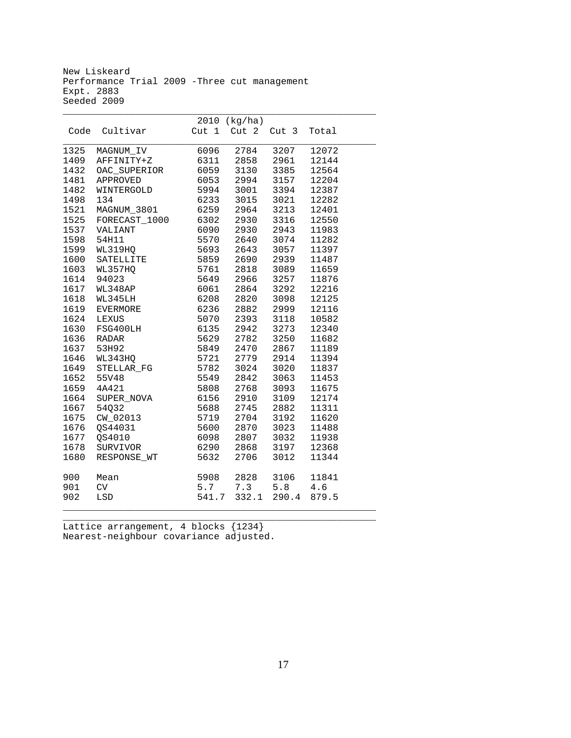New Liskeard
Performance Trial 2009 -Three cut management
Expt. 2883
Seeded 2009

| Code | Cultivar | 2010 (kg/ha) Cut 1 | Cut 2 | Cut 3 | Total |
|---|---|---|---|---|---|
| 1325 | MAGNUM_IV | 6096 | 2784 | 3207 | 12072 |
| 1409 | AFFINITY+Z | 6311 | 2858 | 2961 | 12144 |
| 1432 | OAC_SUPERIOR | 6059 | 3130 | 3385 | 12564 |
| 1481 | APPROVED | 6053 | 2994 | 3157 | 12204 |
| 1482 | WINTERGOLD | 5994 | 3001 | 3394 | 12387 |
| 1498 | 134 | 6233 | 3015 | 3021 | 12282 |
| 1521 | MAGNUM_3801 | 6259 | 2964 | 3213 | 12401 |
| 1525 | FORECAST_1000 | 6302 | 2930 | 3316 | 12550 |
| 1537 | VALIANT | 6090 | 2930 | 2943 | 11983 |
| 1598 | 54H11 | 5570 | 2640 | 3074 | 11282 |
| 1599 | WL319HQ | 5693 | 2643 | 3057 | 11397 |
| 1600 | SATELLITE | 5859 | 2690 | 2939 | 11487 |
| 1603 | WL357HQ | 5761 | 2818 | 3089 | 11659 |
| 1614 | 94023 | 5649 | 2966 | 3257 | 11876 |
| 1617 | WL348AP | 6061 | 2864 | 3292 | 12216 |
| 1618 | WL345LH | 6208 | 2820 | 3098 | 12125 |
| 1619 | EVERMORE | 6236 | 2882 | 2999 | 12116 |
| 1624 | LEXUS | 5070 | 2393 | 3118 | 10582 |
| 1630 | FSG400LH | 6135 | 2942 | 3273 | 12340 |
| 1636 | RADAR | 5629 | 2782 | 3250 | 11682 |
| 1637 | 53H92 | 5849 | 2470 | 2867 | 11189 |
| 1646 | WL343HQ | 5721 | 2779 | 2914 | 11394 |
| 1649 | STELLAR_FG | 5782 | 3024 | 3020 | 11837 |
| 1652 | 55V48 | 5549 | 2842 | 3063 | 11453 |
| 1659 | 4A421 | 5808 | 2768 | 3093 | 11675 |
| 1664 | SUPER_NOVA | 6156 | 2910 | 3109 | 12174 |
| 1667 | 54Q32 | 5688 | 2745 | 2882 | 11311 |
| 1675 | CW_02013 | 5719 | 2704 | 3192 | 11620 |
| 1676 | QS44031 | 5600 | 2870 | 3023 | 11488 |
| 1677 | QS4010 | 6098 | 2807 | 3032 | 11938 |
| 1678 | SURVIVOR | 6290 | 2868 | 3197 | 12368 |
| 1680 | RESPONSE_WT | 5632 | 2706 | 3012 | 11344 |
| 900 | Mean | 5908 | 2828 | 3106 | 11841 |
| 901 | CV | 5.7 | 7.3 | 5.8 | 4.6 |
| 902 | LSD | 541.7 | 332.1 | 290.4 | 879.5 |

Lattice arrangement, 4 blocks {1234}
Nearest-neighbour covariance adjusted.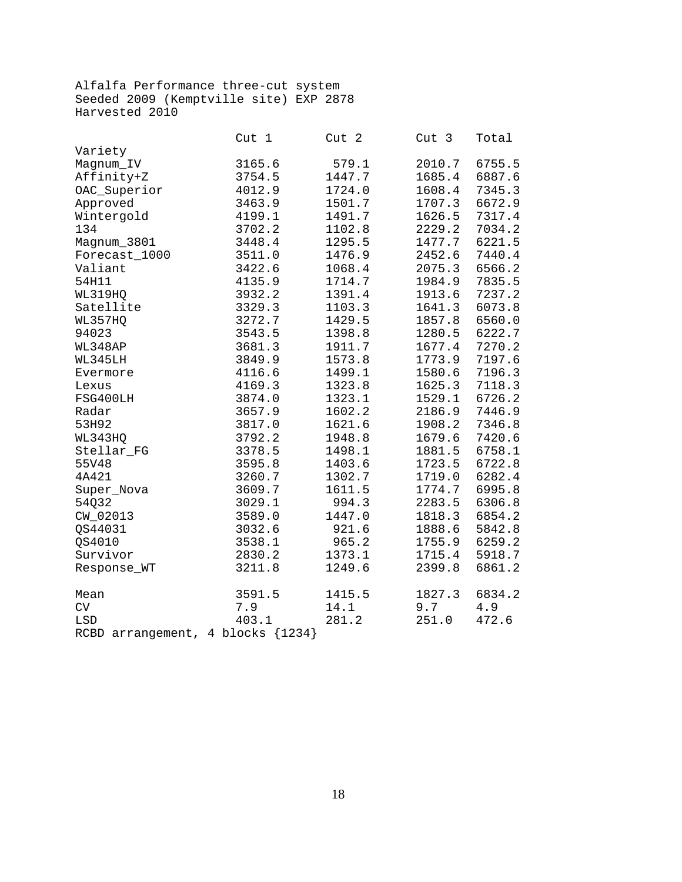Alfalfa Performance three-cut system
Seeded 2009 (Kemptville site) EXP 2878
Harvested 2010

| Variety | Cut 1 | Cut 2 | Cut 3 | Total |
|---|---|---|---|---|
| Magnum_IV | 3165.6 | 579.1 | 2010.7 | 6755.5 |
| Affinity+Z | 3754.5 | 1447.7 | 1685.4 | 6887.6 |
| OAC_Superior | 4012.9 | 1724.0 | 1608.4 | 7345.3 |
| Approved | 3463.9 | 1501.7 | 1707.3 | 6672.9 |
| Wintergold | 4199.1 | 1491.7 | 1626.5 | 7317.4 |
| 134 | 3702.2 | 1102.8 | 2229.2 | 7034.2 |
| Magnum_3801 | 3448.4 | 1295.5 | 1477.7 | 6221.5 |
| Forecast_1000 | 3511.0 | 1476.9 | 2452.6 | 7440.4 |
| Valiant | 3422.6 | 1068.4 | 2075.3 | 6566.2 |
| 54H11 | 4135.9 | 1714.7 | 1984.9 | 7835.5 |
| WL319HQ | 3932.2 | 1391.4 | 1913.6 | 7237.2 |
| Satellite | 3329.3 | 1103.3 | 1641.3 | 6073.8 |
| WL357HQ | 3272.7 | 1429.5 | 1857.8 | 6560.0 |
| 94023 | 3543.5 | 1398.8 | 1280.5 | 6222.7 |
| WL348AP | 3681.3 | 1911.7 | 1677.4 | 7270.2 |
| WL345LH | 3849.9 | 1573.8 | 1773.9 | 7197.6 |
| Evermore | 4116.6 | 1499.1 | 1580.6 | 7196.3 |
| Lexus | 4169.3 | 1323.8 | 1625.3 | 7118.3 |
| FSG400LH | 3874.0 | 1323.1 | 1529.1 | 6726.2 |
| Radar | 3657.9 | 1602.2 | 2186.9 | 7446.9 |
| 53H92 | 3817.0 | 1621.6 | 1908.2 | 7346.8 |
| WL343HQ | 3792.2 | 1948.8 | 1679.6 | 7420.6 |
| Stellar_FG | 3378.5 | 1498.1 | 1881.5 | 6758.1 |
| 55V48 | 3595.8 | 1403.6 | 1723.5 | 6722.8 |
| 4A421 | 3260.7 | 1302.7 | 1719.0 | 6282.4 |
| Super_Nova | 3609.7 | 1611.5 | 1774.7 | 6995.8 |
| 54Q32 | 3029.1 | 994.3 | 2283.5 | 6306.8 |
| CW_02013 | 3589.0 | 1447.0 | 1818.3 | 6854.2 |
| QS44031 | 3032.6 | 921.6 | 1888.6 | 5842.8 |
| QS4010 | 3538.1 | 965.2 | 1755.9 | 6259.2 |
| Survivor | 2830.2 | 1373.1 | 1715.4 | 5918.7 |
| Response_WT | 3211.8 | 1249.6 | 2399.8 | 6861.2 |
| | | | | |
| Mean | 3591.5 | 1415.5 | 1827.3 | 6834.2 |
| CV | 7.9 | 14.1 | 9.7 | 4.9 |
| LSD | 403.1 | 281.2 | 251.0 | 472.6 |

RCBD arrangement, 4 blocks {1234}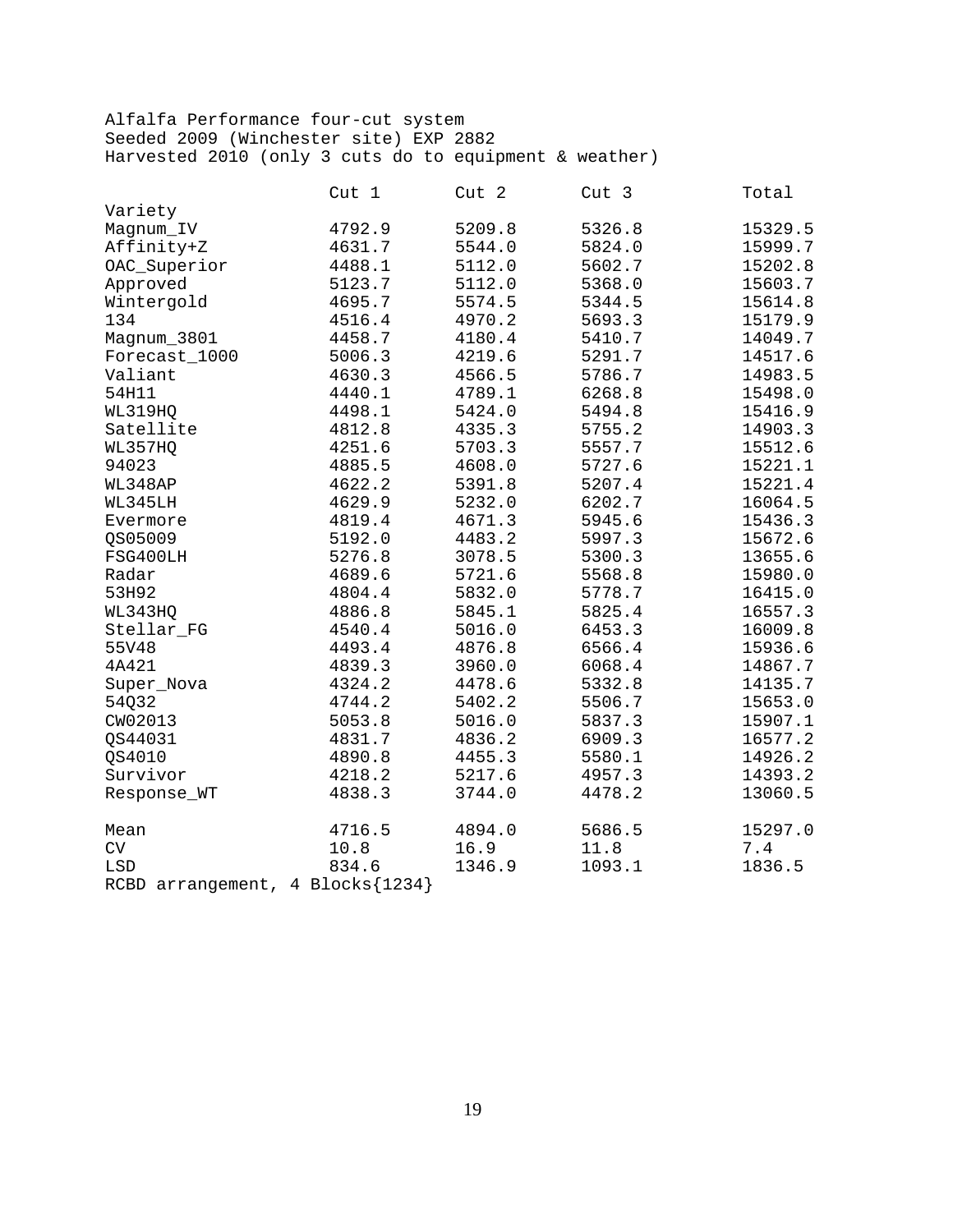Alfalfa Performance four-cut system
Seeded 2009 (Winchester site) EXP 2882
Harvested 2010 (only 3 cuts do to equipment & weather)

| Variety | Cut 1 | Cut 2 | Cut 3 | Total |
|---|---|---|---|---|
| Magnum_IV | 4792.9 | 5209.8 | 5326.8 | 15329.5 |
| Affinity+Z | 4631.7 | 5544.0 | 5824.0 | 15999.7 |
| OAC_Superior | 4488.1 | 5112.0 | 5602.7 | 15202.8 |
| Approved | 5123.7 | 5112.0 | 5368.0 | 15603.7 |
| Wintergold | 4695.7 | 5574.5 | 5344.5 | 15614.8 |
| 134 | 4516.4 | 4970.2 | 5693.3 | 15179.9 |
| Magnum_3801 | 4458.7 | 4180.4 | 5410.7 | 14049.7 |
| Forecast_1000 | 5006.3 | 4219.6 | 5291.7 | 14517.6 |
| Valiant | 4630.3 | 4566.5 | 5786.7 | 14983.5 |
| 54H11 | 4440.1 | 4789.1 | 6268.8 | 15498.0 |
| WL319HQ | 4498.1 | 5424.0 | 5494.8 | 15416.9 |
| Satellite | 4812.8 | 4335.3 | 5755.2 | 14903.3 |
| WL357HQ | 4251.6 | 5703.3 | 5557.7 | 15512.6 |
| 94023 | 4885.5 | 4608.0 | 5727.6 | 15221.1 |
| WL348AP | 4622.2 | 5391.8 | 5207.4 | 15221.4 |
| WL345LH | 4629.9 | 5232.0 | 6202.7 | 16064.5 |
| Evermore | 4819.4 | 4671.3 | 5945.6 | 15436.3 |
| QS05009 | 5192.0 | 4483.2 | 5997.3 | 15672.6 |
| FSG400LH | 5276.8 | 3078.5 | 5300.3 | 13655.6 |
| Radar | 4689.6 | 5721.6 | 5568.8 | 15980.0 |
| 53H92 | 4804.4 | 5832.0 | 5778.7 | 16415.0 |
| WL343HQ | 4886.8 | 5845.1 | 5825.4 | 16557.3 |
| Stellar_FG | 4540.4 | 5016.0 | 6453.3 | 16009.8 |
| 55V48 | 4493.4 | 4876.8 | 6566.4 | 15936.6 |
| 4A421 | 4839.3 | 3960.0 | 6068.4 | 14867.7 |
| Super_Nova | 4324.2 | 4478.6 | 5332.8 | 14135.7 |
| 54Q32 | 4744.2 | 5402.2 | 5506.7 | 15653.0 |
| CW02013 | 5053.8 | 5016.0 | 5837.3 | 15907.1 |
| QS44031 | 4831.7 | 4836.2 | 6909.3 | 16577.2 |
| QS4010 | 4890.8 | 4455.3 | 5580.1 | 14926.2 |
| Survivor | 4218.2 | 5217.6 | 4957.3 | 14393.2 |
| Response_WT | 4838.3 | 3744.0 | 4478.2 | 13060.5 |
| | | | | |
| Mean | 4716.5 | 4894.0 | 5686.5 | 15297.0 |
| CV | 10.8 | 16.9 | 11.8 | 7.4 |
| LSD | 834.6 | 1346.9 | 1093.1 | 1836.5 |

RCBD arrangement, 4 Blocks{1234}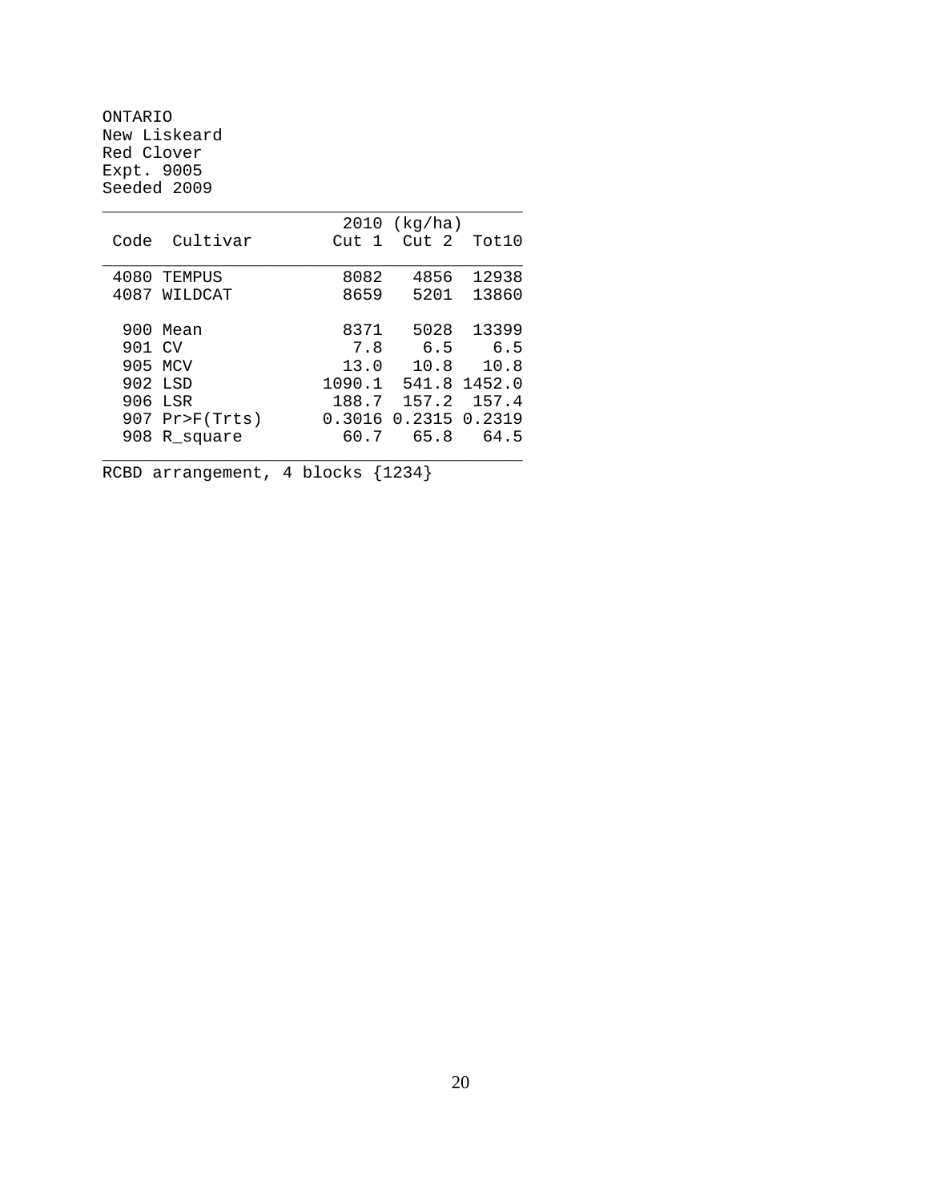ONTARIO
New Liskeard
Red Clover
Expt. 9005
Seeded 2009

| Code | Cultivar | 2010 (kg/ha) Cut 1 | Cut 2 | Tot10 |
|---|---|---|---|---|
| 4080 | TEMPUS | 8082 | 4856 | 12938 |
| 4087 | WILDCAT | 8659 | 5201 | 13860 |
| 900 | Mean | 8371 | 5028 | 13399 |
| 901 | CV | 7.8 | 6.5 | 6.5 |
| 905 | MCV | 13.0 | 10.8 | 10.8 |
| 902 | LSD | 1090.1 | 541.8 | 1452.0 |
| 906 | LSR | 188.7 | 157.2 | 157.4 |
| 907 | Pr>F(Trts) | 0.3016 | 0.2315 | 0.2319 |
| 908 | R_square | 60.7 | 65.8 | 64.5 |

RCBD arrangement, 4 blocks {1234}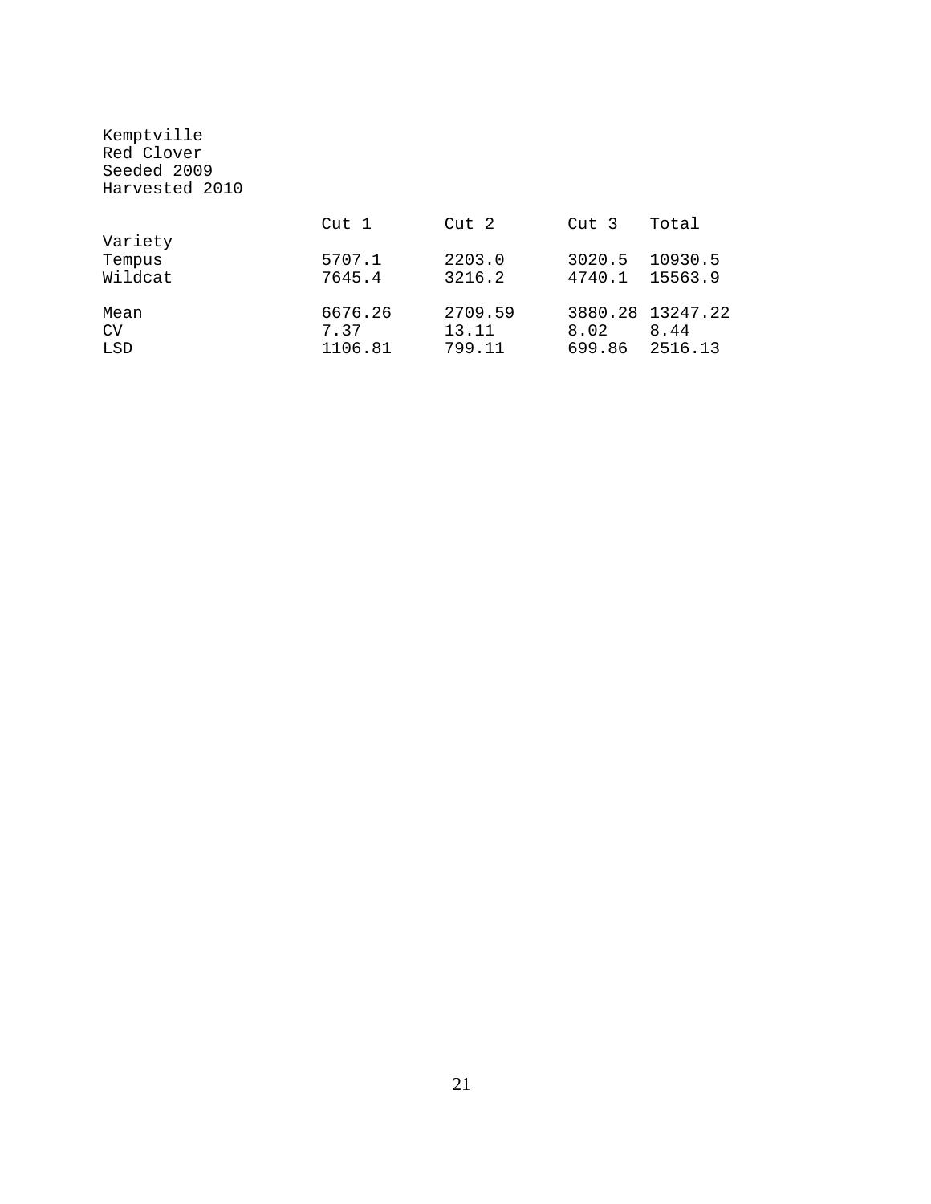Kemptville
Red Clover
Seeded 2009
Harvested 2010

| Variety | Cut 1 | Cut 2 | Cut 3 | Total |
|---|---|---|---|---|
| Tempus | 5707.1 | 2203.0 | 3020.5 | 10930.5 |
| Wildcat | 7645.4 | 3216.2 | 4740.1 | 15563.9 |
| Mean | 6676.26 | 2709.59 | 3880.28 | 13247.22 |
| CV | 7.37 | 13.11 | 8.02 | 8.44 |
| LSD | 1106.81 | 799.11 | 699.86 | 2516.13 |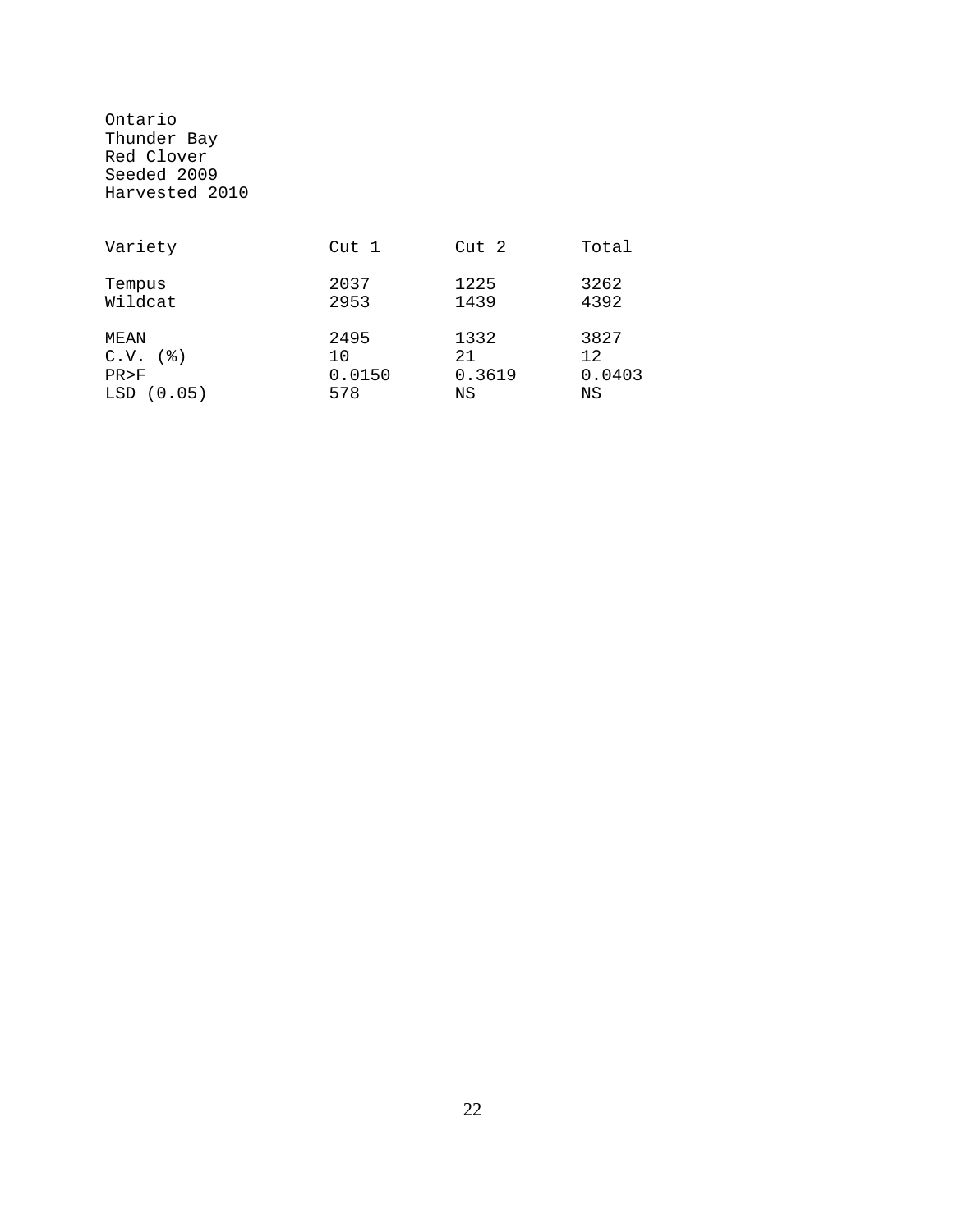Ontario
Thunder Bay
Red Clover
Seeded 2009
Harvested 2010

| Variety | Cut 1 | Cut 2 | Total |
|---|---|---|---|
| Tempus | 2037 | 1225 | 3262 |
| Wildcat | 2953 | 1439 | 4392 |
| MEAN | 2495 | 1332 | 3827 |
| C.V. (%) | 10 | 21 | 12 |
| PR>F | 0.0150 | 0.3619 | 0.0403 |
| LSD (0.05) | 578 | NS | NS |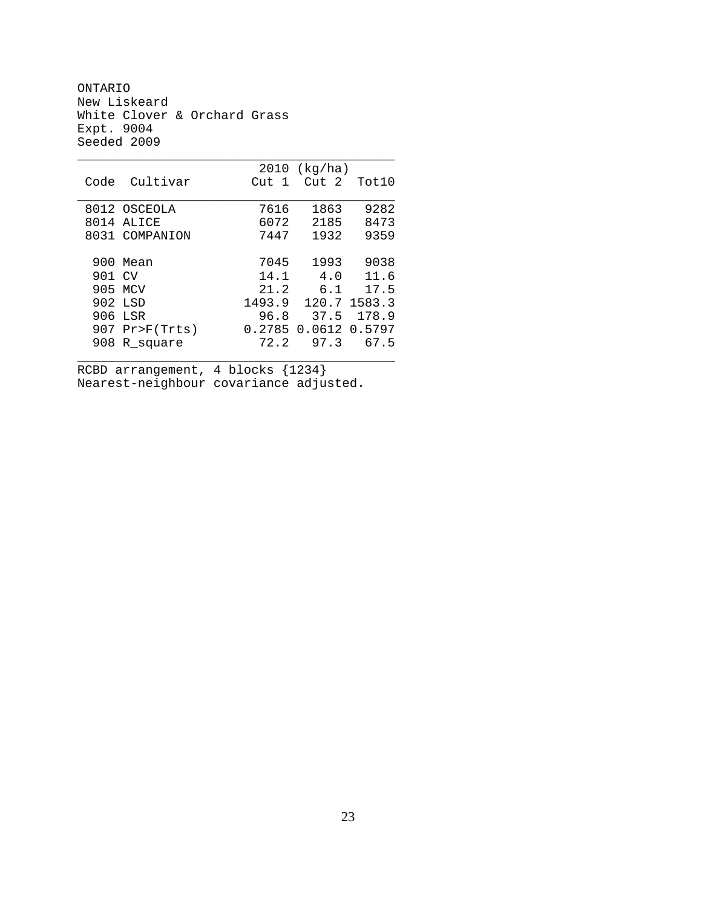ONTARIO
New Liskeard
White Clover & Orchard Grass
Expt. 9004
Seeded 2009

| Code | Cultivar | 2010 (kg/ha) Cut 1 | Cut 2 | Tot10 |
|---|---|---|---|---|
| 8012 | OSCEOLA | 7616 | 1863 | 9282 |
| 8014 | ALICE | 6072 | 2185 | 8473 |
| 8031 | COMPANION | 7447 | 1932 | 9359 |
| 900 | Mean | 7045 | 1993 | 9038 |
| 901 | CV | 14.1 | 4.0 | 11.6 |
| 905 | MCV | 21.2 | 6.1 | 17.5 |
| 902 | LSD | 1493.9 | 120.7 | 1583.3 |
| 906 | LSR | 96.8 | 37.5 | 178.9 |
| 907 | Pr>F(Trts) | 0.2785 | 0.0612 | 0.5797 |
| 908 | R_square | 72.2 | 97.3 | 67.5 |

RCBD arrangement, 4 blocks {1234}
Nearest-neighbour covariance adjusted.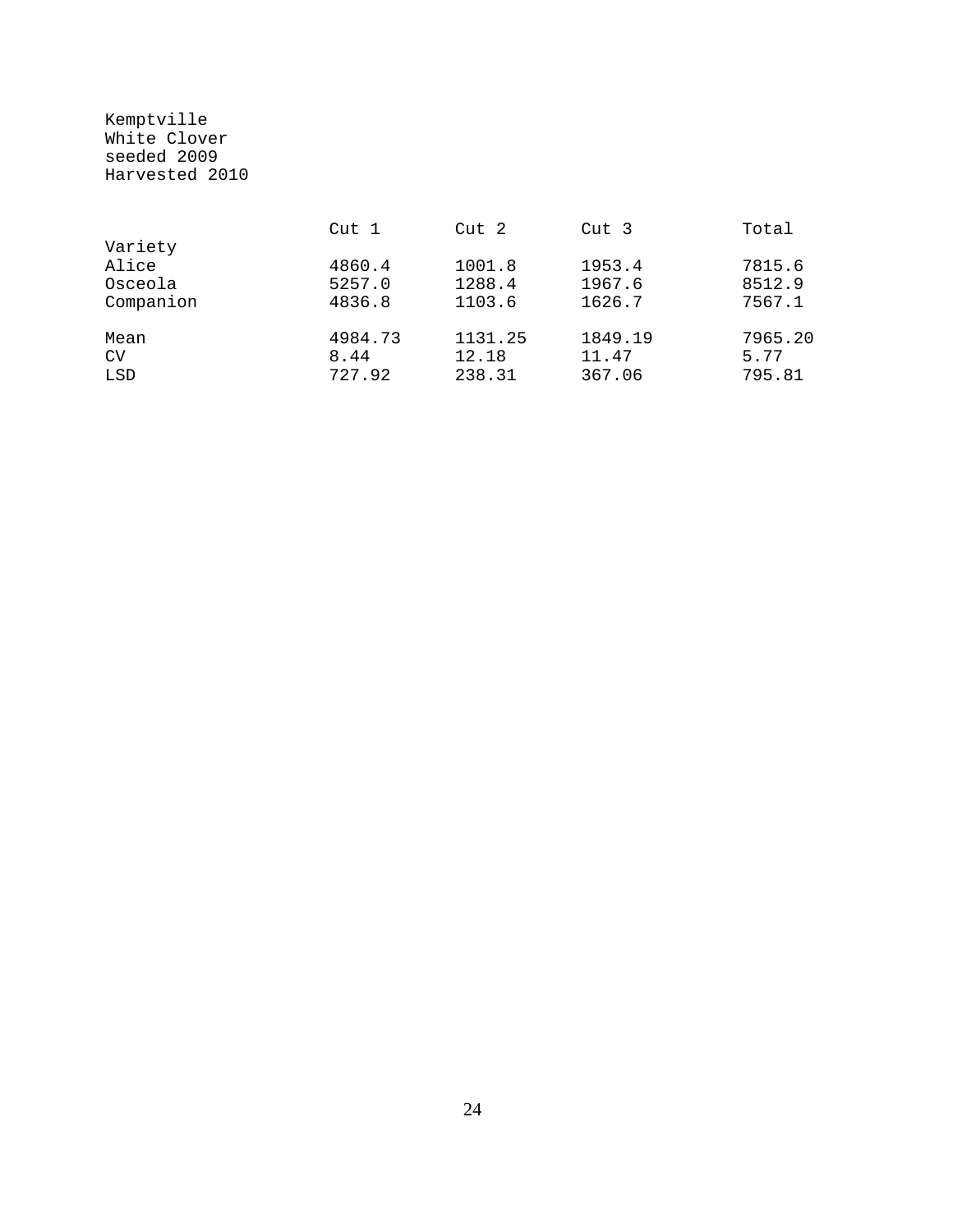Kemptville
White Clover
seeded 2009
Harvested 2010

| Variety | Cut 1 | Cut 2 | Cut 3 | Total |
|---|---|---|---|---|
| Alice | 4860.4 | 1001.8 | 1953.4 | 7815.6 |
| Osceola | 5257.0 | 1288.4 | 1967.6 | 8512.9 |
| Companion | 4836.8 | 1103.6 | 1626.7 | 7567.1 |
| Mean | 4984.73 | 1131.25 | 1849.19 | 7965.20 |
| CV | 8.44 | 12.18 | 11.47 | 5.77 |
| LSD | 727.92 | 238.31 | 367.06 | 795.81 |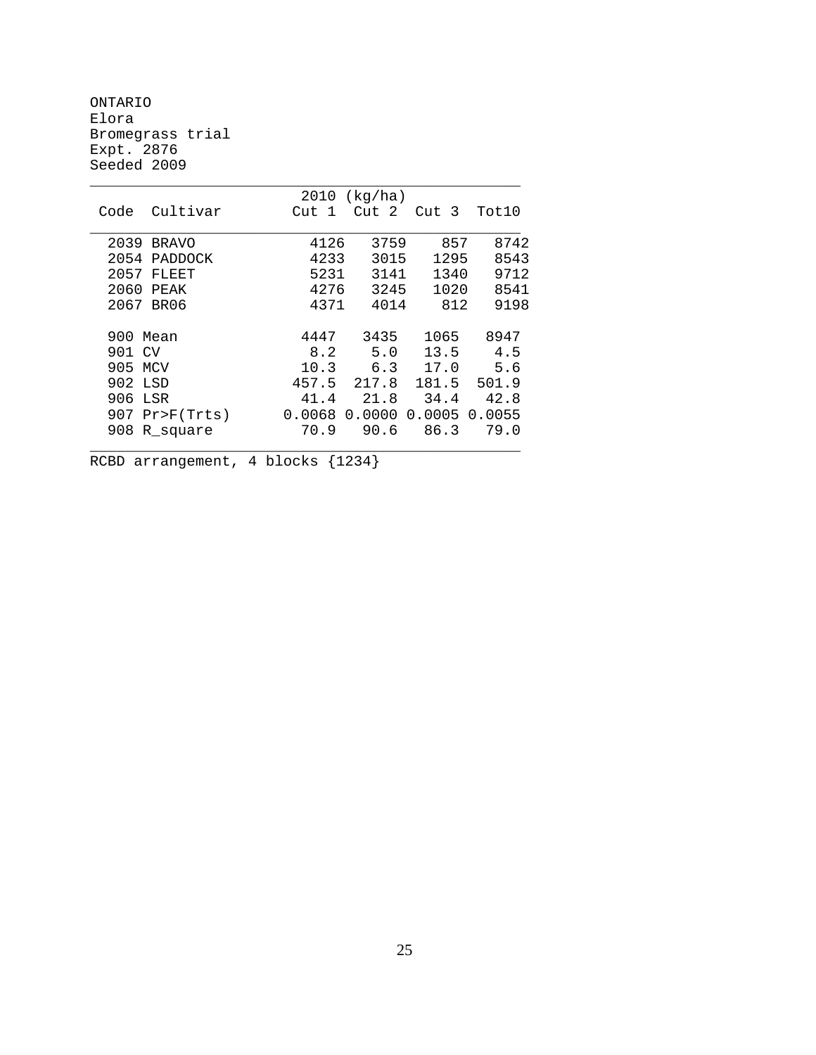ONTARIO
Elora
Bromegrass trial
Expt. 2876
Seeded 2009

| Code | Cultivar | 2010 (kg/ha) Cut 1 | Cut 2 | Cut 3 | Tot10 |
|---|---|---|---|---|---|
| 2039 | BRAVO | 4126 | 3759 | 857 | 8742 |
| 2054 | PADDOCK | 4233 | 3015 | 1295 | 8543 |
| 2057 | FLEET | 5231 | 3141 | 1340 | 9712 |
| 2060 | PEAK | 4276 | 3245 | 1020 | 8541 |
| 2067 | BR06 | 4371 | 4014 | 812 | 9198 |
| 900 | Mean | 4447 | 3435 | 1065 | 8947 |
| 901 | CV | 8.2 | 5.0 | 13.5 | 4.5 |
| 905 | MCV | 10.3 | 6.3 | 17.0 | 5.6 |
| 902 | LSD | 457.5 | 217.8 | 181.5 | 501.9 |
| 906 | LSR | 41.4 | 21.8 | 34.4 | 42.8 |
| 907 | Pr>F(Trts) | 0.0068 | 0.0000 | 0.0005 | 0.0055 |
| 908 | R_square | 70.9 | 90.6 | 86.3 | 79.0 |

RCBD arrangement, 4 blocks {1234}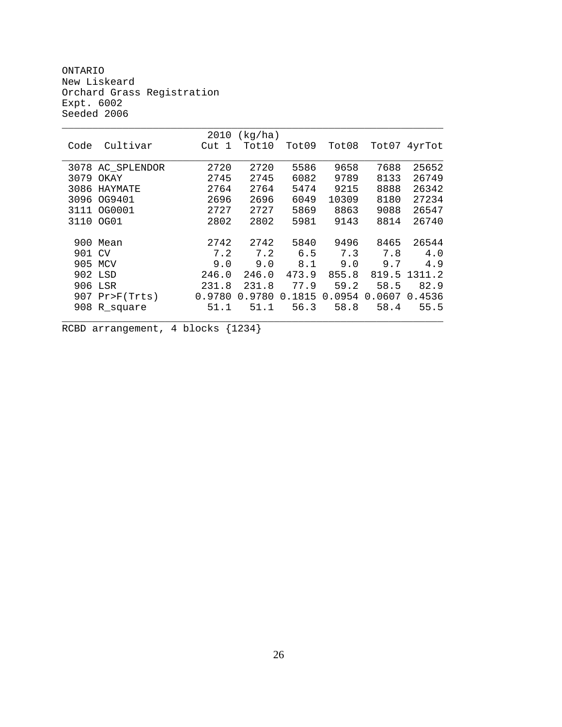ONTARIO
New Liskeard
Orchard Grass Registration
Expt. 6002
Seeded 2006

| Code | Cultivar | 2010 (kg/ha) Cut 1 | Tot10 | Tot09 | Tot08 | Tot07 | 4yrTot |
|---|---|---|---|---|---|---|---|
| 3078 | AC_SPLENDOR | 2720 | 2720 | 5586 | 9658 | 7688 | 25652 |
| 3079 | OKAY | 2745 | 2745 | 6082 | 9789 | 8133 | 26749 |
| 3086 | HAYMATE | 2764 | 2764 | 5474 | 9215 | 8888 | 26342 |
| 3096 | OG9401 | 2696 | 2696 | 6049 | 10309 | 8180 | 27234 |
| 3111 | OG0001 | 2727 | 2727 | 5869 | 8863 | 9088 | 26547 |
| 3110 | OG01 | 2802 | 2802 | 5981 | 9143 | 8814 | 26740 |
| 900 | Mean | 2742 | 2742 | 5840 | 9496 | 8465 | 26544 |
| 901 | CV | 7.2 | 7.2 | 6.5 | 7.3 | 7.8 | 4.0 |
| 905 | MCV | 9.0 | 9.0 | 8.1 | 9.0 | 9.7 | 4.9 |
| 902 | LSD | 246.0 | 246.0 | 473.9 | 855.8 | 819.5 | 1311.2 |
| 906 | LSR | 231.8 | 231.8 | 77.9 | 59.2 | 58.5 | 82.9 |
| 907 | Pr>F(Trts) | 0.9780 | 0.9780 | 0.1815 | 0.0954 | 0.0607 | 0.4536 |
| 908 | R_square | 51.1 | 51.1 | 56.3 | 58.8 | 58.4 | 55.5 |

RCBD arrangement, 4 blocks {1234}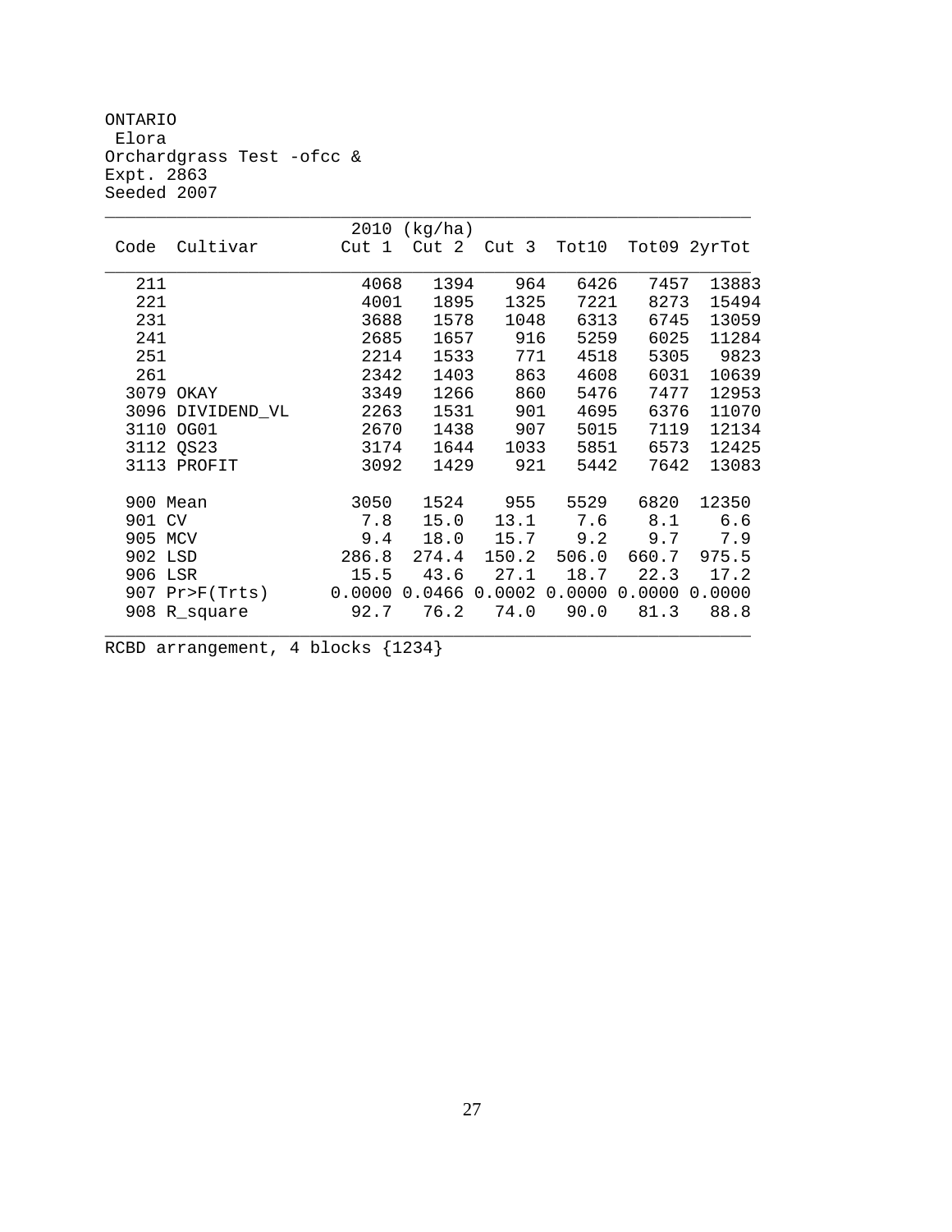ONTARIO
Elora
Orchardgrass Test -ofcc &
Expt. 2863
Seeded 2007

| Code | Cultivar | 2010 (kg/ha) Cut 1 | Cut 2 | Cut 3 | Tot10 | Tot09 | 2yrTot |
|---|---|---|---|---|---|---|---|
| 211 | | 4068 | 1394 | 964 | 6426 | 7457 | 13883 |
| 221 | | 4001 | 1895 | 1325 | 7221 | 8273 | 15494 |
| 231 | | 3688 | 1578 | 1048 | 6313 | 6745 | 13059 |
| 241 | | 2685 | 1657 | 916 | 5259 | 6025 | 11284 |
| 251 | | 2214 | 1533 | 771 | 4518 | 5305 | 9823 |
| 261 | | 2342 | 1403 | 863 | 4608 | 6031 | 10639 |
| 3079 | OKAY | 3349 | 1266 | 860 | 5476 | 7477 | 12953 |
| 3096 | DIVIDEND_VL | 2263 | 1531 | 901 | 4695 | 6376 | 11070 |
| 3110 | OG01 | 2670 | 1438 | 907 | 5015 | 7119 | 12134 |
| 3112 | QS23 | 3174 | 1644 | 1033 | 5851 | 6573 | 12425 |
| 3113 | PROFIT | 3092 | 1429 | 921 | 5442 | 7642 | 13083 |
| 900 | Mean | 3050 | 1524 | 955 | 5529 | 6820 | 12350 |
| 901 | CV | 7.8 | 15.0 | 13.1 | 7.6 | 8.1 | 6.6 |
| 905 | MCV | 9.4 | 18.0 | 15.7 | 9.2 | 9.7 | 7.9 |
| 902 | LSD | 286.8 | 274.4 | 150.2 | 506.0 | 660.7 | 975.5 |
| 906 | LSR | 15.5 | 43.6 | 27.1 | 18.7 | 22.3 | 17.2 |
| 907 | Pr>F(Trts) | 0.0000 | 0.0466 | 0.0002 | 0.0000 | 0.0000 | 0.0000 |
| 908 | R_square | 92.7 | 76.2 | 74.0 | 90.0 | 81.3 | 88.8 |

RCBD arrangement, 4 blocks {1234}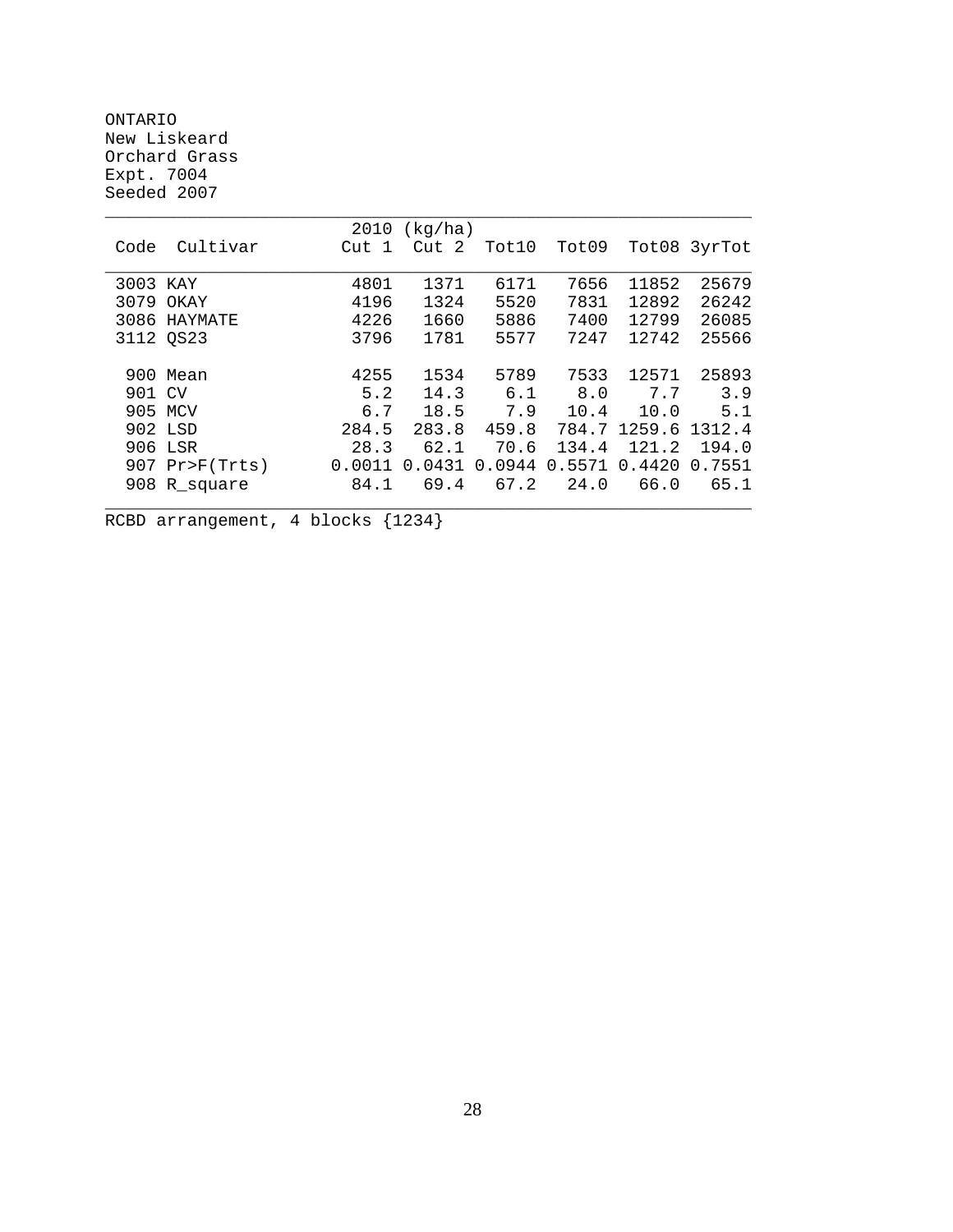ONTARIO
New Liskeard
Orchard Grass
Expt. 7004
Seeded 2007

| Code | Cultivar | 2010 (kg/ha) Cut 1 | Cut 2 | Tot10 | Tot09 | Tot08 | 3yrTot |
|---|---|---|---|---|---|---|---|
| 3003 | KAY | 4801 | 1371 | 6171 | 7656 | 11852 | 25679 |
| 3079 | OKAY | 4196 | 1324 | 5520 | 7831 | 12892 | 26242 |
| 3086 | HAYMATE | 4226 | 1660 | 5886 | 7400 | 12799 | 26085 |
| 3112 | QS23 | 3796 | 1781 | 5577 | 7247 | 12742 | 25566 |
| 900 | Mean | 4255 | 1534 | 5789 | 7533 | 12571 | 25893 |
| 901 | CV | 5.2 | 14.3 | 6.1 | 8.0 | 7.7 | 3.9 |
| 905 | MCV | 6.7 | 18.5 | 7.9 | 10.4 | 10.0 | 5.1 |
| 902 | LSD | 284.5 | 283.8 | 459.8 | 784.7 | 1259.6 | 1312.4 |
| 906 | LSR | 28.3 | 62.1 | 70.6 | 134.4 | 121.2 | 194.0 |
| 907 | Pr>F(Trts) | 0.0011 | 0.0431 | 0.0944 | 0.5571 | 0.4420 | 0.7551 |
| 908 | R_square | 84.1 | 69.4 | 67.2 | 24.0 | 66.0 | 65.1 |

RCBD arrangement, 4 blocks {1234}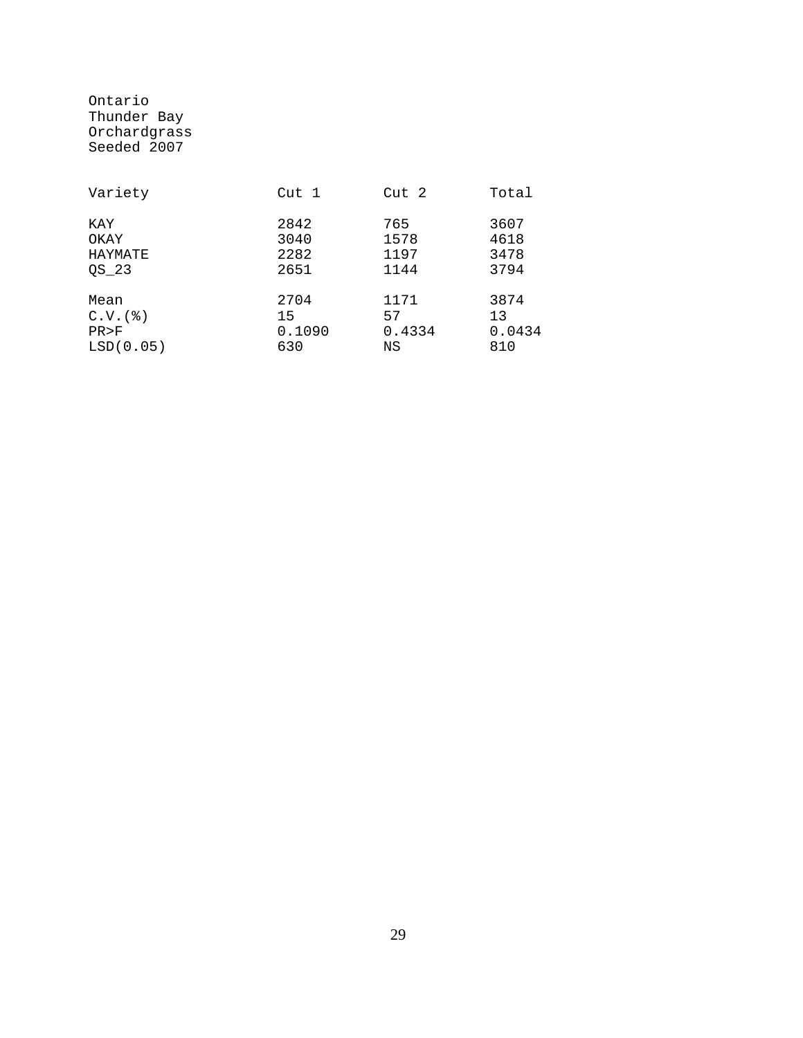Ontario
Thunder Bay
Orchardgrass
Seeded 2007

| Variety | Cut 1 | Cut 2 | Total |
|---|---|---|---|
| KAY | 2842 | 765 | 3607 |
| OKAY | 3040 | 1578 | 4618 |
| HAYMATE | 2282 | 1197 | 3478 |
| QS_23 | 2651 | 1144 | 3794 |
| Mean | 2704 | 1171 | 3874 |
| C.V.(%) | 15 | 57 | 13 |
| PR>F | 0.1090 | 0.4334 | 0.0434 |
| LSD(0.05) | 630 | NS | 810 |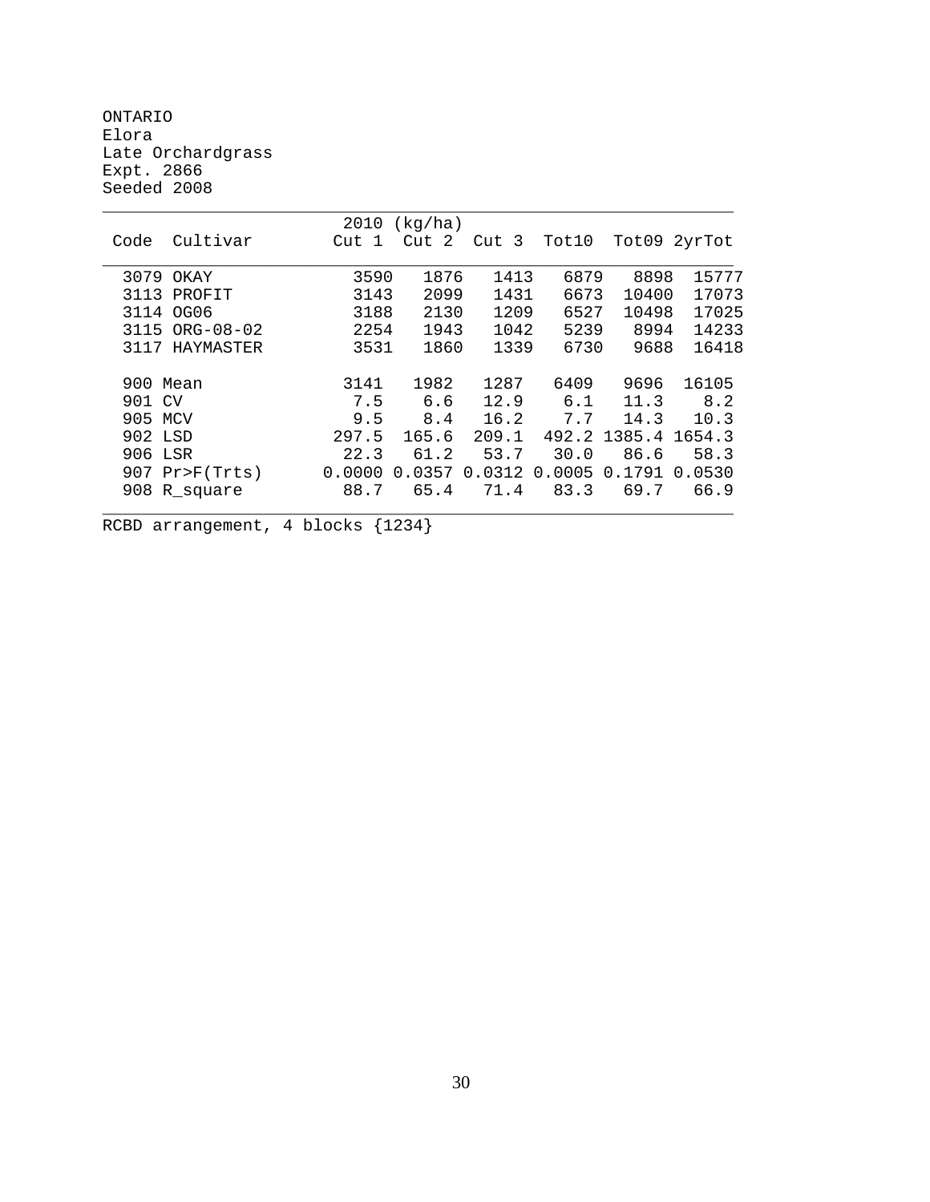ONTARIO
Elora
Late Orchardgrass
Expt. 2866
Seeded 2008

| Code | Cultivar | 2010 (kg/ha) Cut 1 | Cut 2 | Cut 3 | Tot10 | Tot09 | 2yrTot |
|---|---|---|---|---|---|---|---|
| 3079 | OKAY | 3590 | 1876 | 1413 | 6879 | 8898 | 15777 |
| 3113 | PROFIT | 3143 | 2099 | 1431 | 6673 | 10400 | 17073 |
| 3114 | OG06 | 3188 | 2130 | 1209 | 6527 | 10498 | 17025 |
| 3115 | ORG-08-02 | 2254 | 1943 | 1042 | 5239 | 8994 | 14233 |
| 3117 | HAYMASTER | 3531 | 1860 | 1339 | 6730 | 9688 | 16418 |
| 900 | Mean | 3141 | 1982 | 1287 | 6409 | 9696 | 16105 |
| 901 | CV | 7.5 | 6.6 | 12.9 | 6.1 | 11.3 | 8.2 |
| 905 | MCV | 9.5 | 8.4 | 16.2 | 7.7 | 14.3 | 10.3 |
| 902 | LSD | 297.5 | 165.6 | 209.1 | 492.2 | 1385.4 | 1654.3 |
| 906 | LSR | 22.3 | 61.2 | 53.7 | 30.0 | 86.6 | 58.3 |
| 907 | Pr>F(Trts) | 0.0000 | 0.0357 | 0.0312 | 0.0005 | 0.1791 | 0.0530 |
| 908 | R_square | 88.7 | 65.4 | 71.4 | 83.3 | 69.7 | 66.9 |

RCBD arrangement, 4 blocks {1234}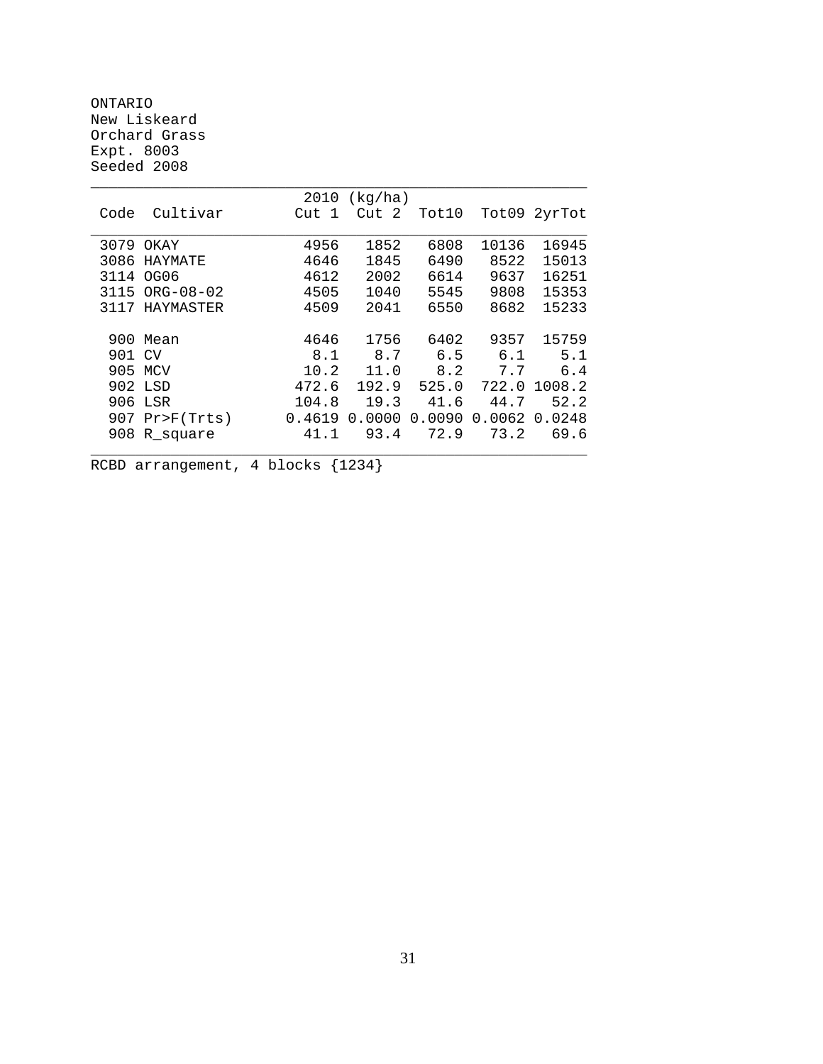ONTARIO
New Liskeard
Orchard Grass
Expt. 8003
Seeded 2008

| Code | Cultivar | 2010 (kg/ha) Cut 1 | Cut 2 | Tot10 | Tot09 | 2yrTot |
|---|---|---|---|---|---|---|
| 3079 | OKAY | 4956 | 1852 | 6808 | 10136 | 16945 |
| 3086 | HAYMATE | 4646 | 1845 | 6490 | 8522 | 15013 |
| 3114 | OG06 | 4612 | 2002 | 6614 | 9637 | 16251 |
| 3115 | ORG-08-02 | 4505 | 1040 | 5545 | 9808 | 15353 |
| 3117 | HAYMASTER | 4509 | 2041 | 6550 | 8682 | 15233 |
| 900 | Mean | 4646 | 1756 | 6402 | 9357 | 15759 |
| 901 | CV | 8.1 | 8.7 | 6.5 | 6.1 | 5.1 |
| 905 | MCV | 10.2 | 11.0 | 8.2 | 7.7 | 6.4 |
| 902 | LSD | 472.6 | 192.9 | 525.0 | 722.0 | 1008.2 |
| 906 | LSR | 104.8 | 19.3 | 41.6 | 44.7 | 52.2 |
| 907 | Pr>F(Trts) | 0.4619 | 0.0000 | 0.0090 | 0.0062 | 0.0248 |
| 908 | R_square | 41.1 | 93.4 | 72.9 | 73.2 | 69.6 |

RCBD arrangement, 4 blocks {1234}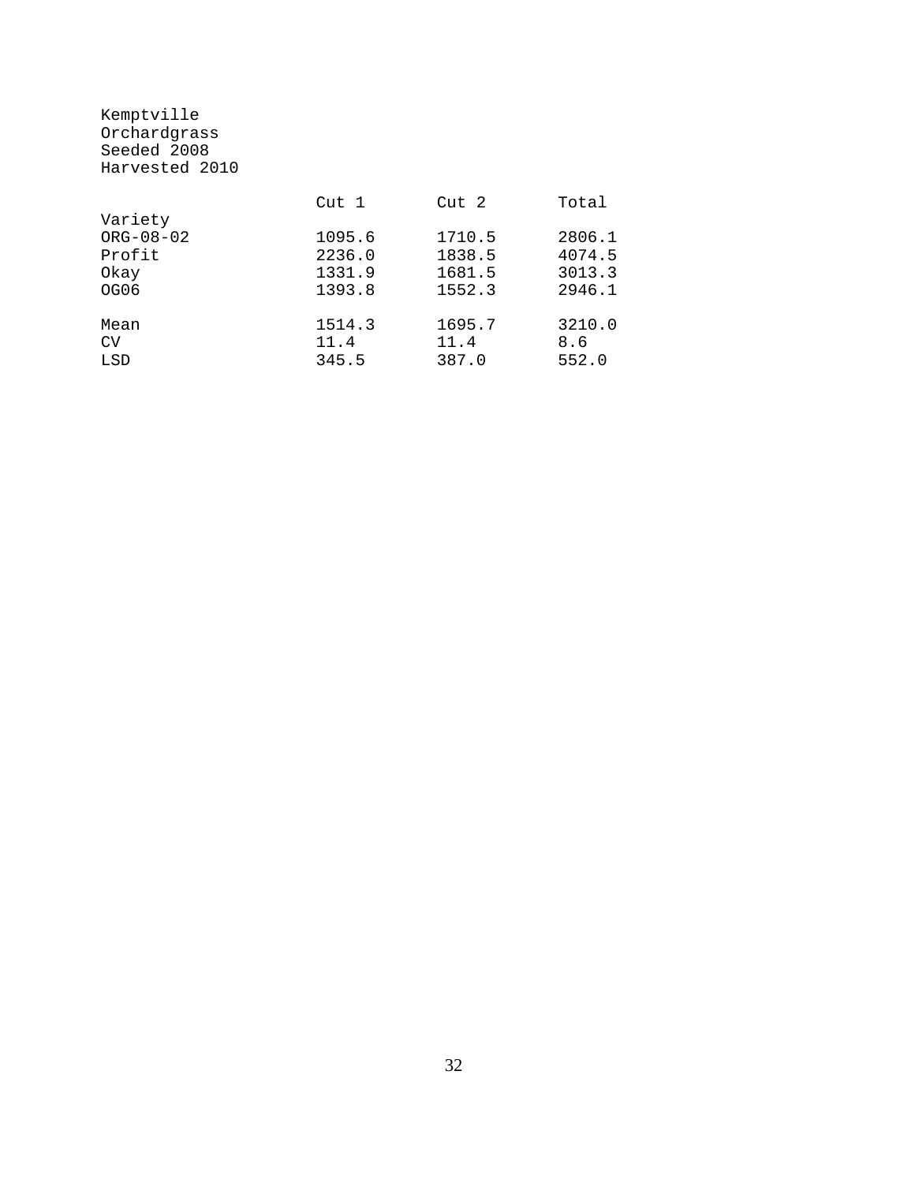Kemptville
Orchardgrass
Seeded 2008
Harvested 2010

| Variety | Cut 1 | Cut 2 | Total |
|---|---|---|---|
| ORG-08-02 | 1095.6 | 1710.5 | 2806.1 |
| Profit | 2236.0 | 1838.5 | 4074.5 |
| Okay | 1331.9 | 1681.5 | 3013.3 |
| OG06 | 1393.8 | 1552.3 | 2946.1 |
| Mean | 1514.3 | 1695.7 | 3210.0 |
| CV | 11.4 | 11.4 | 8.6 |
| LSD | 345.5 | 387.0 | 552.0 |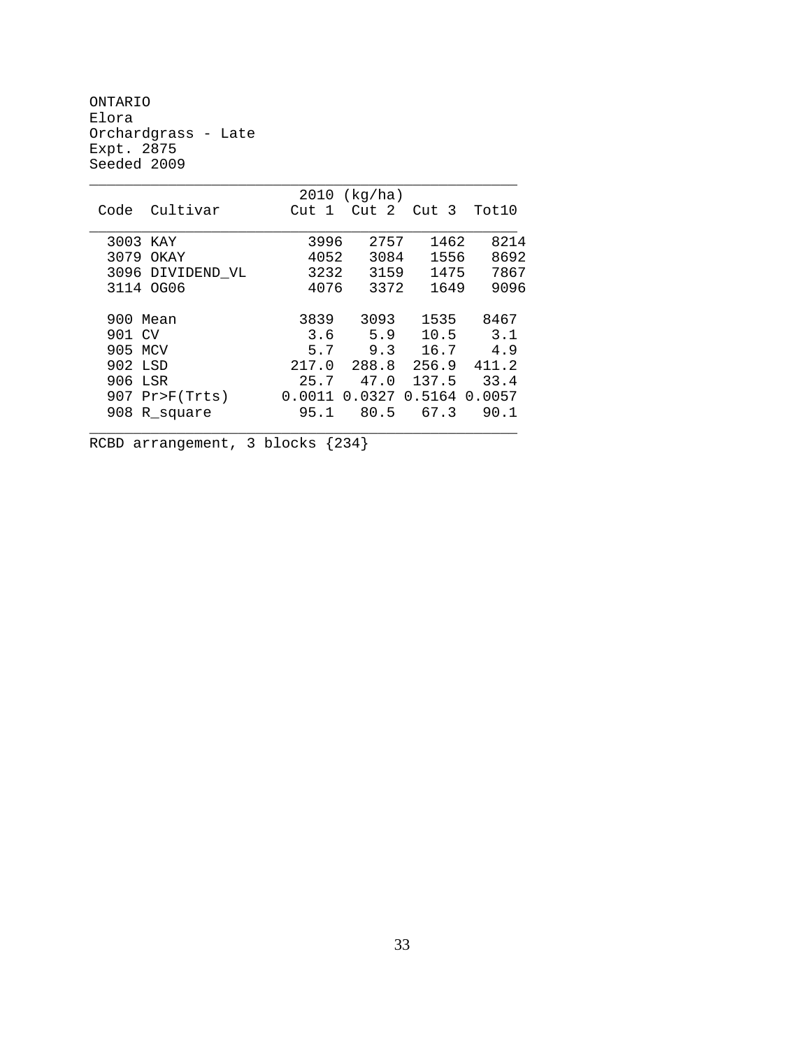ONTARIO
Elora
Orchardgrass - Late
Expt. 2875
Seeded 2009

| Code | Cultivar | 2010 (kg/ha) Cut 1 | Cut 2 | Cut 3 | Tot10 |
|---|---|---|---|---|---|
| 3003 | KAY | 3996 | 2757 | 1462 | 8214 |
| 3079 | OKAY | 4052 | 3084 | 1556 | 8692 |
| 3096 | DIVIDEND_VL | 3232 | 3159 | 1475 | 7867 |
| 3114 | OG06 | 4076 | 3372 | 1649 | 9096 |
| 900 | Mean | 3839 | 3093 | 1535 | 8467 |
| 901 | CV | 3.6 | 5.9 | 10.5 | 3.1 |
| 905 | MCV | 5.7 | 9.3 | 16.7 | 4.9 |
| 902 | LSD | 217.0 | 288.8 | 256.9 | 411.2 |
| 906 | LSR | 25.7 | 47.0 | 137.5 | 33.4 |
| 907 | Pr>F(Trts) | 0.0011 | 0.0327 | 0.5164 | 0.0057 |
| 908 | R_square | 95.1 | 80.5 | 67.3 | 90.1 |

RCBD arrangement, 3 blocks {234}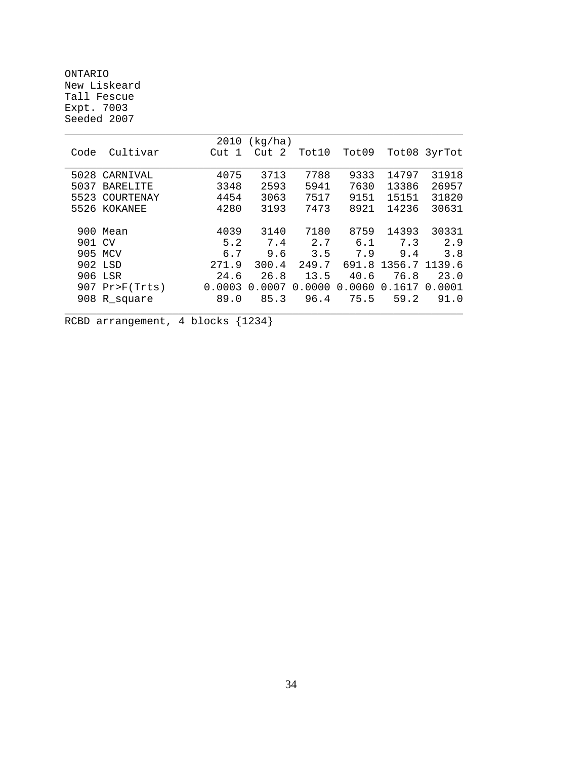ONTARIO
New Liskeard
Tall Fescue
Expt. 7003
Seeded 2007

| Code | Cultivar | 2010 (kg/ha) Cut 1 | Cut 2 | Tot10 | Tot09 | Tot08 | 3yrTot |
|---|---|---|---|---|---|---|---|
| 5028 | CARNIVAL | 4075 | 3713 | 7788 | 9333 | 14797 | 31918 |
| 5037 | BARELITE | 3348 | 2593 | 5941 | 7630 | 13386 | 26957 |
| 5523 | COURTENAY | 4454 | 3063 | 7517 | 9151 | 15151 | 31820 |
| 5526 | KOKANEE | 4280 | 3193 | 7473 | 8921 | 14236 | 30631 |
| 900 | Mean | 4039 | 3140 | 7180 | 8759 | 14393 | 30331 |
| 901 | CV | 5.2 | 7.4 | 2.7 | 6.1 | 7.3 | 2.9 |
| 905 | MCV | 6.7 | 9.6 | 3.5 | 7.9 | 9.4 | 3.8 |
| 902 | LSD | 271.9 | 300.4 | 249.7 | 691.8 | 1356.7 | 1139.6 |
| 906 | LSR | 24.6 | 26.8 | 13.5 | 40.6 | 76.8 | 23.0 |
| 907 | Pr>F(Trts) | 0.0003 | 0.0007 | 0.0000 | 0.0060 | 0.1617 | 0.0001 |
| 908 | R_square | 89.0 | 85.3 | 96.4 | 75.5 | 59.2 | 91.0 |

RCBD arrangement, 4 blocks {1234}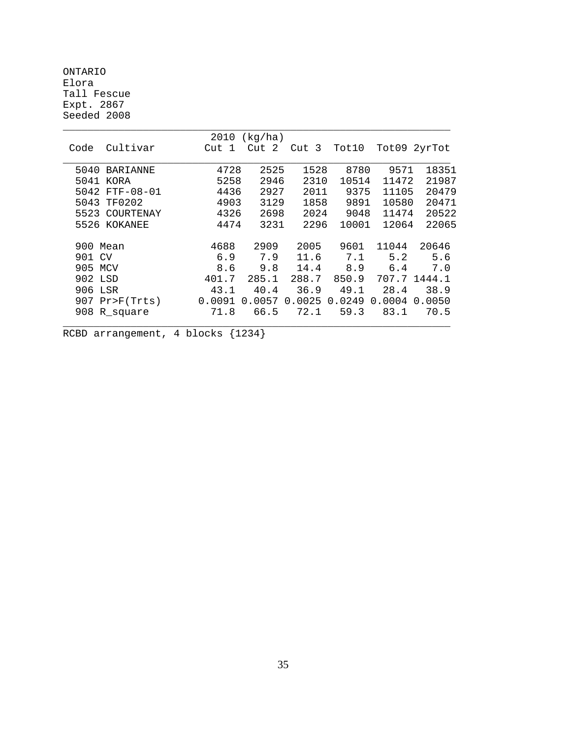ONTARIO
Elora
Tall Fescue
Expt. 2867
Seeded 2008

| Code | Cultivar | 2010 (kg/ha) Cut 1 | Cut 2 | Cut 3 | Tot10 | Tot09 | 2yrTot |
|---|---|---|---|---|---|---|---|
| 5040 | BARIANNE | 4728 | 2525 | 1528 | 8780 | 9571 | 18351 |
| 5041 | KORA | 5258 | 2946 | 2310 | 10514 | 11472 | 21987 |
| 5042 | FTF-08-01 | 4436 | 2927 | 2011 | 9375 | 11105 | 20479 |
| 5043 | TF0202 | 4903 | 3129 | 1858 | 9891 | 10580 | 20471 |
| 5523 | COURTENAY | 4326 | 2698 | 2024 | 9048 | 11474 | 20522 |
| 5526 | KOKANEE | 4474 | 3231 | 2296 | 10001 | 12064 | 22065 |
| 900 | Mean | 4688 | 2909 | 2005 | 9601 | 11044 | 20646 |
| 901 | CV | 6.9 | 7.9 | 11.6 | 7.1 | 5.2 | 5.6 |
| 905 | MCV | 8.6 | 9.8 | 14.4 | 8.9 | 6.4 | 7.0 |
| 902 | LSD | 401.7 | 285.1 | 288.7 | 850.9 | 707.7 | 1444.1 |
| 906 | LSR | 43.1 | 40.4 | 36.9 | 49.1 | 28.4 | 38.9 |
| 907 | Pr>F(Trts) | 0.0091 | 0.0057 | 0.0025 | 0.0249 | 0.0004 | 0.0050 |
| 908 | R_square | 71.8 | 66.5 | 72.1 | 59.3 | 83.1 | 70.5 |

RCBD arrangement, 4 blocks {1234}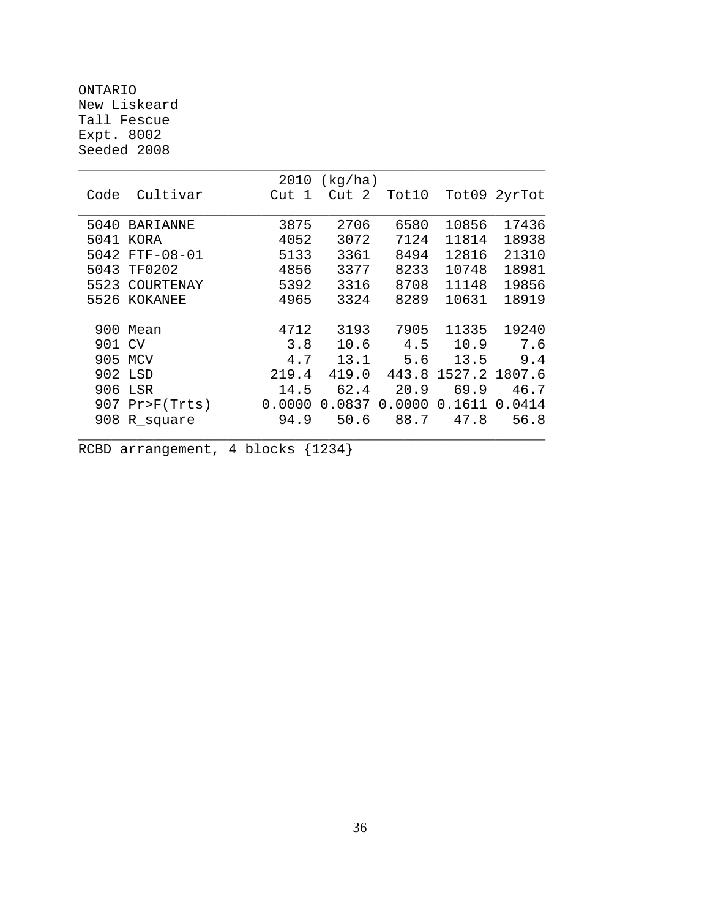ONTARIO
New Liskeard
Tall Fescue
Expt. 8002
Seeded 2008

| Code | Cultivar | 2010 (kg/ha) Cut 1 | Cut 2 | Tot10 | Tot09 | 2yrTot |
|---|---|---|---|---|---|---|
| 5040 | BARIANNE | 3875 | 2706 | 6580 | 10856 | 17436 |
| 5041 | KORA | 4052 | 3072 | 7124 | 11814 | 18938 |
| 5042 | FTF-08-01 | 5133 | 3361 | 8494 | 12816 | 21310 |
| 5043 | TF0202 | 4856 | 3377 | 8233 | 10748 | 18981 |
| 5523 | COURTENAY | 5392 | 3316 | 8708 | 11148 | 19856 |
| 5526 | KOKANEE | 4965 | 3324 | 8289 | 10631 | 18919 |
| 900 | Mean | 4712 | 3193 | 7905 | 11335 | 19240 |
| 901 | CV | 3.8 | 10.6 | 4.5 | 10.9 | 7.6 |
| 905 | MCV | 4.7 | 13.1 | 5.6 | 13.5 | 9.4 |
| 902 | LSD | 219.4 | 419.0 | 443.8 | 1527.2 | 1807.6 |
| 906 | LSR | 14.5 | 62.4 | 20.9 | 69.9 | 46.7 |
| 907 | Pr>F(Trts) | 0.0000 | 0.0837 | 0.0000 | 0.1611 | 0.0414 |
| 908 | R_square | 94.9 | 50.6 | 88.7 | 47.8 | 56.8 |

RCBD arrangement, 4 blocks {1234}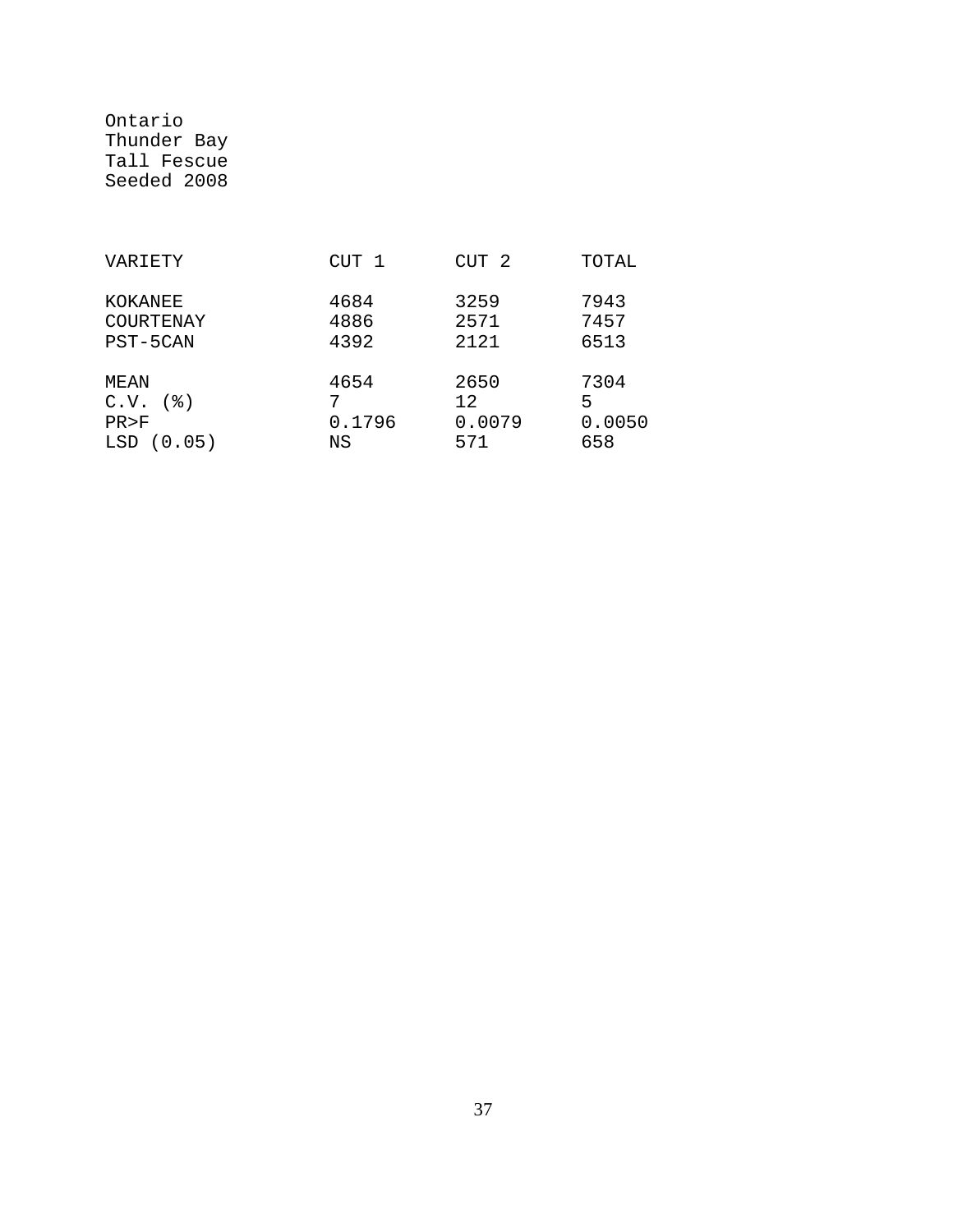Ontario
Thunder Bay
Tall Fescue
Seeded 2008

| VARIETY | CUT 1 | CUT 2 | TOTAL |
|---|---|---|---|
| KOKANEE | 4684 | 3259 | 7943 |
| COURTENAY | 4886 | 2571 | 7457 |
| PST-5CAN | 4392 | 2121 | 6513 |
| MEAN | 4654 | 2650 | 7304 |
| C.V. (%) | 7 | 12 | 5 |
| PR>F | 0.1796 | 0.0079 | 0.0050 |
| LSD (0.05) | NS | 571 | 658 |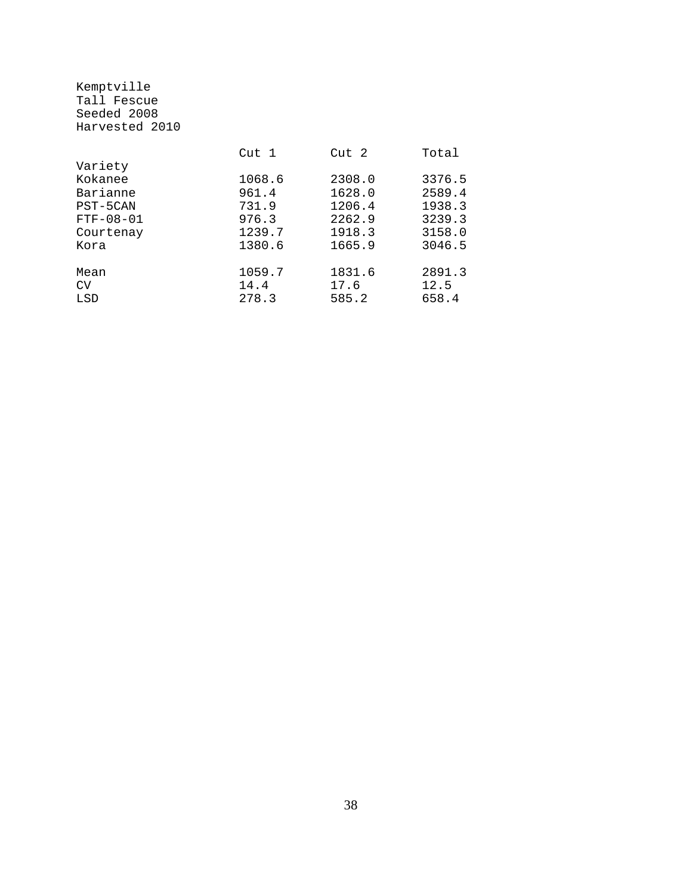Kemptville
Tall Fescue
Seeded 2008
Harvested 2010

| Variety | Cut 1 | Cut 2 | Total |
|---|---|---|---|
| Kokanee | 1068.6 | 2308.0 | 3376.5 |
| Barianne | 961.4 | 1628.0 | 2589.4 |
| PST-5CAN | 731.9 | 1206.4 | 1938.3 |
| FTF-08-01 | 976.3 | 2262.9 | 3239.3 |
| Courtenay | 1239.7 | 1918.3 | 3158.0 |
| Kora | 1380.6 | 1665.9 | 3046.5 |
| Mean | 1059.7 | 1831.6 | 2891.3 |
| CV | 14.4 | 17.6 | 12.5 |
| LSD | 278.3 | 585.2 | 658.4 |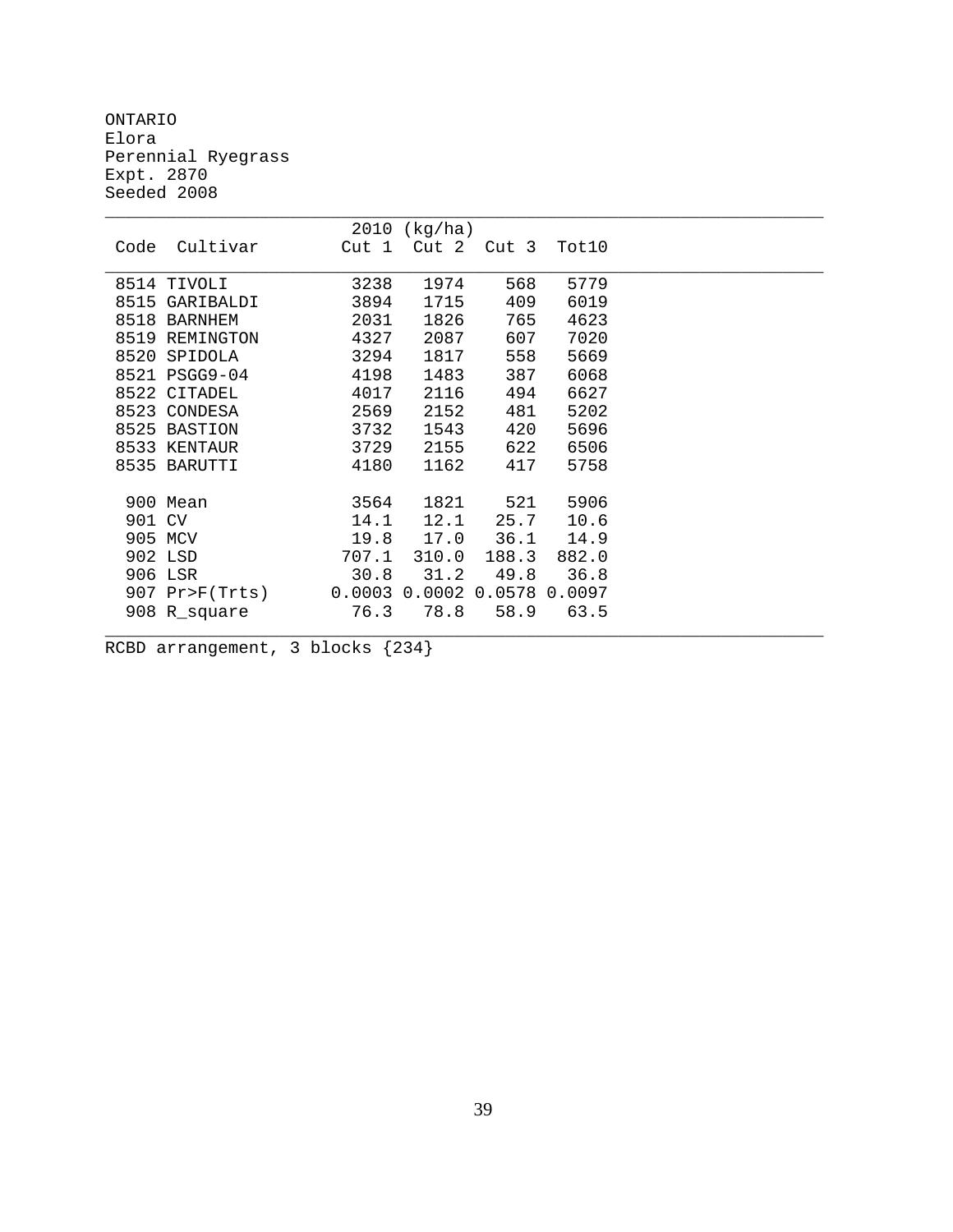ONTARIO
Elora
Perennial Ryegrass
Expt. 2870
Seeded 2008

| Code | Cultivar | 2010 (kg/ha) Cut 1 | Cut 2 | Cut 3 | Tot10 |
|---|---|---|---|---|---|
| 8514 | TIVOLI | 3238 | 1974 | 568 | 5779 |
| 8515 | GARIBALDI | 3894 | 1715 | 409 | 6019 |
| 8518 | BARNHEM | 2031 | 1826 | 765 | 4623 |
| 8519 | REMINGTON | 4327 | 2087 | 607 | 7020 |
| 8520 | SPIDOLA | 3294 | 1817 | 558 | 5669 |
| 8521 | PSGG9-04 | 4198 | 1483 | 387 | 6068 |
| 8522 | CITADEL | 4017 | 2116 | 494 | 6627 |
| 8523 | CONDESA | 2569 | 2152 | 481 | 5202 |
| 8525 | BASTION | 3732 | 1543 | 420 | 5696 |
| 8533 | KENTAUR | 3729 | 2155 | 622 | 6506 |
| 8535 | BARUTTI | 4180 | 1162 | 417 | 5758 |
| 900 | Mean | 3564 | 1821 | 521 | 5906 |
| 901 | CV | 14.1 | 12.1 | 25.7 | 10.6 |
| 905 | MCV | 19.8 | 17.0 | 36.1 | 14.9 |
| 902 | LSD | 707.1 | 310.0 | 188.3 | 882.0 |
| 906 | LSR | 30.8 | 31.2 | 49.8 | 36.8 |
| 907 | Pr>F(Trts) | 0.0003 | 0.0002 | 0.0578 | 0.0097 |
| 908 | R_square | 76.3 | 78.8 | 58.9 | 63.5 |

RCBD arrangement, 3 blocks {234}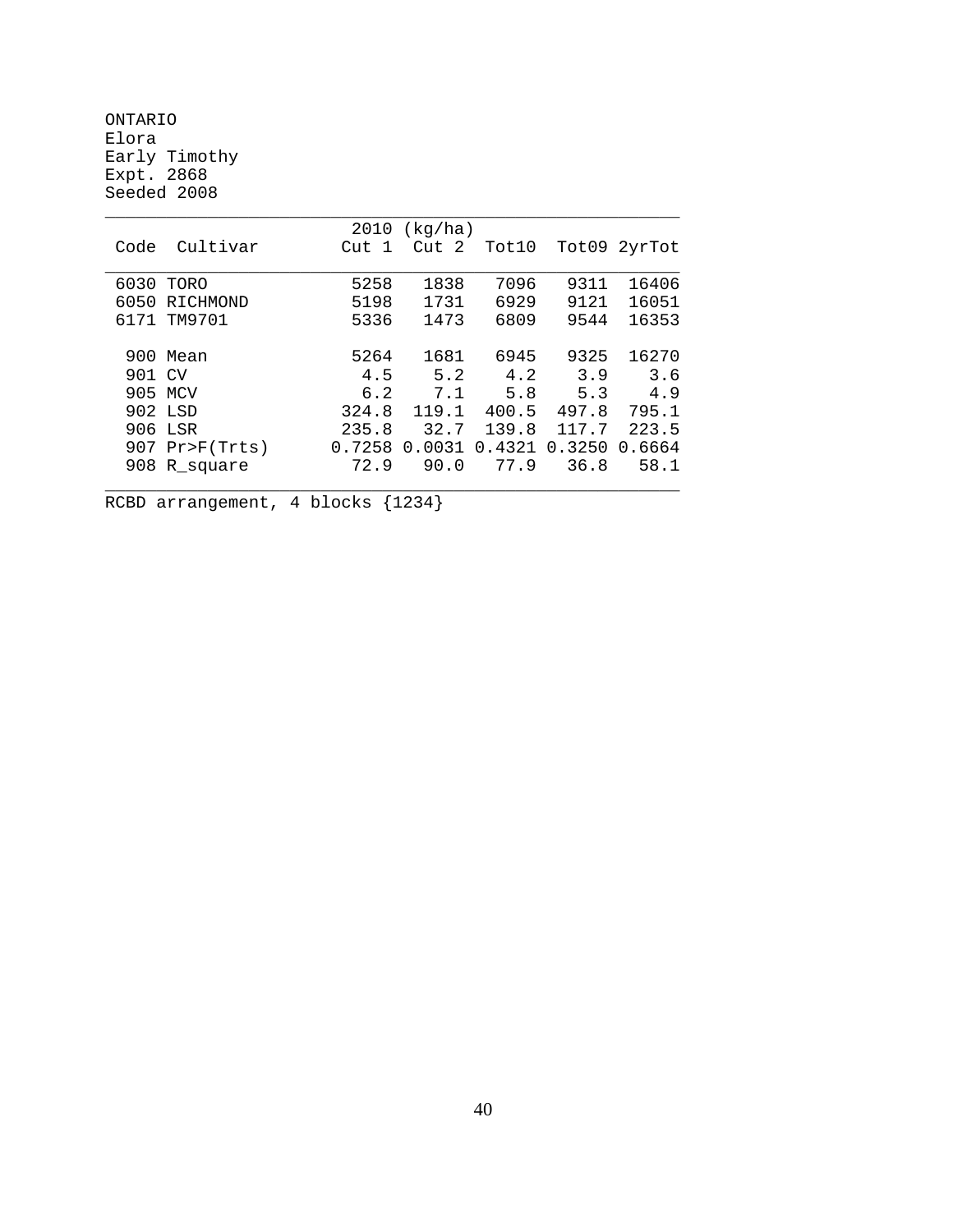ONTARIO
Elora
Early Timothy
Expt. 2868
Seeded 2008

| Code | Cultivar | 2010 (kg/ha) Cut 1 | Cut 2 | Tot10 | Tot09 | 2yrTot |
|---|---|---|---|---|---|---|
| 6030 | TORO | 5258 | 1838 | 7096 | 9311 | 16406 |
| 6050 | RICHMOND | 5198 | 1731 | 6929 | 9121 | 16051 |
| 6171 | TM9701 | 5336 | 1473 | 6809 | 9544 | 16353 |
| | | | | | | |
| 900 | Mean | 5264 | 1681 | 6945 | 9325 | 16270 |
| 901 | CV | 4.5 | 5.2 | 4.2 | 3.9 | 3.6 |
| 905 | MCV | 6.2 | 7.1 | 5.8 | 5.3 | 4.9 |
| 902 | LSD | 324.8 | 119.1 | 400.5 | 497.8 | 795.1 |
| 906 | LSR | 235.8 | 32.7 | 139.8 | 117.7 | 223.5 |
| 907 | Pr>F(Trts) | 0.7258 | 0.0031 | 0.4321 | 0.3250 | 0.6664 |
| 908 | R_square | 72.9 | 90.0 | 77.9 | 36.8 | 58.1 |

RCBD arrangement, 4 blocks {1234}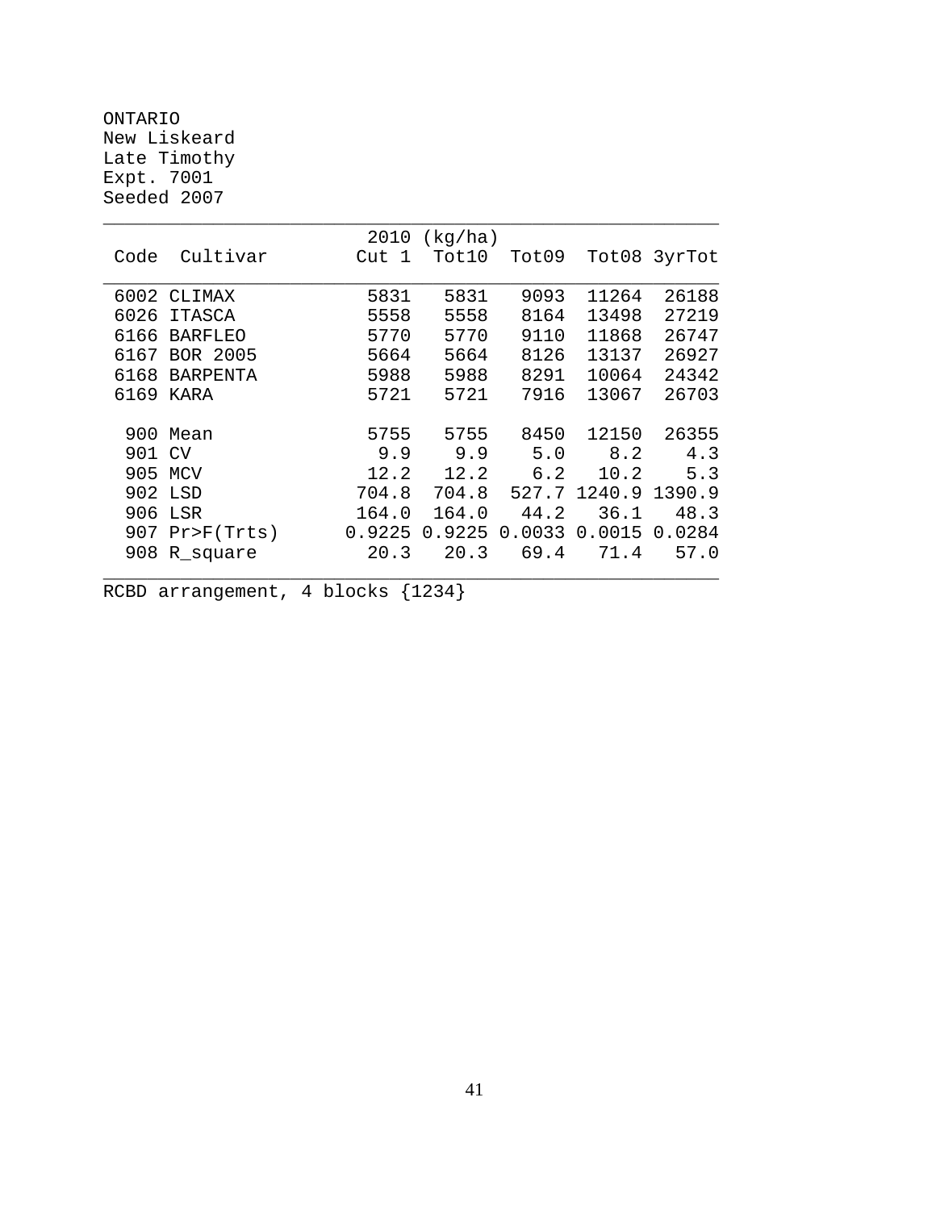ONTARIO
New Liskeard
Late Timothy
Expt. 7001
Seeded 2007

| Code | Cultivar | 2010 (kg/ha) Cut 1 | Tot10 | Tot09 | Tot08 | 3yrTot |
|---|---|---|---|---|---|---|
| 6002 | CLIMAX | 5831 | 5831 | 9093 | 11264 | 26188 |
| 6026 | ITASCA | 5558 | 5558 | 8164 | 13498 | 27219 |
| 6166 | BARFLEO | 5770 | 5770 | 9110 | 11868 | 26747 |
| 6167 | BOR 2005 | 5664 | 5664 | 8126 | 13137 | 26927 |
| 6168 | BARPENTA | 5988 | 5988 | 8291 | 10064 | 24342 |
| 6169 | KARA | 5721 | 5721 | 7916 | 13067 | 26703 |
| 900 | Mean | 5755 | 5755 | 8450 | 12150 | 26355 |
| 901 | CV | 9.9 | 9.9 | 5.0 | 8.2 | 4.3 |
| 905 | MCV | 12.2 | 12.2 | 6.2 | 10.2 | 5.3 |
| 902 | LSD | 704.8 | 704.8 | 527.7 | 1240.9 | 1390.9 |
| 906 | LSR | 164.0 | 164.0 | 44.2 | 36.1 | 48.3 |
| 907 | Pr>F(Trts) | 0.9225 | 0.9225 | 0.0033 | 0.0015 | 0.0284 |
| 908 | R_square | 20.3 | 20.3 | 69.4 | 71.4 | 57.0 |

RCBD arrangement, 4 blocks {1234}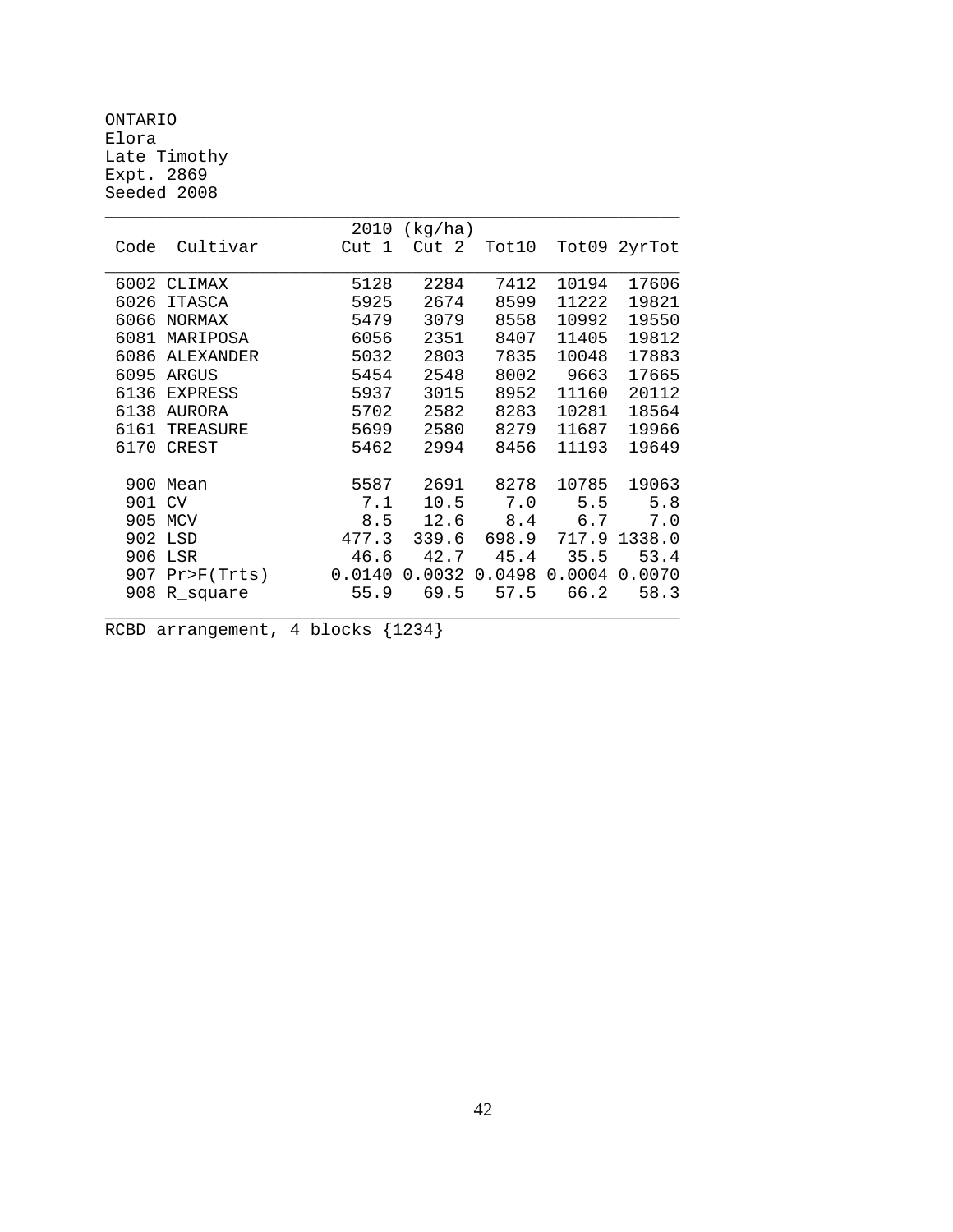ONTARIO
Elora
Late Timothy
Expt. 2869
Seeded 2008

| Code | Cultivar | 2010 (kg/ha) Cut 1 | Cut 2 | Tot10 | Tot09 | 2yrTot |
|---|---|---|---|---|---|---|
| 6002 | CLIMAX | 5128 | 2284 | 7412 | 10194 | 17606 |
| 6026 | ITASCA | 5925 | 2674 | 8599 | 11222 | 19821 |
| 6066 | NORMAX | 5479 | 3079 | 8558 | 10992 | 19550 |
| 6081 | MARIPOSA | 6056 | 2351 | 8407 | 11405 | 19812 |
| 6086 | ALEXANDER | 5032 | 2803 | 7835 | 10048 | 17883 |
| 6095 | ARGUS | 5454 | 2548 | 8002 | 9663 | 17665 |
| 6136 | EXPRESS | 5937 | 3015 | 8952 | 11160 | 20112 |
| 6138 | AURORA | 5702 | 2582 | 8283 | 10281 | 18564 |
| 6161 | TREASURE | 5699 | 2580 | 8279 | 11687 | 19966 |
| 6170 | CREST | 5462 | 2994 | 8456 | 11193 | 19649 |
| 900 | Mean | 5587 | 2691 | 8278 | 10785 | 19063 |
| 901 | CV | 7.1 | 10.5 | 7.0 | 5.5 | 5.8 |
| 905 | MCV | 8.5 | 12.6 | 8.4 | 6.7 | 7.0 |
| 902 | LSD | 477.3 | 339.6 | 698.9 | 717.9 | 1338.0 |
| 906 | LSR | 46.6 | 42.7 | 45.4 | 35.5 | 53.4 |
| 907 | Pr>F(Trts) | 0.0140 | 0.0032 | 0.0498 | 0.0004 | 0.0070 |
| 908 | R_square | 55.9 | 69.5 | 57.5 | 66.2 | 58.3 |

RCBD arrangement, 4 blocks {1234}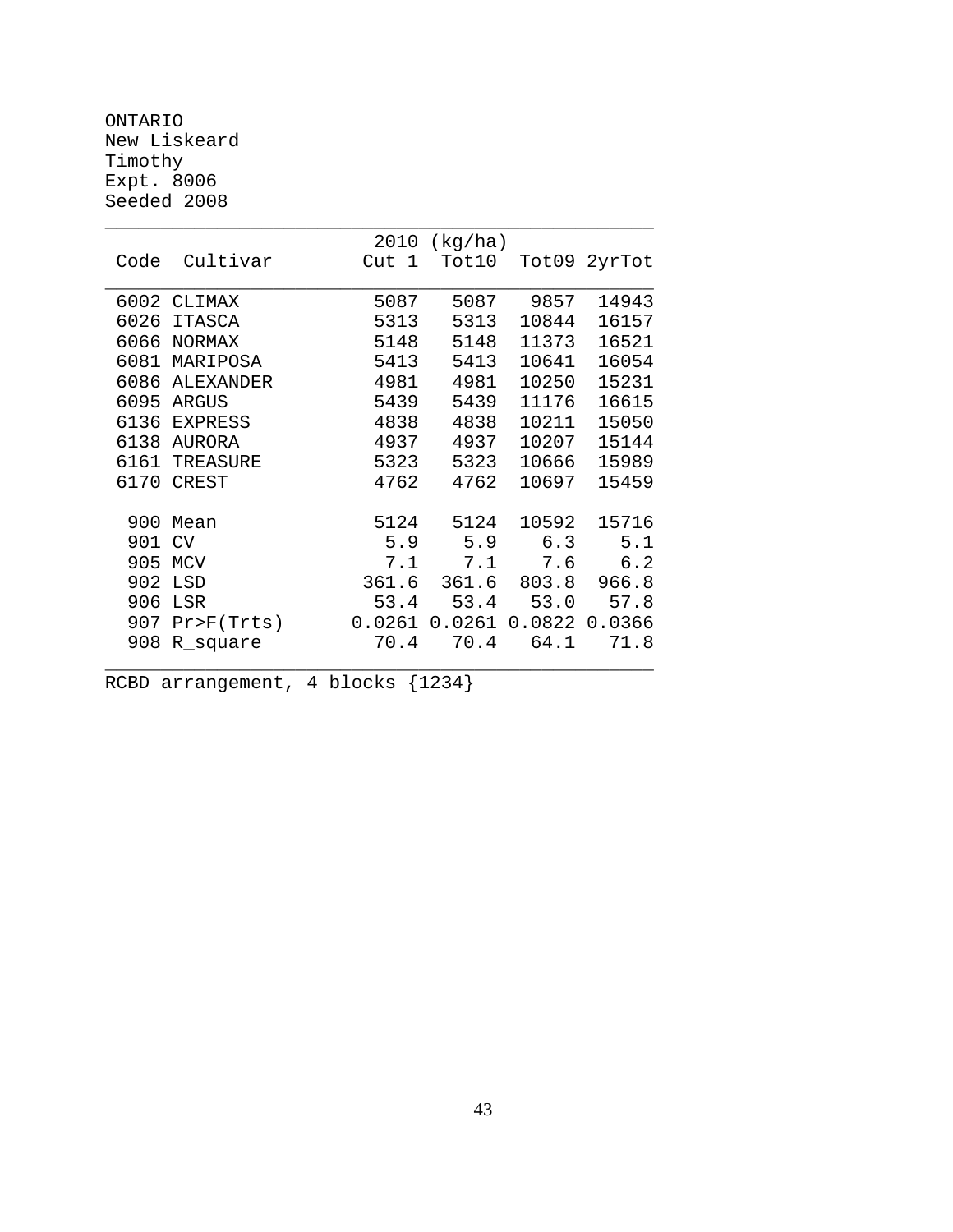ONTARIO
New Liskeard
Timothy
Expt. 8006
Seeded 2008

| Code | Cultivar | 2010 (kg/ha) Cut 1 | Tot10 | Tot09 | 2yrTot |
|---|---|---|---|---|---|
| 6002 | CLIMAX | 5087 | 5087 | 9857 | 14943 |
| 6026 | ITASCA | 5313 | 5313 | 10844 | 16157 |
| 6066 | NORMAX | 5148 | 5148 | 11373 | 16521 |
| 6081 | MARIPOSA | 5413 | 5413 | 10641 | 16054 |
| 6086 | ALEXANDER | 4981 | 4981 | 10250 | 15231 |
| 6095 | ARGUS | 5439 | 5439 | 11176 | 16615 |
| 6136 | EXPRESS | 4838 | 4838 | 10211 | 15050 |
| 6138 | AURORA | 4937 | 4937 | 10207 | 15144 |
| 6161 | TREASURE | 5323 | 5323 | 10666 | 15989 |
| 6170 | CREST | 4762 | 4762 | 10697 | 15459 |
| 900 | Mean | 5124 | 5124 | 10592 | 15716 |
| 901 | CV | 5.9 | 5.9 | 6.3 | 5.1 |
| 905 | MCV | 7.1 | 7.1 | 7.6 | 6.2 |
| 902 | LSD | 361.6 | 361.6 | 803.8 | 966.8 |
| 906 | LSR | 53.4 | 53.4 | 53.0 | 57.8 |
| 907 | Pr>F(Trts) | 0.0261 | 0.0261 | 0.0822 | 0.0366 |
| 908 | R_square | 70.4 | 70.4 | 64.1 | 71.8 |

RCBD arrangement, 4 blocks {1234}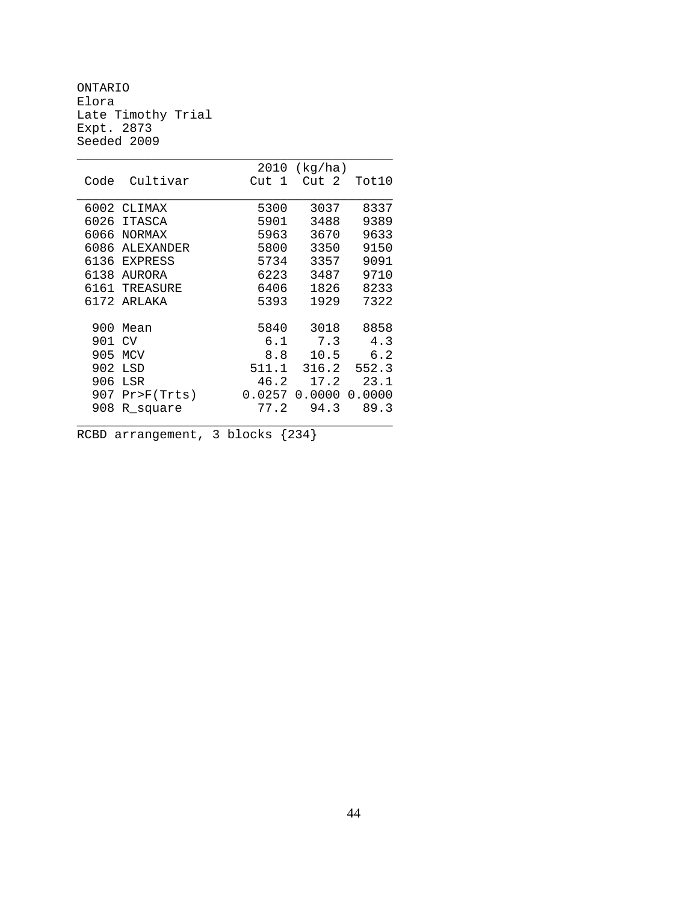ONTARIO
Elora
Late Timothy Trial
Expt. 2873
Seeded 2009

| Code | Cultivar | 2010 (kg/ha) Cut 1 | Cut 2 | Tot10 |
|---|---|---|---|---|
| 6002 | CLIMAX | 5300 | 3037 | 8337 |
| 6026 | ITASCA | 5901 | 3488 | 9389 |
| 6066 | NORMAX | 5963 | 3670 | 9633 |
| 6086 | ALEXANDER | 5800 | 3350 | 9150 |
| 6136 | EXPRESS | 5734 | 3357 | 9091 |
| 6138 | AURORA | 6223 | 3487 | 9710 |
| 6161 | TREASURE | 6406 | 1826 | 8233 |
| 6172 | ARLAKA | 5393 | 1929 | 7322 |
| | | | | |
| 900 | Mean | 5840 | 3018 | 8858 |
| 901 | CV | 6.1 | 7.3 | 4.3 |
| 905 | MCV | 8.8 | 10.5 | 6.2 |
| 902 | LSD | 511.1 | 316.2 | 552.3 |
| 906 | LSR | 46.2 | 17.2 | 23.1 |
| 907 | Pr>F(Trts) | 0.0257 | 0.0000 | 0.0000 |
| 908 | R_square | 77.2 | 94.3 | 89.3 |

RCBD arrangement, 3 blocks {234}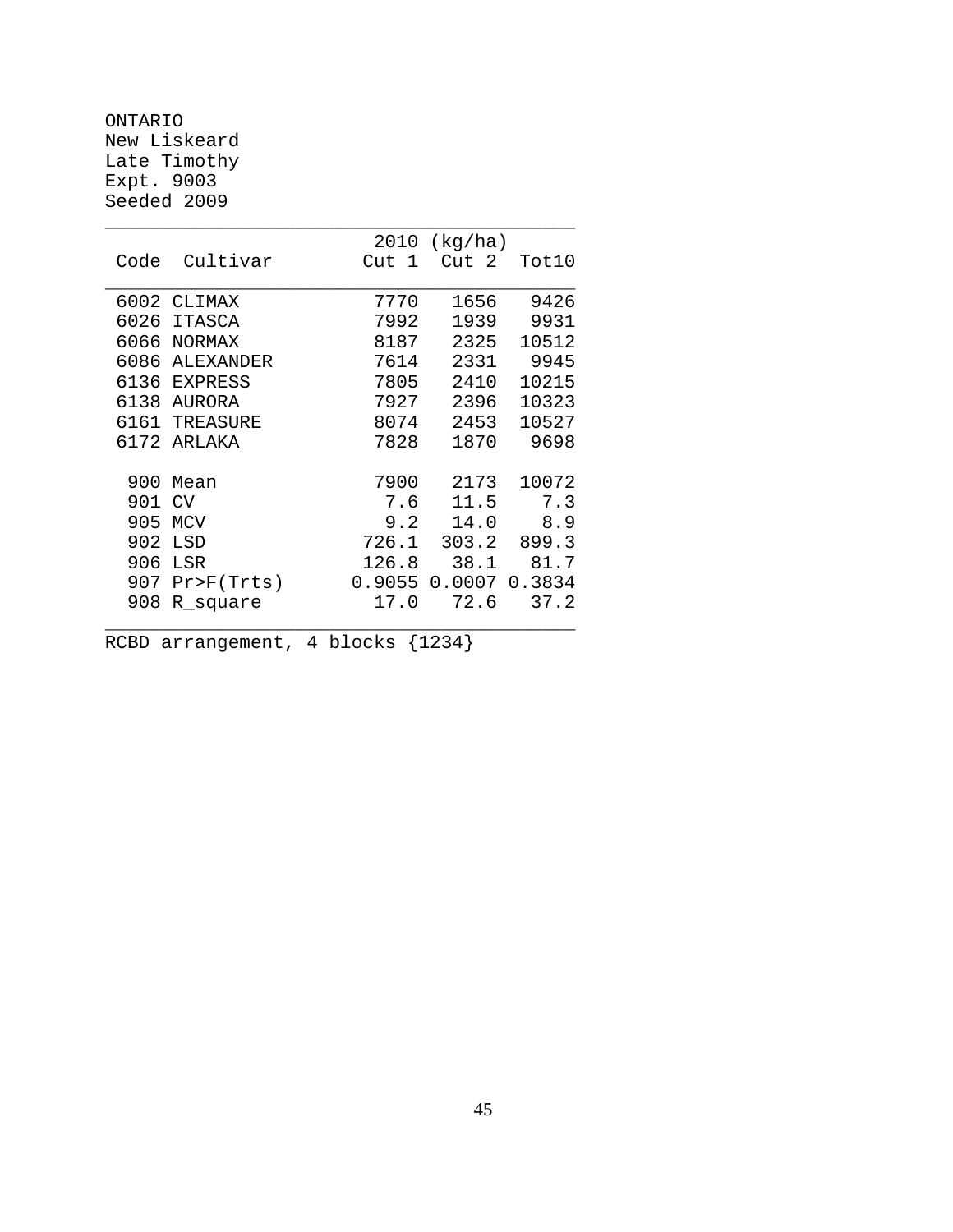ONTARIO
New Liskeard
Late Timothy
Expt. 9003
Seeded 2009

| Code | Cultivar | 2010 (kg/ha) Cut 1 | Cut 2 | Tot10 |
|---|---|---|---|---|
| 6002 | CLIMAX | 7770 | 1656 | 9426 |
| 6026 | ITASCA | 7992 | 1939 | 9931 |
| 6066 | NORMAX | 8187 | 2325 | 10512 |
| 6086 | ALEXANDER | 7614 | 2331 | 9945 |
| 6136 | EXPRESS | 7805 | 2410 | 10215 |
| 6138 | AURORA | 7927 | 2396 | 10323 |
| 6161 | TREASURE | 8074 | 2453 | 10527 |
| 6172 | ARLAKA | 7828 | 1870 | 9698 |
| 900 | Mean | 7900 | 2173 | 10072 |
| 901 | CV | 7.6 | 11.5 | 7.3 |
| 905 | MCV | 9.2 | 14.0 | 8.9 |
| 902 | LSD | 726.1 | 303.2 | 899.3 |
| 906 | LSR | 126.8 | 38.1 | 81.7 |
| 907 | Pr>F(Trts) | 0.9055 | 0.0007 | 0.3834 |
| 908 | R_square | 17.0 | 72.6 | 37.2 |

RCBD arrangement, 4 blocks {1234}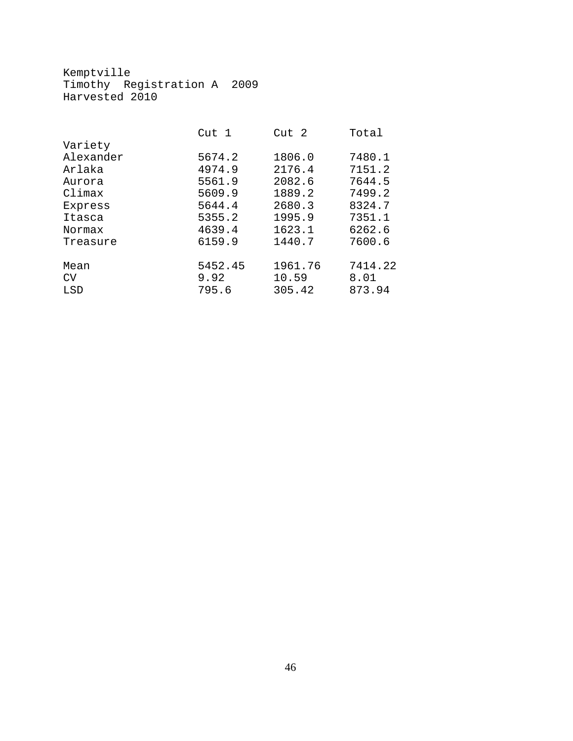Kemptville
Timothy Registration A 2009
Harvested 2010

| Variety | Cut 1 | Cut 2 | Total |
|---|---|---|---|
| Alexander | 5674.2 | 1806.0 | 7480.1 |
| Arlaka | 4974.9 | 2176.4 | 7151.2 |
| Aurora | 5561.9 | 2082.6 | 7644.5 |
| Climax | 5609.9 | 1889.2 | 7499.2 |
| Express | 5644.4 | 2680.3 | 8324.7 |
| Itasca | 5355.2 | 1995.9 | 7351.1 |
| Normax | 4639.4 | 1623.1 | 6262.6 |
| Treasure | 6159.9 | 1440.7 | 7600.6 |
| | | | |
| Mean | 5452.45 | 1961.76 | 7414.22 |
| CV | 9.92 | 10.59 | 8.01 |
| LSD | 795.6 | 305.42 | 873.94 |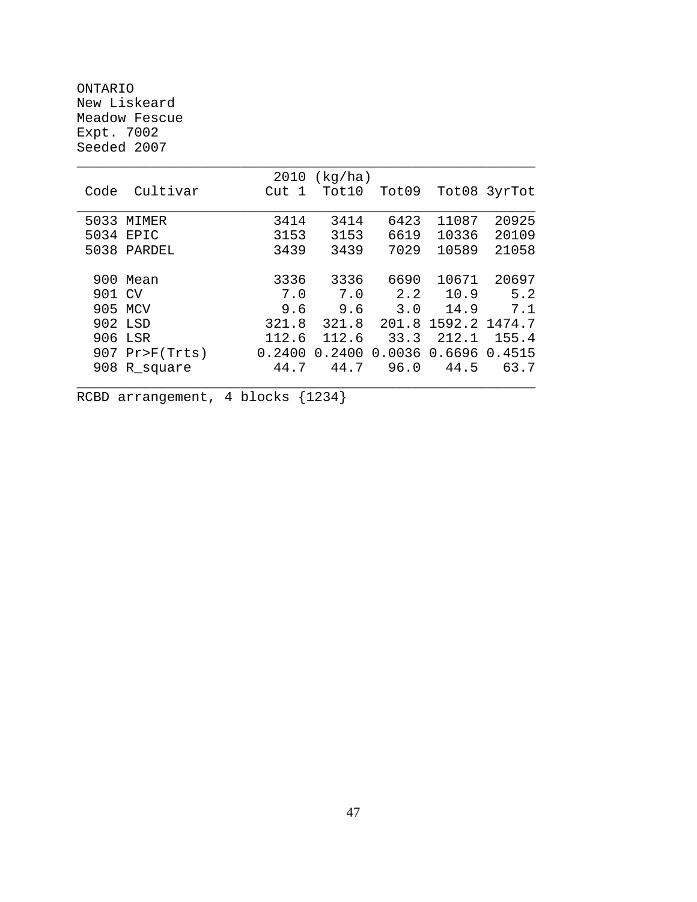ONTARIO
New Liskeard
Meadow Fescue
Expt. 7002
Seeded 2007

| Code | Cultivar | 2010 (kg/ha) Cut 1 | Tot10 | Tot09 | Tot08 | 3yrTot |
|---|---|---|---|---|---|---|
| 5033 | MIMER | 3414 | 3414 | 6423 | 11087 | 20925 |
| 5034 | EPIC | 3153 | 3153 | 6619 | 10336 | 20109 |
| 5038 | PARDEL | 3439 | 3439 | 7029 | 10589 | 21058 |
| 900 | Mean | 3336 | 3336 | 6690 | 10671 | 20697 |
| 901 | CV | 7.0 | 7.0 | 2.2 | 10.9 | 5.2 |
| 905 | MCV | 9.6 | 9.6 | 3.0 | 14.9 | 7.1 |
| 902 | LSD | 321.8 | 321.8 | 201.8 | 1592.2 | 1474.7 |
| 906 | LSR | 112.6 | 112.6 | 33.3 | 212.1 | 155.4 |
| 907 | Pr>F(Trts) | 0.2400 | 0.2400 | 0.0036 | 0.6696 | 0.4515 |
| 908 | R_square | 44.7 | 44.7 | 96.0 | 44.5 | 63.7 |

RCBD arrangement, 4 blocks {1234}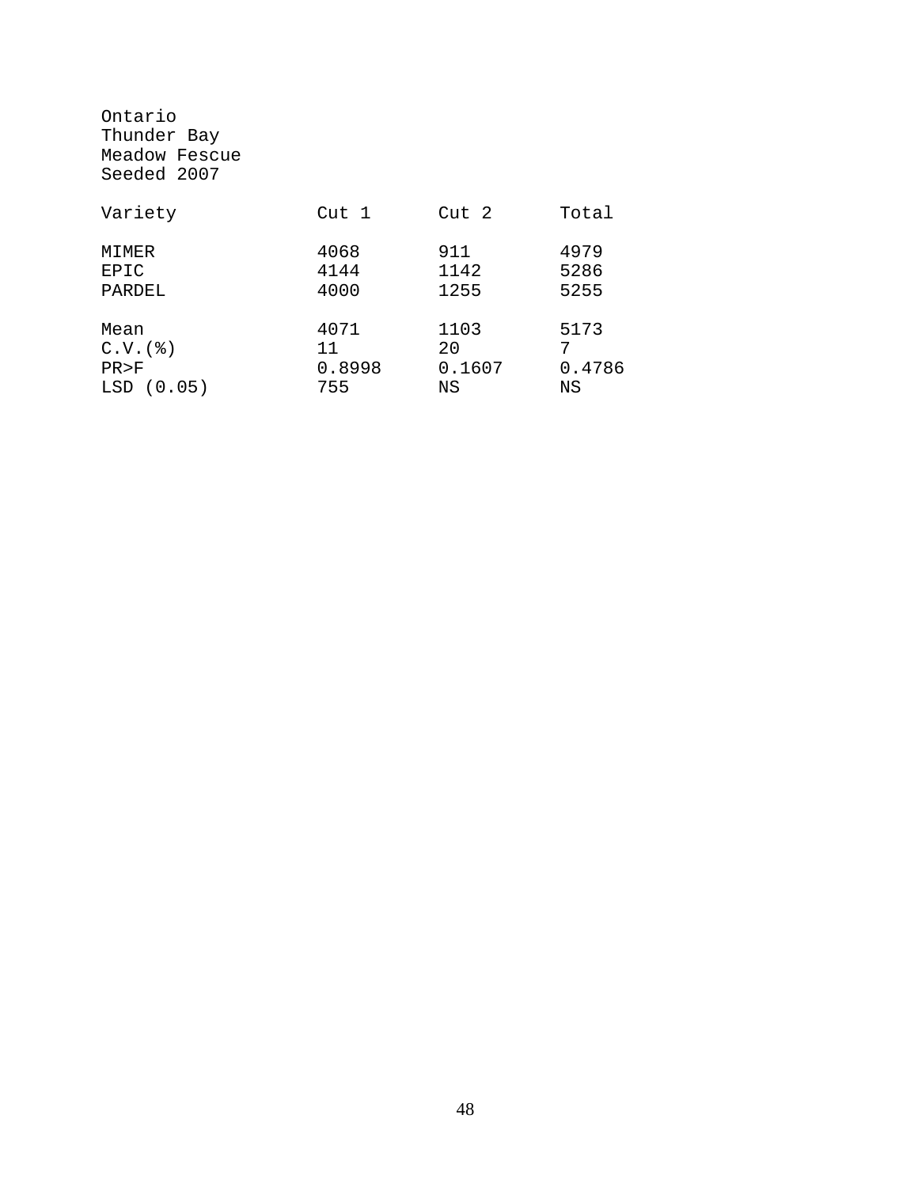Ontario
Thunder Bay
Meadow Fescue
Seeded 2007

| Variety | Cut 1 | Cut 2 | Total |
|---|---|---|---|
| MIMER | 4068 | 911 | 4979 |
| EPIC | 4144 | 1142 | 5286 |
| PARDEL | 4000 | 1255 | 5255 |
| | | | |
| Mean | 4071 | 1103 | 5173 |
| C.V.(%) | 11 | 20 | 7 |
| PR>F | 0.8998 | 0.1607 | 0.4786 |
| LSD (0.05) | 755 | NS | NS |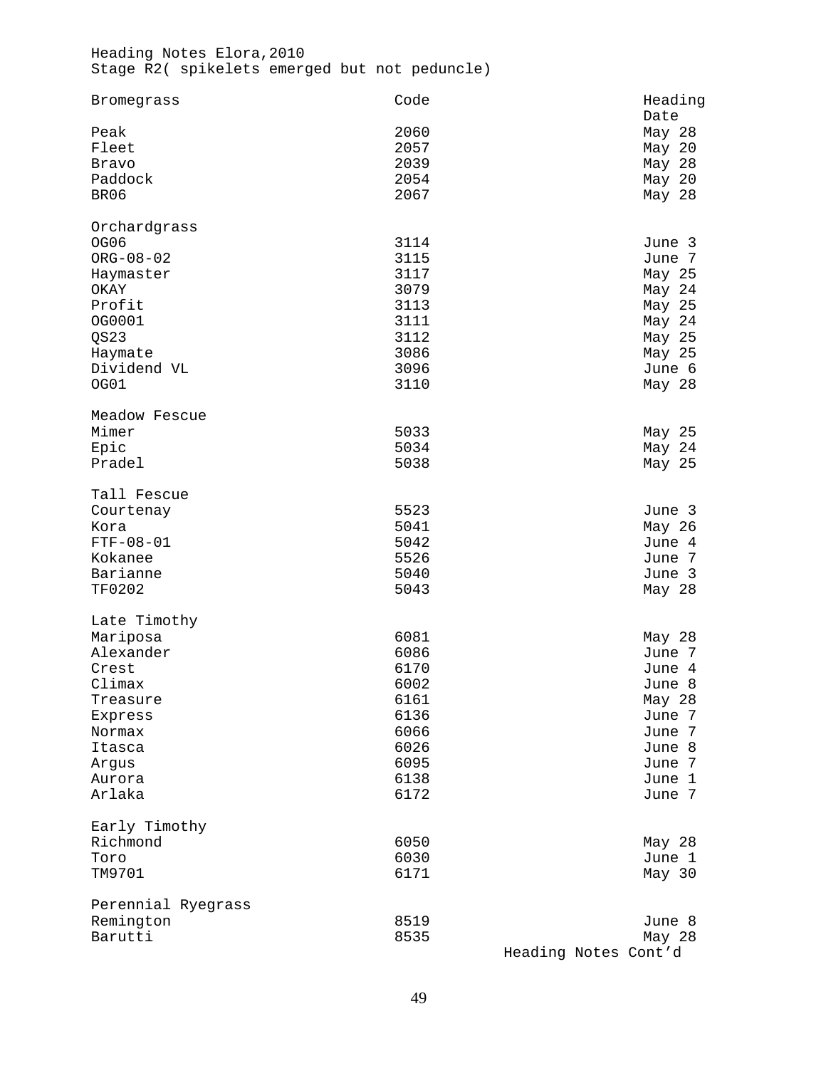Heading Notes Elora,2010

Stage R2( spikelets emerged but not peduncle)

| Bromegrass | Code | Heading Date |
|---|---|---|
| Peak | 2060 | May 28 |
| Fleet | 2057 | May 20 |
| Bravo | 2039 | May 28 |
| Paddock | 2054 | May 20 |
| BR06 | 2067 | May 28 |
| **Orchardgrass** | | |
| OG06 | 3114 | June 3 |
| ORG-08-02 | 3115 | June 7 |
| Haymaster | 3117 | May 25 |
| OKAY | 3079 | May 24 |
| Profit | 3113 | May 25 |
| OG0001 | 3111 | May 24 |
| QS23 | 3112 | May 25 |
| Haymate | 3086 | May 25 |
| Dividend VL | 3096 | June 6 |
| OG01 | 3110 | May 28 |
| **Meadow Fescue** | | |
| Mimer | 5033 | May 25 |
| Epic | 5034 | May 24 |
| Pradel | 5038 | May 25 |
| **Tall Fescue** | | |
| Courtenay | 5523 | June 3 |
| Kora | 5041 | May 26 |
| FTF-08-01 | 5042 | June 4 |
| Kokanee | 5526 | June 7 |
| Barianne | 5040 | June 3 |
| TF0202 | 5043 | May 28 |
| **Late Timothy** | | |
| Mariposa | 6081 | May 28 |
| Alexander | 6086 | June 7 |
| Crest | 6170 | June 4 |
| Climax | 6002 | June 8 |
| Treasure | 6161 | May 28 |
| Express | 6136 | June 7 |
| Normax | 6066 | June 7 |
| Itasca | 6026 | June 8 |
| Argus | 6095 | June 7 |
| Aurora | 6138 | June 1 |
| Arlaka | 6172 | June 7 |
| **Early Timothy** | | |
| Richmond | 6050 | May 28 |
| Toro | 6030 | June 1 |
| TM9701 | 6171 | May 30 |
| **Perennial Ryegrass** | | |
| Remington | 8519 | June 8 |
| Barutti | 8535 | May 28 |

Heading Notes Cont'd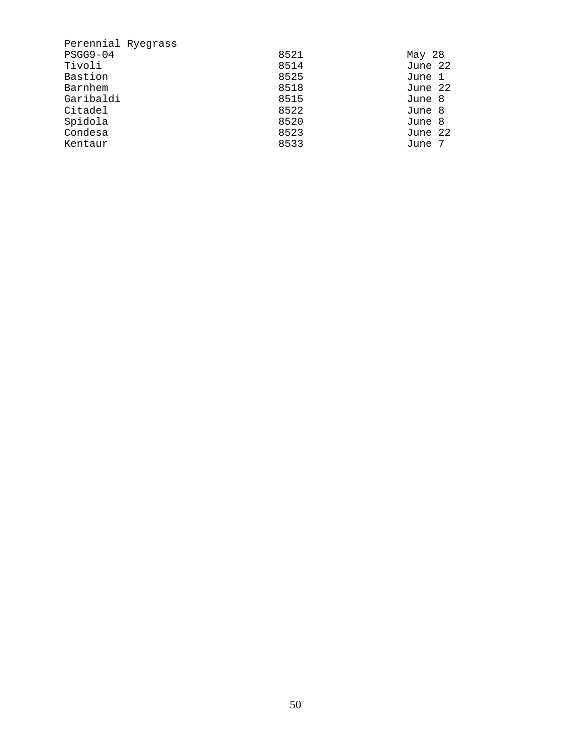| Perennial Ryegrass | | |
|---|---|---|
| PSGG9-04 | 8521 | May 28 |
| Tivoli | 8514 | June 22 |
| Bastion | 8525 | June 1 |
| Barnhem | 8518 | June 22 |
| Garibaldi | 8515 | June 8 |
| Citadel | 8522 | June 8 |
| Spidola | 8520 | June 8 |
| Condesa | 8523 | June 22 |
| Kentaur | 8533 | June 7 |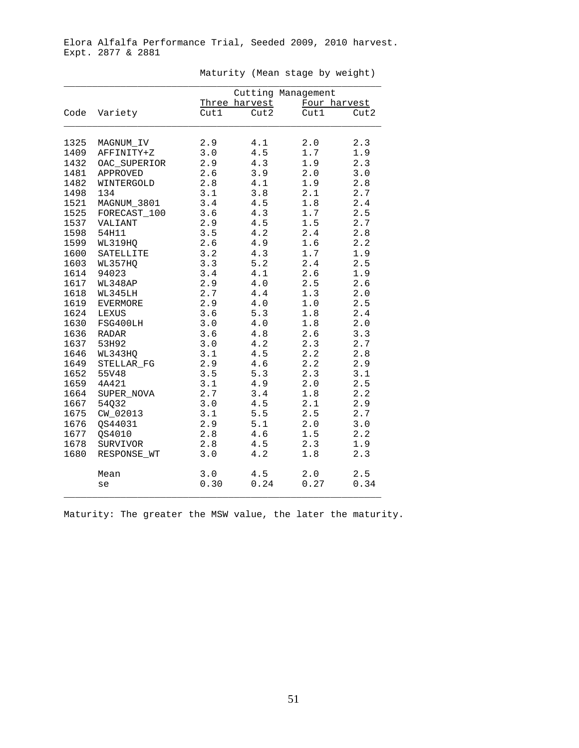Elora Alfalfa Performance Trial, Seeded 2009, 2010 harvest.
Expt. 2877 & 2881

Maturity (Mean stage by weight)

| | | Cutting Management | | | |
|---|---|---|---|---|---|
| | | Three harvest | | Four harvest | |
| Code | Variety | Cut1 | Cut2 | Cut1 | Cut2 |
| 1325 | MAGNUM_IV | 2.9 | 4.1 | 2.0 | 2.3 |
| 1409 | AFFINITY+Z | 3.0 | 4.5 | 1.7 | 1.9 |
| 1432 | OAC_SUPERIOR | 2.9 | 4.3 | 1.9 | 2.3 |
| 1481 | APPROVED | 2.6 | 3.9 | 2.0 | 3.0 |
| 1482 | WINTERGOLD | 2.8 | 4.1 | 1.9 | 2.8 |
| 1498 | 134 | 3.1 | 3.8 | 2.1 | 2.7 |
| 1521 | MAGNUM_3801 | 3.4 | 4.5 | 1.8 | 2.4 |
| 1525 | FORECAST_100 | 3.6 | 4.3 | 1.7 | 2.5 |
| 1537 | VALIANT | 2.9 | 4.5 | 1.5 | 2.7 |
| 1598 | 54H11 | 3.5 | 4.2 | 2.4 | 2.8 |
| 1599 | WL319HQ | 2.6 | 4.9 | 1.6 | 2.2 |
| 1600 | SATELLITE | 3.2 | 4.3 | 1.7 | 1.9 |
| 1603 | WL357HQ | 3.3 | 5.2 | 2.4 | 2.5 |
| 1614 | 94023 | 3.4 | 4.1 | 2.6 | 1.9 |
| 1617 | WL348AP | 2.9 | 4.0 | 2.5 | 2.6 |
| 1618 | WL345LH | 2.7 | 4.4 | 1.3 | 2.0 |
| 1619 | EVERMORE | 2.9 | 4.0 | 1.0 | 2.5 |
| 1624 | LEXUS | 3.6 | 5.3 | 1.8 | 2.4 |
| 1630 | FSG400LH | 3.0 | 4.0 | 1.8 | 2.0 |
| 1636 | RADAR | 3.6 | 4.8 | 2.6 | 3.3 |
| 1637 | 53H92 | 3.0 | 4.2 | 2.3 | 2.7 |
| 1646 | WL343HQ | 3.1 | 4.5 | 2.2 | 2.8 |
| 1649 | STELLAR_FG | 2.9 | 4.6 | 2.2 | 2.9 |
| 1652 | 55V48 | 3.5 | 5.3 | 2.3 | 3.1 |
| 1659 | 4A421 | 3.1 | 4.9 | 2.0 | 2.5 |
| 1664 | SUPER_NOVA | 2.7 | 3.4 | 1.8 | 2.2 |
| 1667 | 54Q32 | 3.0 | 4.5 | 2.1 | 2.9 |
| 1675 | CW_02013 | 3.1 | 5.5 | 2.5 | 2.7 |
| 1676 | QS44031 | 2.9 | 5.1 | 2.0 | 3.0 |
| 1677 | QS4010 | 2.8 | 4.6 | 1.5 | 2.2 |
| 1678 | SURVIVOR | 2.8 | 4.5 | 2.3 | 1.9 |
| 1680 | RESPONSE_WT | 3.0 | 4.2 | 1.8 | 2.3 |
| | Mean | 3.0 | 4.5 | 2.0 | 2.5 |
| | se | 0.30 | 0.24 | 0.27 | 0.34 |

Maturity: The greater the MSW value, the later the maturity.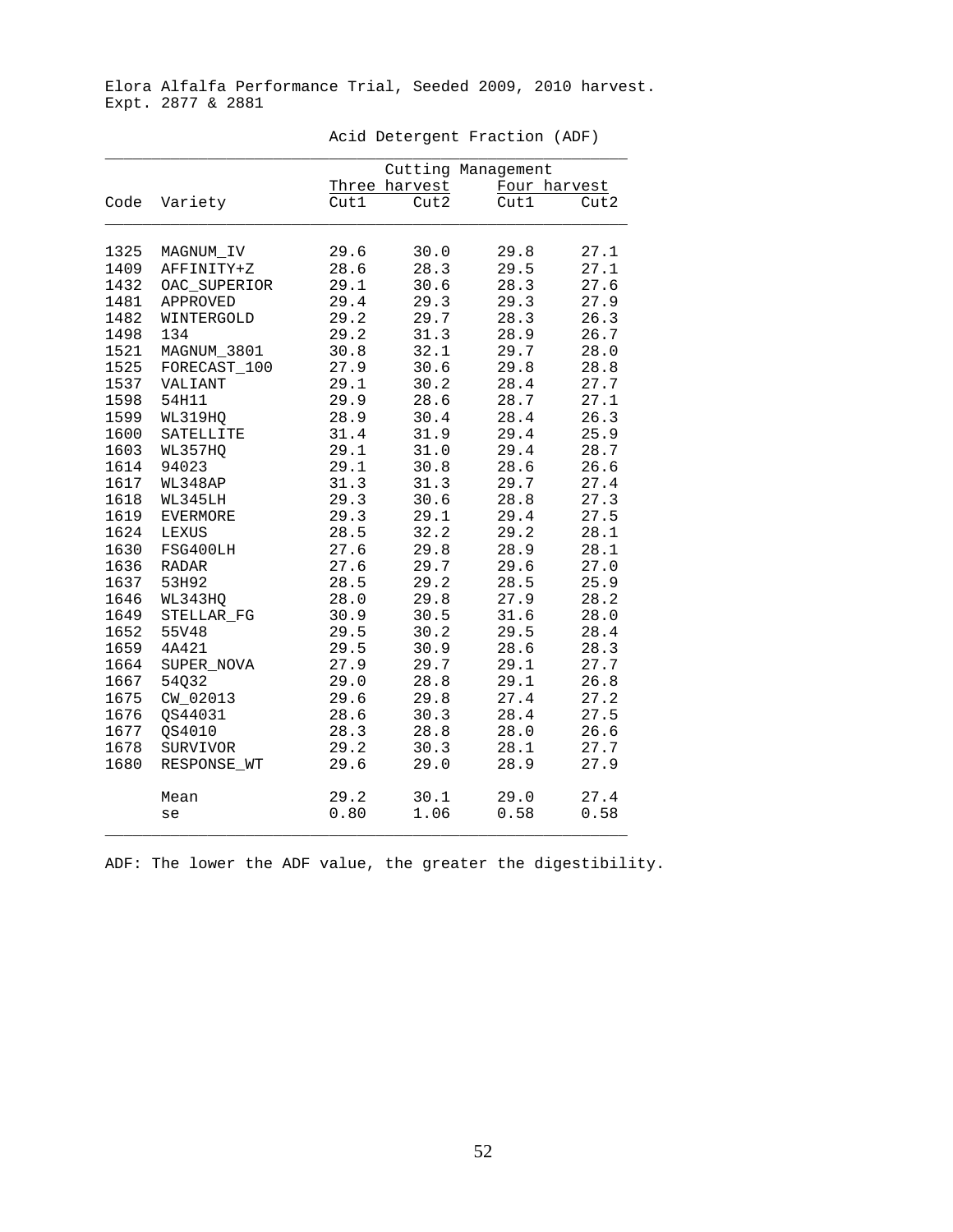Elora Alfalfa Performance Trial, Seeded 2009, 2010 harvest.
Expt. 2877 & 2881

Acid Detergent Fraction (ADF)

| | | Cutting Management | | | |
|---|---|---|---|---|---|
| | | Three harvest | | Four harvest | |
| Code | Variety | Cut1 | Cut2 | Cut1 | Cut2 |
| 1325 | MAGNUM_IV | 29.6 | 30.0 | 29.8 | 27.1 |
| 1409 | AFFINITY+Z | 28.6 | 28.3 | 29.5 | 27.1 |
| 1432 | OAC_SUPERIOR | 29.1 | 30.6 | 28.3 | 27.6 |
| 1481 | APPROVED | 29.4 | 29.3 | 29.3 | 27.9 |
| 1482 | WINTERGOLD | 29.2 | 29.7 | 28.3 | 26.3 |
| 1498 | 134 | 29.2 | 31.3 | 28.9 | 26.7 |
| 1521 | MAGNUM_3801 | 30.8 | 32.1 | 29.7 | 28.0 |
| 1525 | FORECAST_100 | 27.9 | 30.6 | 29.8 | 28.8 |
| 1537 | VALIANT | 29.1 | 30.2 | 28.4 | 27.7 |
| 1598 | 54H11 | 29.9 | 28.6 | 28.7 | 27.1 |
| 1599 | WL319HQ | 28.9 | 30.4 | 28.4 | 26.3 |
| 1600 | SATELLITE | 31.4 | 31.9 | 29.4 | 25.9 |
| 1603 | WL357HQ | 29.1 | 31.0 | 29.4 | 28.7 |
| 1614 | 94023 | 29.1 | 30.8 | 28.6 | 26.6 |
| 1617 | WL348AP | 31.3 | 31.3 | 29.7 | 27.4 |
| 1618 | WL345LH | 29.3 | 30.6 | 28.8 | 27.3 |
| 1619 | EVERMORE | 29.3 | 29.1 | 29.4 | 27.5 |
| 1624 | LEXUS | 28.5 | 32.2 | 29.2 | 28.1 |
| 1630 | FSG400LH | 27.6 | 29.8 | 28.9 | 28.1 |
| 1636 | RADAR | 27.6 | 29.7 | 29.6 | 27.0 |
| 1637 | 53H92 | 28.5 | 29.2 | 28.5 | 25.9 |
| 1646 | WL343HQ | 28.0 | 29.8 | 27.9 | 28.2 |
| 1649 | STELLAR_FG | 30.9 | 30.5 | 31.6 | 28.0 |
| 1652 | 55V48 | 29.5 | 30.2 | 29.5 | 28.4 |
| 1659 | 4A421 | 29.5 | 30.9 | 28.6 | 28.3 |
| 1664 | SUPER_NOVA | 27.9 | 29.7 | 29.1 | 27.7 |
| 1667 | 54Q32 | 29.0 | 28.8 | 29.1 | 26.8 |
| 1675 | CW_02013 | 29.6 | 29.8 | 27.4 | 27.2 |
| 1676 | QS44031 | 28.6 | 30.3 | 28.4 | 27.5 |
| 1677 | QS4010 | 28.3 | 28.8 | 28.0 | 26.6 |
| 1678 | SURVIVOR | 29.2 | 30.3 | 28.1 | 27.7 |
| 1680 | RESPONSE_WT | 29.6 | 29.0 | 28.9 | 27.9 |
| | Mean | 29.2 | 30.1 | 29.0 | 27.4 |
| | se | 0.80 | 1.06 | 0.58 | 0.58 |

ADF: The lower the ADF value, the greater the digestibility.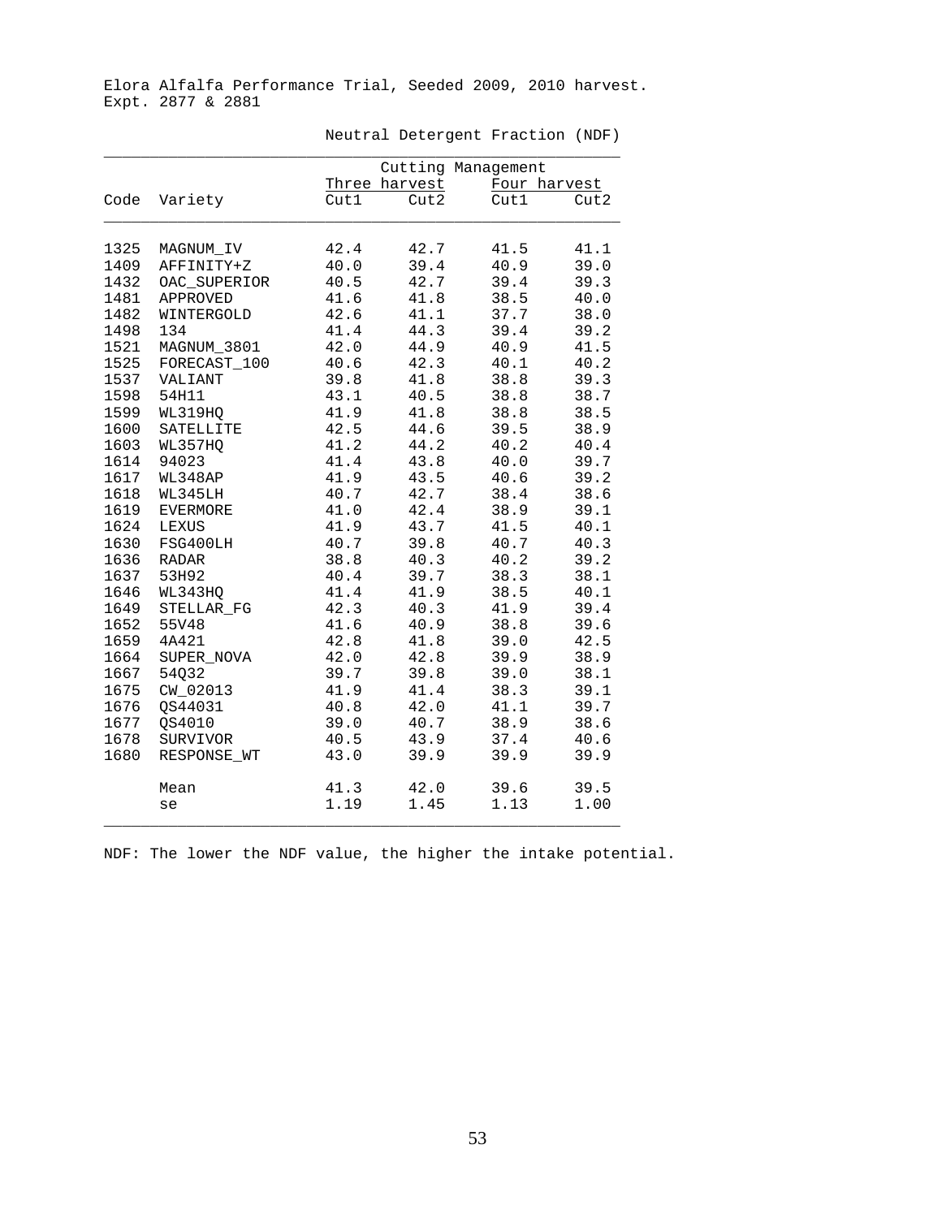Elora Alfalfa Performance Trial, Seeded 2009, 2010 harvest.
Expt. 2877 & 2881

Neutral Detergent Fraction (NDF)

| | | Cutting Management | | | |
|---|---|---|---|---|---|
| | | Three harvest | | Four harvest | |
| Code | Variety | Cut1 | Cut2 | Cut1 | Cut2 |
| 1325 | MAGNUM_IV | 42.4 | 42.7 | 41.5 | 41.1 |
| 1409 | AFFINITY+Z | 40.0 | 39.4 | 40.9 | 39.0 |
| 1432 | OAC_SUPERIOR | 40.5 | 42.7 | 39.4 | 39.3 |
| 1481 | APPROVED | 41.6 | 41.8 | 38.5 | 40.0 |
| 1482 | WINTERGOLD | 42.6 | 41.1 | 37.7 | 38.0 |
| 1498 | 134 | 41.4 | 44.3 | 39.4 | 39.2 |
| 1521 | MAGNUM_3801 | 42.0 | 44.9 | 40.9 | 41.5 |
| 1525 | FORECAST_100 | 40.6 | 42.3 | 40.1 | 40.2 |
| 1537 | VALIANT | 39.8 | 41.8 | 38.8 | 39.3 |
| 1598 | 54H11 | 43.1 | 40.5 | 38.8 | 38.7 |
| 1599 | WL319HQ | 41.9 | 41.8 | 38.8 | 38.5 |
| 1600 | SATELLITE | 42.5 | 44.6 | 39.5 | 38.9 |
| 1603 | WL357HQ | 41.2 | 44.2 | 40.2 | 40.4 |
| 1614 | 94023 | 41.4 | 43.8 | 40.0 | 39.7 |
| 1617 | WL348AP | 41.9 | 43.5 | 40.6 | 39.2 |
| 1618 | WL345LH | 40.7 | 42.7 | 38.4 | 38.6 |
| 1619 | EVERMORE | 41.0 | 42.4 | 38.9 | 39.1 |
| 1624 | LEXUS | 41.9 | 43.7 | 41.5 | 40.1 |
| 1630 | FSG400LH | 40.7 | 39.8 | 40.7 | 40.3 |
| 1636 | RADAR | 38.8 | 40.3 | 40.2 | 39.2 |
| 1637 | 53H92 | 40.4 | 39.7 | 38.3 | 38.1 |
| 1646 | WL343HQ | 41.4 | 41.9 | 38.5 | 40.1 |
| 1649 | STELLAR_FG | 42.3 | 40.3 | 41.9 | 39.4 |
| 1652 | 55V48 | 41.6 | 40.9 | 38.8 | 39.6 |
| 1659 | 4A421 | 42.8 | 41.8 | 39.0 | 42.5 |
| 1664 | SUPER_NOVA | 42.0 | 42.8 | 39.9 | 38.9 |
| 1667 | 54Q32 | 39.7 | 39.8 | 39.0 | 38.1 |
| 1675 | CW_02013 | 41.9 | 41.4 | 38.3 | 39.1 |
| 1676 | QS44031 | 40.8 | 42.0 | 41.1 | 39.7 |
| 1677 | QS4010 | 39.0 | 40.7 | 38.9 | 38.6 |
| 1678 | SURVIVOR | 40.5 | 43.9 | 37.4 | 40.6 |
| 1680 | RESPONSE_WT | 43.0 | 39.9 | 39.9 | 39.9 |
| | Mean | 41.3 | 42.0 | 39.6 | 39.5 |
| | se | 1.19 | 1.45 | 1.13 | 1.00 |

NDF: The lower the NDF value, the higher the intake potential.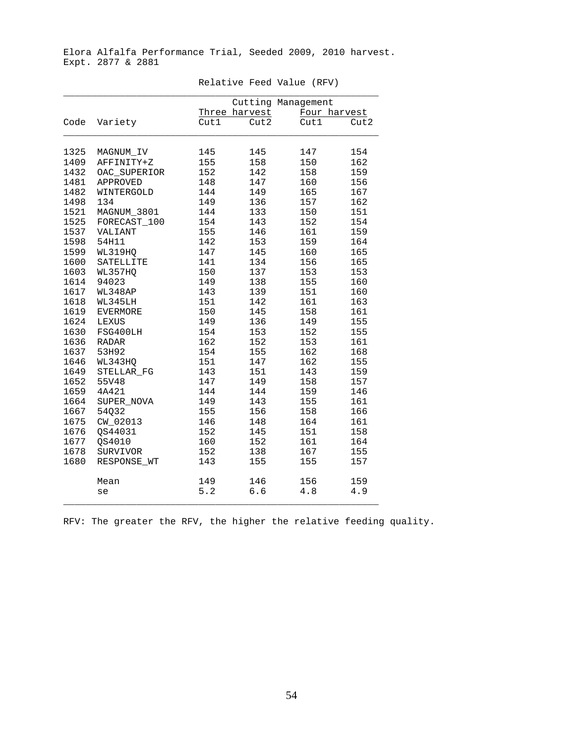Elora Alfalfa Performance Trial, Seeded 2009, 2010 harvest.
Expt. 2877 & 2881

Relative Feed Value (RFV)

| | | Cutting Management | | | |
|---|---|---|---|---|---|
| | | Three harvest | | Four harvest | |
| Code | Variety | Cut1 | Cut2 | Cut1 | Cut2 |
| 1325 | MAGNUM_IV | 145 | 145 | 147 | 154 |
| 1409 | AFFINITY+Z | 155 | 158 | 150 | 162 |
| 1432 | OAC_SUPERIOR | 152 | 142 | 158 | 159 |
| 1481 | APPROVED | 148 | 147 | 160 | 156 |
| 1482 | WINTERGOLD | 144 | 149 | 165 | 167 |
| 1498 | 134 | 149 | 136 | 157 | 162 |
| 1521 | MAGNUM_3801 | 144 | 133 | 150 | 151 |
| 1525 | FORECAST_100 | 154 | 143 | 152 | 154 |
| 1537 | VALIANT | 155 | 146 | 161 | 159 |
| 1598 | 54H11 | 142 | 153 | 159 | 164 |
| 1599 | WL319HQ | 147 | 145 | 160 | 165 |
| 1600 | SATELLITE | 141 | 134 | 156 | 165 |
| 1603 | WL357HQ | 150 | 137 | 153 | 153 |
| 1614 | 94023 | 149 | 138 | 155 | 160 |
| 1617 | WL348AP | 143 | 139 | 151 | 160 |
| 1618 | WL345LH | 151 | 142 | 161 | 163 |
| 1619 | EVERMORE | 150 | 145 | 158 | 161 |
| 1624 | LEXUS | 149 | 136 | 149 | 155 |
| 1630 | FSG400LH | 154 | 153 | 152 | 155 |
| 1636 | RADAR | 162 | 152 | 153 | 161 |
| 1637 | 53H92 | 154 | 155 | 162 | 168 |
| 1646 | WL343HQ | 151 | 147 | 162 | 155 |
| 1649 | STELLAR_FG | 143 | 151 | 143 | 159 |
| 1652 | 55V48 | 147 | 149 | 158 | 157 |
| 1659 | 4A421 | 144 | 144 | 159 | 146 |
| 1664 | SUPER_NOVA | 149 | 143 | 155 | 161 |
| 1667 | 54Q32 | 155 | 156 | 158 | 166 |
| 1675 | CW_02013 | 146 | 148 | 164 | 161 |
| 1676 | QS44031 | 152 | 145 | 151 | 158 |
| 1677 | QS4010 | 160 | 152 | 161 | 164 |
| 1678 | SURVIVOR | 152 | 138 | 167 | 155 |
| 1680 | RESPONSE_WT | 143 | 155 | 155 | 157 |
| | Mean | 149 | 146 | 156 | 159 |
| | se | 5.2 | 6.6 | 4.8 | 4.9 |

RFV: The greater the RFV, the higher the relative feeding quality.